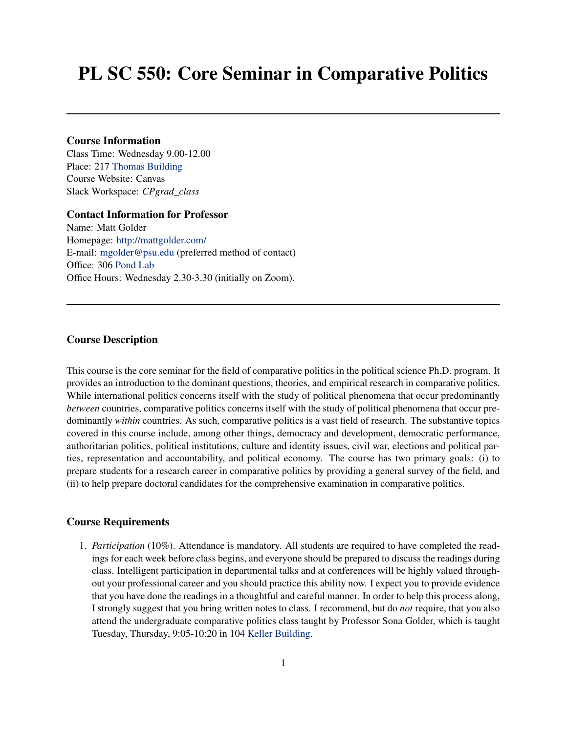# PL SC 550: Core Seminar in Comparative Politics

---

### Course Information

Class Time: Wednesday 9.00-12.00
Place: 217 Thomas Building
Course Website: Canvas
Slack Workspace: *CPgrad_class*

### Contact Information for Professor

Name: Matt Golder
Homepage: http://mattgolder.com/
E-mail: mgolder@psu.edu (preferred method of contact)
Office: 306 Pond Lab
Office Hours: Wednesday 2.30-3.30 (initially on Zoom).

---

### Course Description

This course is the core seminar for the field of comparative politics in the political science Ph.D. program. It provides an introduction to the dominant questions, theories, and empirical research in comparative politics. While international politics concerns itself with the study of political phenomena that occur predominantly *between* countries, comparative politics concerns itself with the study of political phenomena that occur predominantly *within* countries. As such, comparative politics is a vast field of research. The substantive topics covered in this course include, among other things, democracy and development, democratic performance, authoritarian politics, political institutions, culture and identity issues, civil war, elections and political parties, representation and accountability, and political economy. The course has two primary goals: (i) to prepare students for a research career in comparative politics by providing a general survey of the field, and (ii) to help prepare doctoral candidates for the comprehensive examination in comparative politics.

### Course Requirements

1. *Participation* (10%). Attendance is mandatory. All students are required to have completed the readings for each week before class begins, and everyone should be prepared to discuss the readings during class. Intelligent participation in departmental talks and at conferences will be highly valued throughout your professional career and you should practice this ability now. I expect you to provide evidence that you have done the readings in a thoughtful and careful manner. In order to help this process along, I strongly suggest that you bring written notes to class. I recommend, but do *not* require, that you also attend the undergraduate comparative politics class taught by Professor Sona Golder, which is taught Tuesday, Thursday, 9:05-10:20 in 104 Keller Building.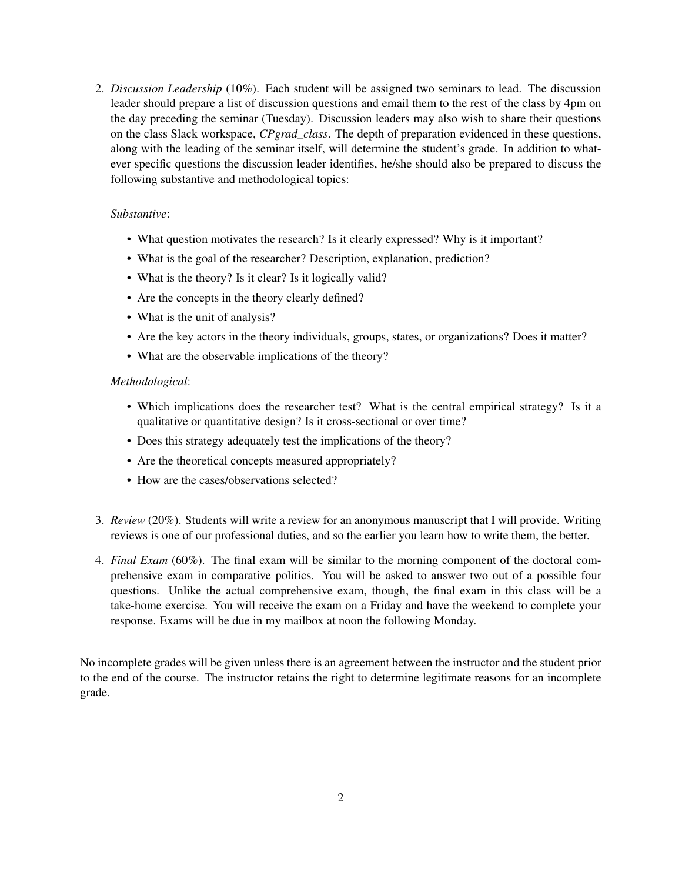2. *Discussion Leadership* (10%). Each student will be assigned two seminars to lead. The discussion leader should prepare a list of discussion questions and email them to the rest of the class by 4pm on the day preceding the seminar (Tuesday). Discussion leaders may also wish to share their questions on the class Slack workspace, *CPgrad_class*. The depth of preparation evidenced in these questions, along with the leading of the seminar itself, will determine the student's grade. In addition to whatever specific questions the discussion leader identifies, he/she should also be prepared to discuss the following substantive and methodological topics:

   *Substantive*:

   - What question motivates the research? Is it clearly expressed? Why is it important?
   - What is the goal of the researcher? Description, explanation, prediction?
   - What is the theory? Is it clear? Is it logically valid?
   - Are the concepts in the theory clearly defined?
   - What is the unit of analysis?
   - Are the key actors in the theory individuals, groups, states, or organizations? Does it matter?
   - What are the observable implications of the theory?

   *Methodological*:

   - Which implications does the researcher test? What is the central empirical strategy? Is it a qualitative or quantitative design? Is it cross-sectional or over time?
   - Does this strategy adequately test the implications of the theory?
   - Are the theoretical concepts measured appropriately?
   - How are the cases/observations selected?

3. *Review* (20%). Students will write a review for an anonymous manuscript that I will provide. Writing reviews is one of our professional duties, and so the earlier you learn how to write them, the better.

4. *Final Exam* (60%). The final exam will be similar to the morning component of the doctoral comprehensive exam in comparative politics. You will be asked to answer two out of a possible four questions. Unlike the actual comprehensive exam, though, the final exam in this class will be a take-home exercise. You will receive the exam on a Friday and have the weekend to complete your response. Exams will be due in my mailbox at noon the following Monday.

No incomplete grades will be given unless there is an agreement between the instructor and the student prior to the end of the course. The instructor retains the right to determine legitimate reasons for an incomplete grade.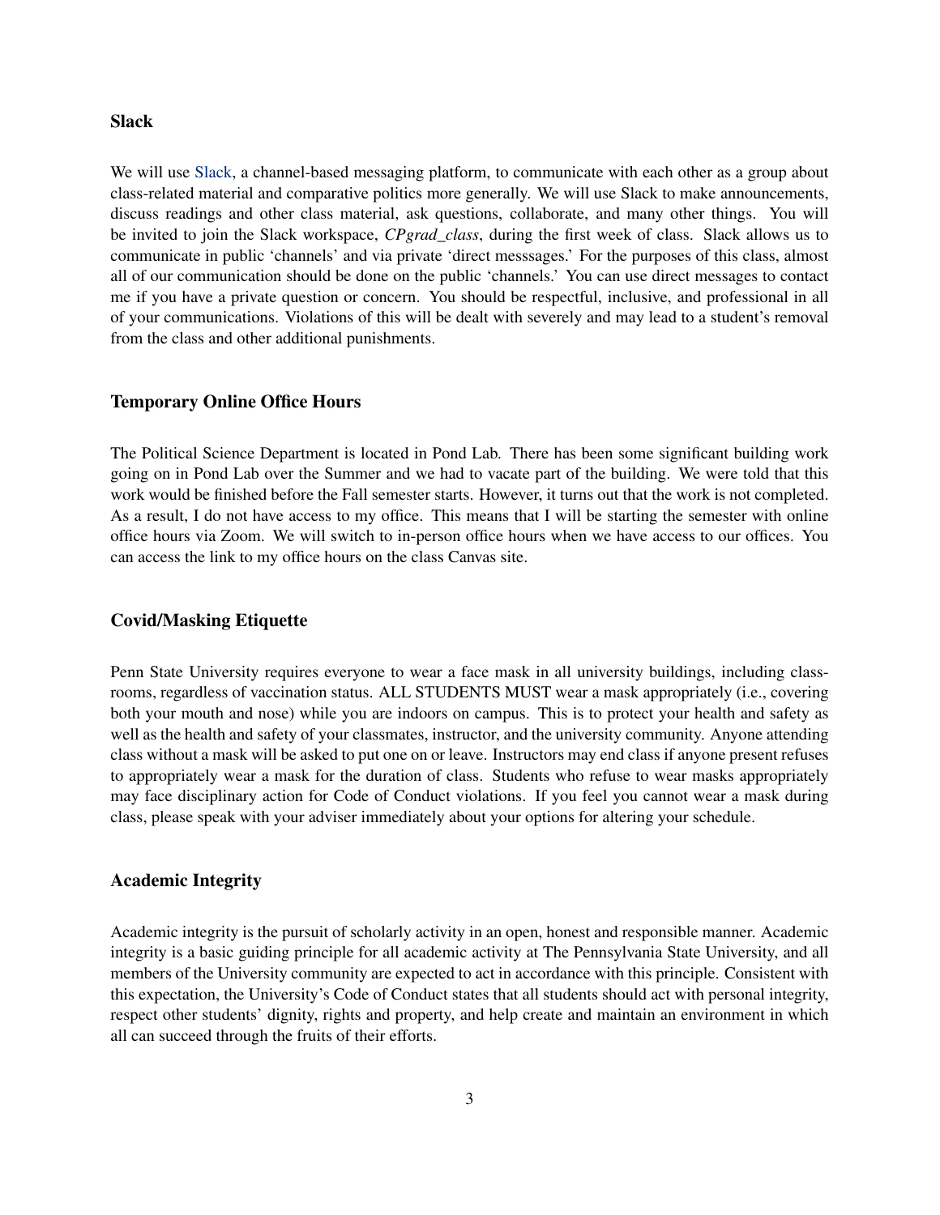### Slack

We will use Slack, a channel-based messaging platform, to communicate with each other as a group about class-related material and comparative politics more generally. We will use Slack to make announcements, discuss readings and other class material, ask questions, collaborate, and many other things. You will be invited to join the Slack workspace, *CPgrad_class*, during the first week of class. Slack allows us to communicate in public 'channels' and via private 'direct messsages.' For the purposes of this class, almost all of our communication should be done on the public 'channels.' You can use direct messages to contact me if you have a private question or concern. You should be respectful, inclusive, and professional in all of your communications. Violations of this will be dealt with severely and may lead to a student's removal from the class and other additional punishments.

### Temporary Online Office Hours

The Political Science Department is located in Pond Lab. There has been some significant building work going on in Pond Lab over the Summer and we had to vacate part of the building. We were told that this work would be finished before the Fall semester starts. However, it turns out that the work is not completed. As a result, I do not have access to my office. This means that I will be starting the semester with online office hours via Zoom. We will switch to in-person office hours when we have access to our offices. You can access the link to my office hours on the class Canvas site.

### Covid/Masking Etiquette

Penn State University requires everyone to wear a face mask in all university buildings, including classrooms, regardless of vaccination status. ALL STUDENTS MUST wear a mask appropriately (i.e., covering both your mouth and nose) while you are indoors on campus. This is to protect your health and safety as well as the health and safety of your classmates, instructor, and the university community. Anyone attending class without a mask will be asked to put one on or leave. Instructors may end class if anyone present refuses to appropriately wear a mask for the duration of class. Students who refuse to wear masks appropriately may face disciplinary action for Code of Conduct violations. If you feel you cannot wear a mask during class, please speak with your adviser immediately about your options for altering your schedule.

### Academic Integrity

Academic integrity is the pursuit of scholarly activity in an open, honest and responsible manner. Academic integrity is a basic guiding principle for all academic activity at The Pennsylvania State University, and all members of the University community are expected to act in accordance with this principle. Consistent with this expectation, the University's Code of Conduct states that all students should act with personal integrity, respect other students' dignity, rights and property, and help create and maintain an environment in which all can succeed through the fruits of their efforts.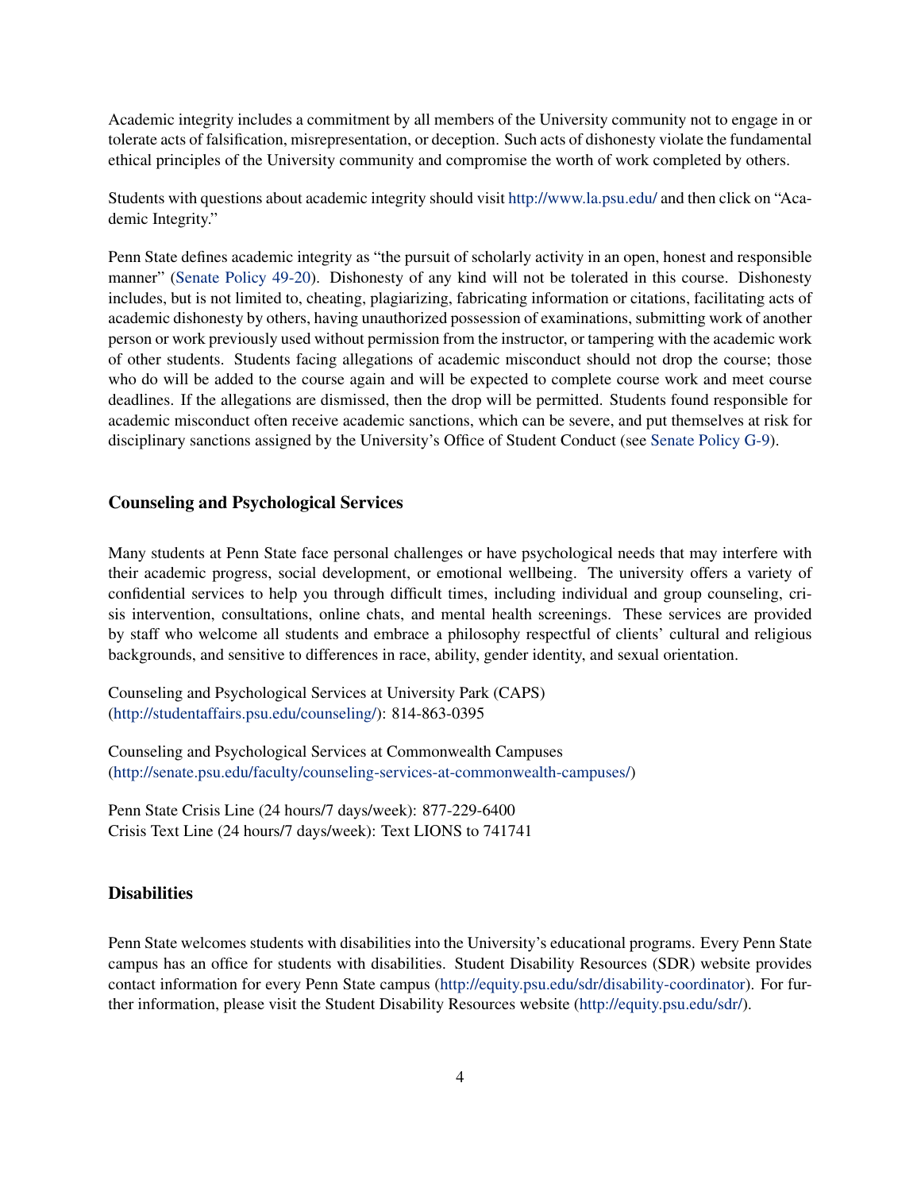Academic integrity includes a commitment by all members of the University community not to engage in or tolerate acts of falsification, misrepresentation, or deception. Such acts of dishonesty violate the fundamental ethical principles of the University community and compromise the worth of work completed by others.

Students with questions about academic integrity should visit http://www.la.psu.edu/ and then click on "Academic Integrity."

Penn State defines academic integrity as "the pursuit of scholarly activity in an open, honest and responsible manner" (Senate Policy 49-20). Dishonesty of any kind will not be tolerated in this course. Dishonesty includes, but is not limited to, cheating, plagiarizing, fabricating information or citations, facilitating acts of academic dishonesty by others, having unauthorized possession of examinations, submitting work of another person or work previously used without permission from the instructor, or tampering with the academic work of other students. Students facing allegations of academic misconduct should not drop the course; those who do will be added to the course again and will be expected to complete course work and meet course deadlines. If the allegations are dismissed, then the drop will be permitted. Students found responsible for academic misconduct often receive academic sanctions, which can be severe, and put themselves at risk for disciplinary sanctions assigned by the University's Office of Student Conduct (see Senate Policy G-9).

### Counseling and Psychological Services

Many students at Penn State face personal challenges or have psychological needs that may interfere with their academic progress, social development, or emotional wellbeing. The university offers a variety of confidential services to help you through difficult times, including individual and group counseling, crisis intervention, consultations, online chats, and mental health screenings. These services are provided by staff who welcome all students and embrace a philosophy respectful of clients' cultural and religious backgrounds, and sensitive to differences in race, ability, gender identity, and sexual orientation.

Counseling and Psychological Services at University Park (CAPS)
(http://studentaffairs.psu.edu/counseling/): 814-863-0395

Counseling and Psychological Services at Commonwealth Campuses
(http://senate.psu.edu/faculty/counseling-services-at-commonwealth-campuses/)

Penn State Crisis Line (24 hours/7 days/week): 877-229-6400
Crisis Text Line (24 hours/7 days/week): Text LIONS to 741741

### Disabilities

Penn State welcomes students with disabilities into the University's educational programs. Every Penn State campus has an office for students with disabilities. Student Disability Resources (SDR) website provides contact information for every Penn State campus (http://equity.psu.edu/sdr/disability-coordinator). For further information, please visit the Student Disability Resources website (http://equity.psu.edu/sdr/).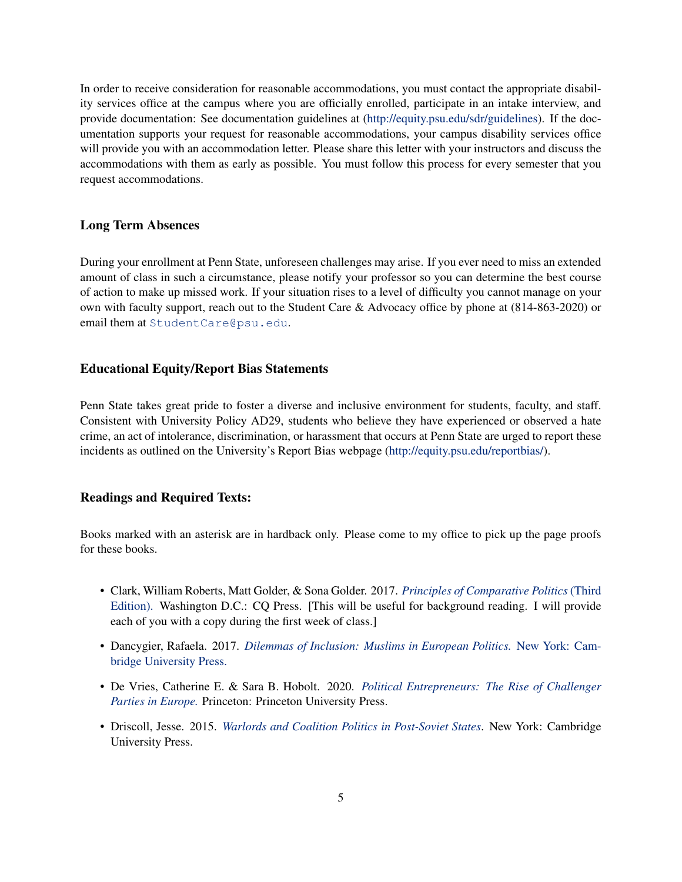In order to receive consideration for reasonable accommodations, you must contact the appropriate disability services office at the campus where you are officially enrolled, participate in an intake interview, and provide documentation: See documentation guidelines at (http://equity.psu.edu/sdr/guidelines). If the documentation supports your request for reasonable accommodations, your campus disability services office will provide you with an accommodation letter. Please share this letter with your instructors and discuss the accommodations with them as early as possible. You must follow this process for every semester that you request accommodations.

### Long Term Absences

During your enrollment at Penn State, unforeseen challenges may arise. If you ever need to miss an extended amount of class in such a circumstance, please notify your professor so you can determine the best course of action to make up missed work. If your situation rises to a level of difficulty you cannot manage on your own with faculty support, reach out to the Student Care & Advocacy office by phone at (814-863-2020) or email them at `StudentCare@psu.edu`.

### Educational Equity/Report Bias Statements

Penn State takes great pride to foster a diverse and inclusive environment for students, faculty, and staff. Consistent with University Policy AD29, students who believe they have experienced or observed a hate crime, an act of intolerance, discrimination, or harassment that occurs at Penn State are urged to report these incidents as outlined on the University's Report Bias webpage (http://equity.psu.edu/reportbias/).

### Readings and Required Texts:

Books marked with an asterisk are in hardback only. Please come to my office to pick up the page proofs for these books.

- Clark, William Roberts, Matt Golder, & Sona Golder. 2017. *Principles of Comparative Politics* (Third Edition). Washington D.C.: CQ Press. [This will be useful for background reading. I will provide each of you with a copy during the first week of class.]
- Dancygier, Rafaela. 2017. *Dilemmas of Inclusion: Muslims in European Politics.* New York: Cambridge University Press.
- De Vries, Catherine E. & Sara B. Hobolt. 2020. *Political Entrepreneurs: The Rise of Challenger Parties in Europe.* Princeton: Princeton University Press.
- Driscoll, Jesse. 2015. *Warlords and Coalition Politics in Post-Soviet States*. New York: Cambridge University Press.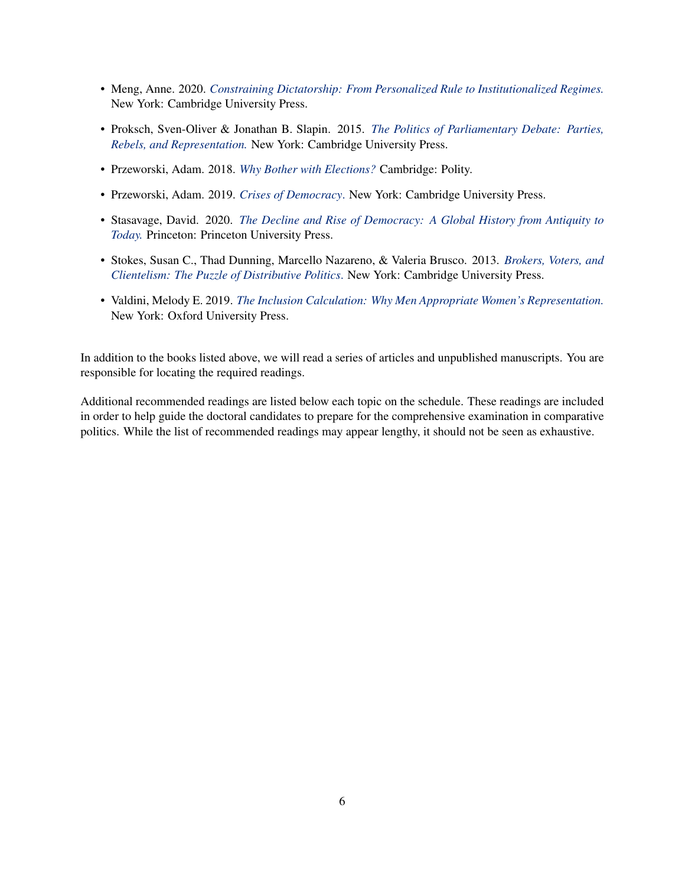- Meng, Anne. 2020. *Constraining Dictatorship: From Personalized Rule to Institutionalized Regimes.* New York: Cambridge University Press.
- Proksch, Sven-Oliver & Jonathan B. Slapin. 2015. *The Politics of Parliamentary Debate: Parties, Rebels, and Representation.* New York: Cambridge University Press.
- Przeworski, Adam. 2018. *Why Bother with Elections?* Cambridge: Polity.
- Przeworski, Adam. 2019. *Crises of Democracy*. New York: Cambridge University Press.
- Stasavage, David. 2020. *The Decline and Rise of Democracy: A Global History from Antiquity to Today.* Princeton: Princeton University Press.
- Stokes, Susan C., Thad Dunning, Marcello Nazareno, & Valeria Brusco. 2013. *Brokers, Voters, and Clientelism: The Puzzle of Distributive Politics*. New York: Cambridge University Press.
- Valdini, Melody E. 2019. *The Inclusion Calculation: Why Men Appropriate Women's Representation.* New York: Oxford University Press.

In addition to the books listed above, we will read a series of articles and unpublished manuscripts. You are responsible for locating the required readings.

Additional recommended readings are listed below each topic on the schedule. These readings are included in order to help guide the doctoral candidates to prepare for the comprehensive examination in comparative politics. While the list of recommended readings may appear lengthy, it should not be seen as exhaustive.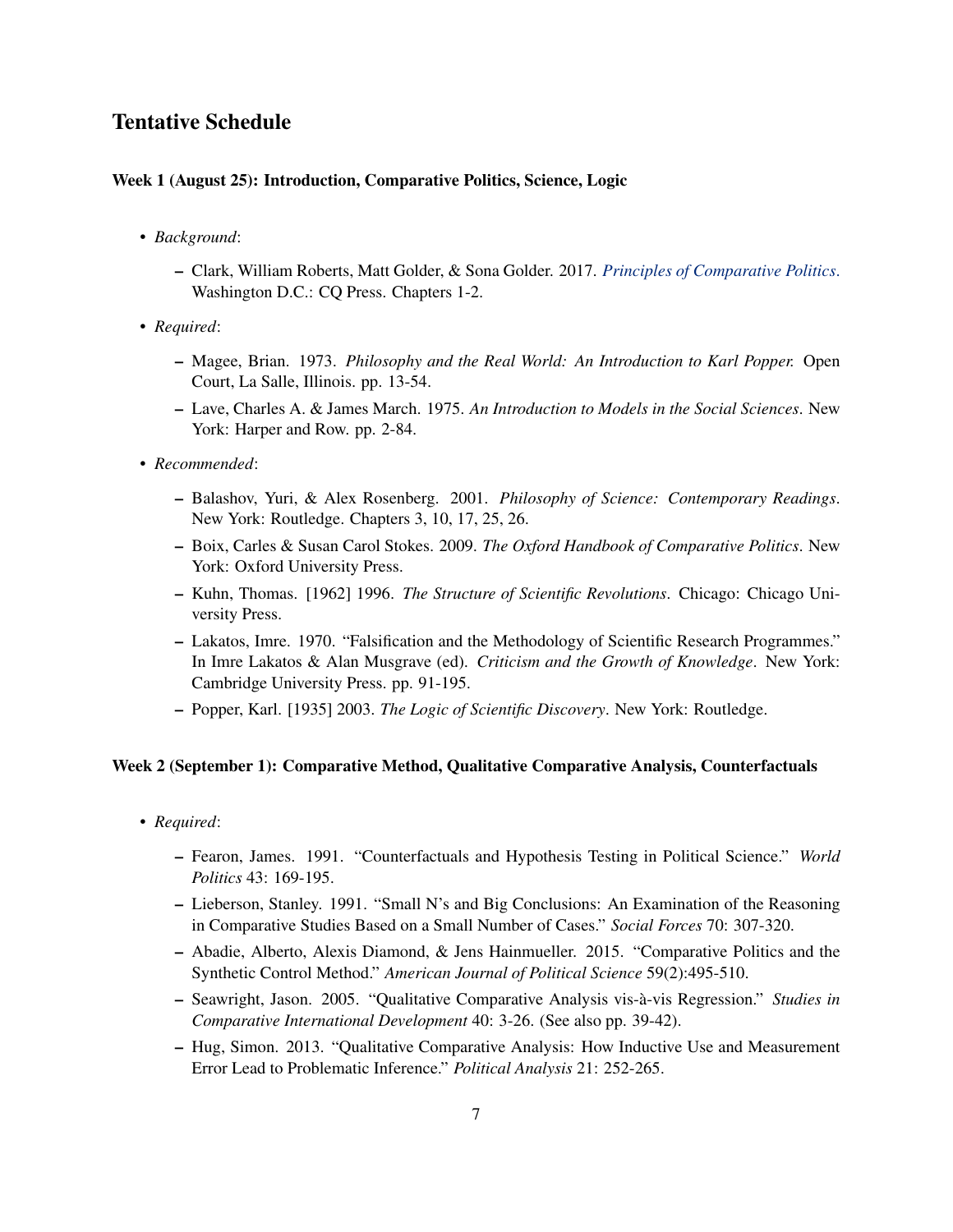## Tentative Schedule

### Week 1 (August 25): Introduction, Comparative Politics, Science, Logic

- *Background*:
  - Clark, William Roberts, Matt Golder, & Sona Golder. 2017. *Principles of Comparative Politics*. Washington D.C.: CQ Press. Chapters 1-2.
- *Required*:
  - Magee, Brian. 1973. *Philosophy and the Real World: An Introduction to Karl Popper.* Open Court, La Salle, Illinois. pp. 13-54.
  - Lave, Charles A. & James March. 1975. *An Introduction to Models in the Social Sciences*. New York: Harper and Row. pp. 2-84.
- *Recommended*:
  - Balashov, Yuri, & Alex Rosenberg. 2001. *Philosophy of Science: Contemporary Readings*. New York: Routledge. Chapters 3, 10, 17, 25, 26.
  - Boix, Carles & Susan Carol Stokes. 2009. *The Oxford Handbook of Comparative Politics*. New York: Oxford University Press.
  - Kuhn, Thomas. [1962] 1996. *The Structure of Scientific Revolutions*. Chicago: Chicago University Press.
  - Lakatos, Imre. 1970. "Falsification and the Methodology of Scientific Research Programmes." In Imre Lakatos & Alan Musgrave (ed). *Criticism and the Growth of Knowledge*. New York: Cambridge University Press. pp. 91-195.
  - Popper, Karl. [1935] 2003. *The Logic of Scientific Discovery*. New York: Routledge.

### Week 2 (September 1): Comparative Method, Qualitative Comparative Analysis, Counterfactuals

- *Required*:
  - Fearon, James. 1991. "Counterfactuals and Hypothesis Testing in Political Science." *World Politics* 43: 169-195.
  - Lieberson, Stanley. 1991. "Small N's and Big Conclusions: An Examination of the Reasoning in Comparative Studies Based on a Small Number of Cases." *Social Forces* 70: 307-320.
  - Abadie, Alberto, Alexis Diamond, & Jens Hainmueller. 2015. "Comparative Politics and the Synthetic Control Method." *American Journal of Political Science* 59(2):495-510.
  - Seawright, Jason. 2005. "Qualitative Comparative Analysis vis-à-vis Regression." *Studies in Comparative International Development* 40: 3-26. (See also pp. 39-42).
  - Hug, Simon. 2013. "Qualitative Comparative Analysis: How Inductive Use and Measurement Error Lead to Problematic Inference." *Political Analysis* 21: 252-265.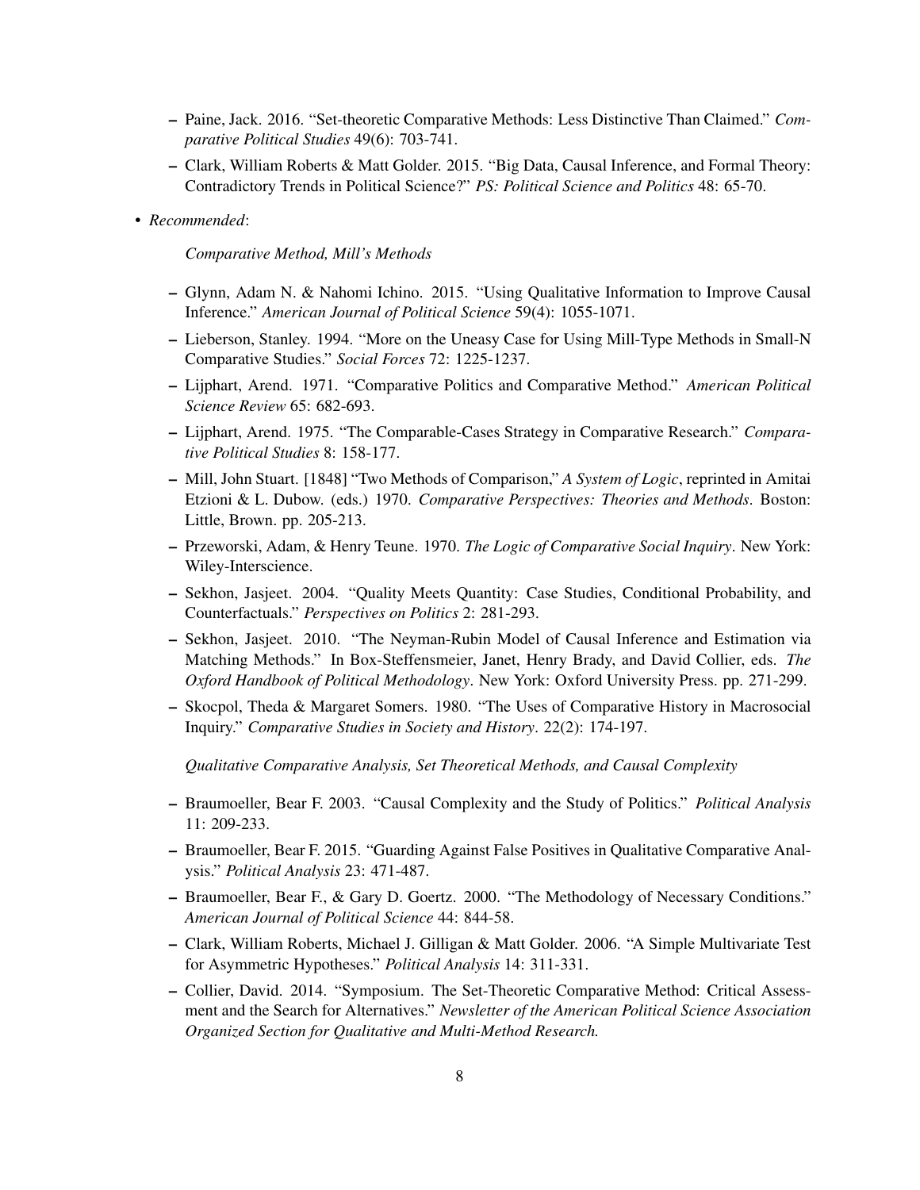- Paine, Jack. 2016. "Set-theoretic Comparative Methods: Less Distinctive Than Claimed." *Comparative Political Studies* 49(6): 703-741.
- Clark, William Roberts & Matt Golder. 2015. "Big Data, Causal Inference, and Formal Theory: Contradictory Trends in Political Science?" *PS: Political Science and Politics* 48: 65-70.

- *Recommended*:

  *Comparative Method, Mill's Methods*

  - Glynn, Adam N. & Nahomi Ichino. 2015. "Using Qualitative Information to Improve Causal Inference." *American Journal of Political Science* 59(4): 1055-1071.
  - Lieberson, Stanley. 1994. "More on the Uneasy Case for Using Mill-Type Methods in Small-N Comparative Studies." *Social Forces* 72: 1225-1237.
  - Lijphart, Arend. 1971. "Comparative Politics and Comparative Method." *American Political Science Review* 65: 682-693.
  - Lijphart, Arend. 1975. "The Comparable-Cases Strategy in Comparative Research." *Comparative Political Studies* 8: 158-177.
  - Mill, John Stuart. [1848] "Two Methods of Comparison," *A System of Logic*, reprinted in Amitai Etzioni & L. Dubow. (eds.) 1970. *Comparative Perspectives: Theories and Methods*. Boston: Little, Brown. pp. 205-213.
  - Przeworski, Adam, & Henry Teune. 1970. *The Logic of Comparative Social Inquiry*. New York: Wiley-Interscience.
  - Sekhon, Jasjeet. 2004. "Quality Meets Quantity: Case Studies, Conditional Probability, and Counterfactuals." *Perspectives on Politics* 2: 281-293.
  - Sekhon, Jasjeet. 2010. "The Neyman-Rubin Model of Causal Inference and Estimation via Matching Methods." In Box-Steffensmeier, Janet, Henry Brady, and David Collier, eds. *The Oxford Handbook of Political Methodology*. New York: Oxford University Press. pp. 271-299.
  - Skocpol, Theda & Margaret Somers. 1980. "The Uses of Comparative History in Macrosocial Inquiry." *Comparative Studies in Society and History*. 22(2): 174-197.

  *Qualitative Comparative Analysis, Set Theoretical Methods, and Causal Complexity*

  - Braumoeller, Bear F. 2003. "Causal Complexity and the Study of Politics." *Political Analysis* 11: 209-233.
  - Braumoeller, Bear F. 2015. "Guarding Against False Positives in Qualitative Comparative Analysis." *Political Analysis* 23: 471-487.
  - Braumoeller, Bear F., & Gary D. Goertz. 2000. "The Methodology of Necessary Conditions." *American Journal of Political Science* 44: 844-58.
  - Clark, William Roberts, Michael J. Gilligan & Matt Golder. 2006. "A Simple Multivariate Test for Asymmetric Hypotheses." *Political Analysis* 14: 311-331.
  - Collier, David. 2014. "Symposium. The Set-Theoretic Comparative Method: Critical Assessment and the Search for Alternatives." *Newsletter of the American Political Science Association Organized Section for Qualitative and Multi-Method Research.*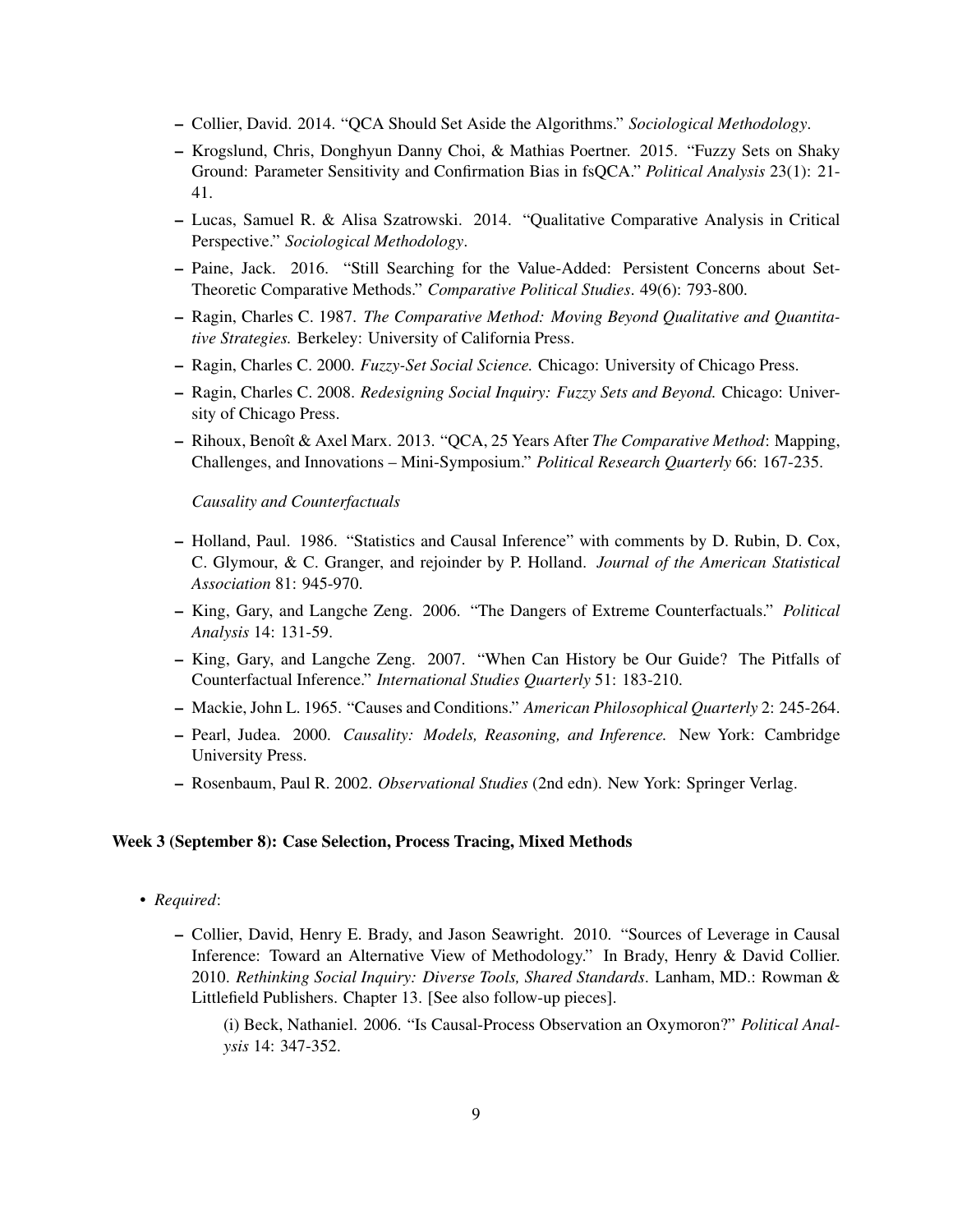- Collier, David. 2014. "QCA Should Set Aside the Algorithms." *Sociological Methodology*.
- Krogslund, Chris, Donghyun Danny Choi, & Mathias Poertner. 2015. "Fuzzy Sets on Shaky Ground: Parameter Sensitivity and Confirmation Bias in fsQCA." *Political Analysis* 23(1): 21-41.
- Lucas, Samuel R. & Alisa Szatrowski. 2014. "Qualitative Comparative Analysis in Critical Perspective." *Sociological Methodology*.
- Paine, Jack. 2016. "Still Searching for the Value-Added: Persistent Concerns about Set-Theoretic Comparative Methods." *Comparative Political Studies*. 49(6): 793-800.
- Ragin, Charles C. 1987. *The Comparative Method: Moving Beyond Qualitative and Quantitative Strategies.* Berkeley: University of California Press.
- Ragin, Charles C. 2000. *Fuzzy-Set Social Science.* Chicago: University of Chicago Press.
- Ragin, Charles C. 2008. *Redesigning Social Inquiry: Fuzzy Sets and Beyond.* Chicago: University of Chicago Press.
- Rihoux, Benoît & Axel Marx. 2013. "QCA, 25 Years After *The Comparative Method*: Mapping, Challenges, and Innovations – Mini-Symposium." *Political Research Quarterly* 66: 167-235.

*Causality and Counterfactuals*

- Holland, Paul. 1986. "Statistics and Causal Inference" with comments by D. Rubin, D. Cox, C. Glymour, & C. Granger, and rejoinder by P. Holland. *Journal of the American Statistical Association* 81: 945-970.
- King, Gary, and Langche Zeng. 2006. "The Dangers of Extreme Counterfactuals." *Political Analysis* 14: 131-59.
- King, Gary, and Langche Zeng. 2007. "When Can History be Our Guide? The Pitfalls of Counterfactual Inference." *International Studies Quarterly* 51: 183-210.
- Mackie, John L. 1965. "Causes and Conditions." *American Philosophical Quarterly* 2: 245-264.
- Pearl, Judea. 2000. *Causality: Models, Reasoning, and Inference.* New York: Cambridge University Press.
- Rosenbaum, Paul R. 2002. *Observational Studies* (2nd edn). New York: Springer Verlag.

### Week 3 (September 8): Case Selection, Process Tracing, Mixed Methods

- *Required*:
  - Collier, David, Henry E. Brady, and Jason Seawright. 2010. "Sources of Leverage in Causal Inference: Toward an Alternative View of Methodology." In Brady, Henry & David Collier. 2010. *Rethinking Social Inquiry: Diverse Tools, Shared Standards*. Lanham, MD.: Rowman & Littlefield Publishers. Chapter 13. [See also follow-up pieces].

    (i) Beck, Nathaniel. 2006. "Is Causal-Process Observation an Oxymoron?" *Political Analysis* 14: 347-352.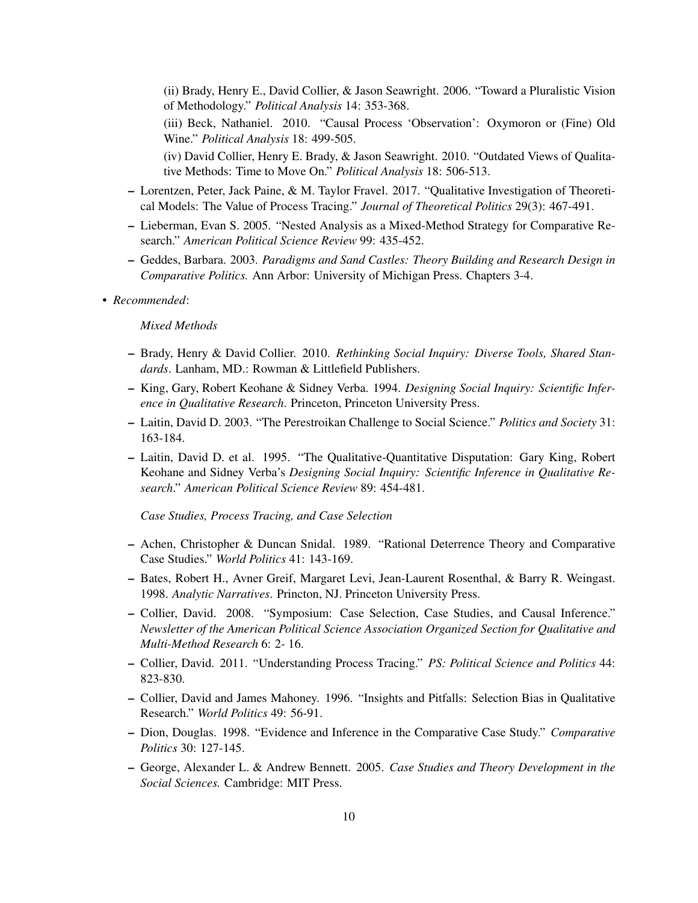(ii) Brady, Henry E., David Collier, & Jason Seawright. 2006. "Toward a Pluralistic Vision of Methodology." *Political Analysis* 14: 353-368.

(iii) Beck, Nathaniel. 2010. "Causal Process 'Observation': Oxymoron or (Fine) Old Wine." *Political Analysis* 18: 499-505.

(iv) David Collier, Henry E. Brady, & Jason Seawright. 2010. "Outdated Views of Qualitative Methods: Time to Move On." *Political Analysis* 18: 506-513.

- Lorentzen, Peter, Jack Paine, & M. Taylor Fravel. 2017. "Qualitative Investigation of Theoretical Models: The Value of Process Tracing." *Journal of Theoretical Politics* 29(3): 467-491.
- Lieberman, Evan S. 2005. "Nested Analysis as a Mixed-Method Strategy for Comparative Research." *American Political Science Review* 99: 435-452.
- Geddes, Barbara. 2003. *Paradigms and Sand Castles: Theory Building and Research Design in Comparative Politics.* Ann Arbor: University of Michigan Press. Chapters 3-4.

• *Recommended*:

*Mixed Methods*

- Brady, Henry & David Collier. 2010. *Rethinking Social Inquiry: Diverse Tools, Shared Standards*. Lanham, MD.: Rowman & Littlefield Publishers.
- King, Gary, Robert Keohane & Sidney Verba. 1994. *Designing Social Inquiry: Scientific Inference in Qualitative Research*. Princeton, Princeton University Press.
- Laitin, David D. 2003. "The Perestroikan Challenge to Social Science." *Politics and Society* 31: 163-184.
- Laitin, David D. et al. 1995. "The Qualitative-Quantitative Disputation: Gary King, Robert Keohane and Sidney Verba's *Designing Social Inquiry: Scientific Inference in Qualitative Research*." *American Political Science Review* 89: 454-481.

*Case Studies, Process Tracing, and Case Selection*

- Achen, Christopher & Duncan Snidal. 1989. "Rational Deterrence Theory and Comparative Case Studies." *World Politics* 41: 143-169.
- Bates, Robert H., Avner Greif, Margaret Levi, Jean-Laurent Rosenthal, & Barry R. Weingast. 1998. *Analytic Narratives*. Princton, NJ. Princeton University Press.
- Collier, David. 2008. "Symposium: Case Selection, Case Studies, and Causal Inference." *Newsletter of the American Political Science Association Organized Section for Qualitative and Multi-Method Research* 6: 2- 16.
- Collier, David. 2011. "Understanding Process Tracing." *PS: Political Science and Politics* 44: 823-830.
- Collier, David and James Mahoney. 1996. "Insights and Pitfalls: Selection Bias in Qualitative Research." *World Politics* 49: 56-91.
- Dion, Douglas. 1998. "Evidence and Inference in the Comparative Case Study." *Comparative Politics* 30: 127-145.
- George, Alexander L. & Andrew Bennett. 2005. *Case Studies and Theory Development in the Social Sciences.* Cambridge: MIT Press.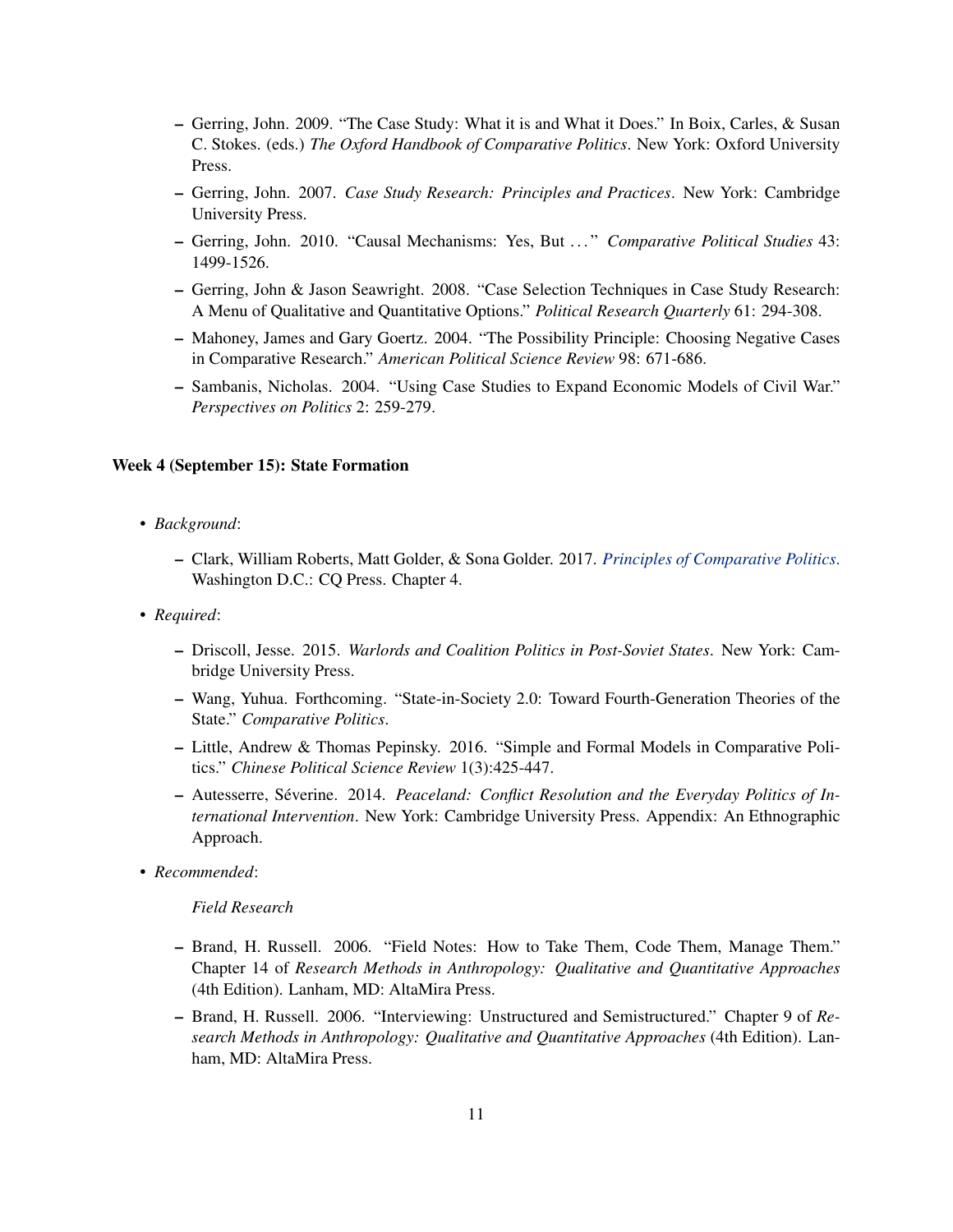- Gerring, John. 2009. "The Case Study: What it is and What it Does." In Boix, Carles, & Susan C. Stokes. (eds.) *The Oxford Handbook of Comparative Politics*. New York: Oxford University Press.
- Gerring, John. 2007. *Case Study Research: Principles and Practices*. New York: Cambridge University Press.
- Gerring, John. 2010. "Causal Mechanisms: Yes, But ..." *Comparative Political Studies* 43: 1499-1526.
- Gerring, John & Jason Seawright. 2008. "Case Selection Techniques in Case Study Research: A Menu of Qualitative and Quantitative Options." *Political Research Quarterly* 61: 294-308.
- Mahoney, James and Gary Goertz. 2004. "The Possibility Principle: Choosing Negative Cases in Comparative Research." *American Political Science Review* 98: 671-686.
- Sambanis, Nicholas. 2004. "Using Case Studies to Expand Economic Models of Civil War." *Perspectives on Politics* 2: 259-279.

**Week 4 (September 15): State Formation**

- *Background*:
  - Clark, William Roberts, Matt Golder, & Sona Golder. 2017. *Principles of Comparative Politics*. Washington D.C.: CQ Press. Chapter 4.
- *Required*:
  - Driscoll, Jesse. 2015. *Warlords and Coalition Politics in Post-Soviet States*. New York: Cambridge University Press.
  - Wang, Yuhua. Forthcoming. "State-in-Society 2.0: Toward Fourth-Generation Theories of the State." *Comparative Politics*.
  - Little, Andrew & Thomas Pepinsky. 2016. "Simple and Formal Models in Comparative Politics." *Chinese Political Science Review* 1(3):425-447.
  - Autesserre, Séverine. 2014. *Peaceland: Conflict Resolution and the Everyday Politics of International Intervention*. New York: Cambridge University Press. Appendix: An Ethnographic Approach.
- *Recommended*:

  *Field Research*

  - Brand, H. Russell. 2006. "Field Notes: How to Take Them, Code Them, Manage Them." Chapter 14 of *Research Methods in Anthropology: Qualitative and Quantitative Approaches* (4th Edition). Lanham, MD: AltaMira Press.
  - Brand, H. Russell. 2006. "Interviewing: Unstructured and Semistructured." Chapter 9 of *Research Methods in Anthropology: Qualitative and Quantitative Approaches* (4th Edition). Lanham, MD: AltaMira Press.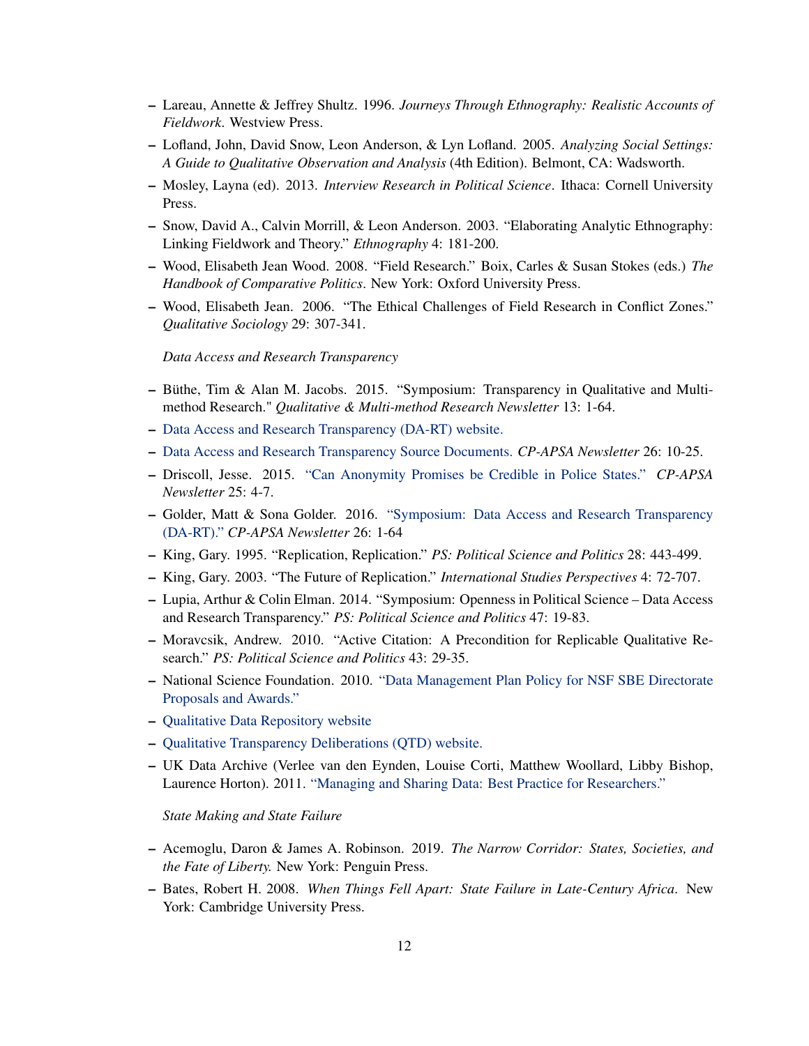- Lareau, Annette & Jeffrey Shultz. 1996. *Journeys Through Ethnography: Realistic Accounts of Fieldwork*. Westview Press.
- Lofland, John, David Snow, Leon Anderson, & Lyn Lofland. 2005. *Analyzing Social Settings: A Guide to Qualitative Observation and Analysis* (4th Edition). Belmont, CA: Wadsworth.
- Mosley, Layna (ed). 2013. *Interview Research in Political Science*. Ithaca: Cornell University Press.
- Snow, David A., Calvin Morrill, & Leon Anderson. 2003. "Elaborating Analytic Ethnography: Linking Fieldwork and Theory." *Ethnography* 4: 181-200.
- Wood, Elisabeth Jean Wood. 2008. "Field Research." Boix, Carles & Susan Stokes (eds.) *The Handbook of Comparative Politics*. New York: Oxford University Press.
- Wood, Elisabeth Jean. 2006. "The Ethical Challenges of Field Research in Conflict Zones." *Qualitative Sociology* 29: 307-341.

*Data Access and Research Transparency*

- Büthe, Tim & Alan M. Jacobs. 2015. "Symposium: Transparency in Qualitative and Multi-method Research." *Qualitative & Multi-method Research Newsletter* 13: 1-64.
- Data Access and Research Transparency (DA-RT) website.
- Data Access and Research Transparency Source Documents. *CP-APSA Newsletter* 26: 10-25.
- Driscoll, Jesse. 2015. "Can Anonymity Promises be Credible in Police States." *CP-APSA Newsletter* 25: 4-7.
- Golder, Matt & Sona Golder. 2016. "Symposium: Data Access and Research Transparency (DA-RT)." *CP-APSA Newsletter* 26: 1-64
- King, Gary. 1995. "Replication, Replication." *PS: Political Science and Politics* 28: 443-499.
- King, Gary. 2003. "The Future of Replication." *International Studies Perspectives* 4: 72-707.
- Lupia, Arthur & Colin Elman. 2014. "Symposium: Openness in Political Science – Data Access and Research Transparency." *PS: Political Science and Politics* 47: 19-83.
- Moravcsik, Andrew. 2010. "Active Citation: A Precondition for Replicable Qualitative Research." *PS: Political Science and Politics* 43: 29-35.
- National Science Foundation. 2010. "Data Management Plan Policy for NSF SBE Directorate Proposals and Awards."
- Qualitative Data Repository website
- Qualitative Transparency Deliberations (QTD) website.
- UK Data Archive (Verlee van den Eynden, Louise Corti, Matthew Woollard, Libby Bishop, Laurence Horton). 2011. "Managing and Sharing Data: Best Practice for Researchers."

*State Making and State Failure*

- Acemoglu, Daron & James A. Robinson. 2019. *The Narrow Corridor: States, Societies, and the Fate of Liberty.* New York: Penguin Press.
- Bates, Robert H. 2008. *When Things Fell Apart: State Failure in Late-Century Africa*. New York: Cambridge University Press.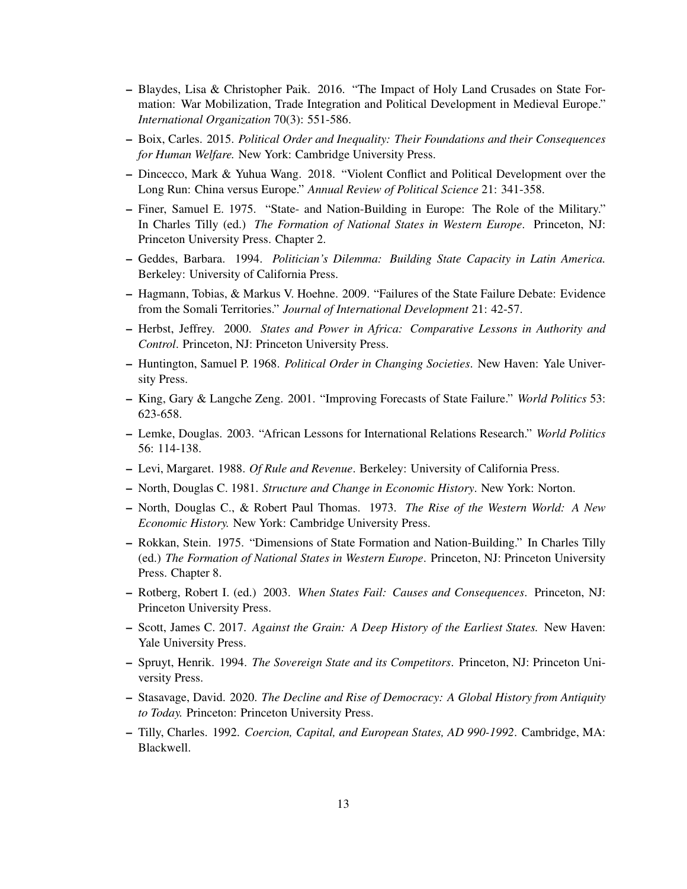- Blaydes, Lisa & Christopher Paik. 2016. "The Impact of Holy Land Crusades on State Formation: War Mobilization, Trade Integration and Political Development in Medieval Europe." *International Organization* 70(3): 551-586.
- Boix, Carles. 2015. *Political Order and Inequality: Their Foundations and their Consequences for Human Welfare.* New York: Cambridge University Press.
- Dincecco, Mark & Yuhua Wang. 2018. "Violent Conflict and Political Development over the Long Run: China versus Europe." *Annual Review of Political Science* 21: 341-358.
- Finer, Samuel E. 1975. "State- and Nation-Building in Europe: The Role of the Military." In Charles Tilly (ed.) *The Formation of National States in Western Europe*. Princeton, NJ: Princeton University Press. Chapter 2.
- Geddes, Barbara. 1994. *Politician's Dilemma: Building State Capacity in Latin America.* Berkeley: University of California Press.
- Hagmann, Tobias, & Markus V. Hoehne. 2009. "Failures of the State Failure Debate: Evidence from the Somali Territories." *Journal of International Development* 21: 42-57.
- Herbst, Jeffrey. 2000. *States and Power in Africa: Comparative Lessons in Authority and Control*. Princeton, NJ: Princeton University Press.
- Huntington, Samuel P. 1968. *Political Order in Changing Societies*. New Haven: Yale University Press.
- King, Gary & Langche Zeng. 2001. "Improving Forecasts of State Failure." *World Politics* 53: 623-658.
- Lemke, Douglas. 2003. "African Lessons for International Relations Research." *World Politics* 56: 114-138.
- Levi, Margaret. 1988. *Of Rule and Revenue*. Berkeley: University of California Press.
- North, Douglas C. 1981. *Structure and Change in Economic History*. New York: Norton.
- North, Douglas C., & Robert Paul Thomas. 1973. *The Rise of the Western World: A New Economic History.* New York: Cambridge University Press.
- Rokkan, Stein. 1975. "Dimensions of State Formation and Nation-Building." In Charles Tilly (ed.) *The Formation of National States in Western Europe*. Princeton, NJ: Princeton University Press. Chapter 8.
- Rotberg, Robert I. (ed.) 2003. *When States Fail: Causes and Consequences*. Princeton, NJ: Princeton University Press.
- Scott, James C. 2017. *Against the Grain: A Deep History of the Earliest States.* New Haven: Yale University Press.
- Spruyt, Henrik. 1994. *The Sovereign State and its Competitors*. Princeton, NJ: Princeton University Press.
- Stasavage, David. 2020. *The Decline and Rise of Democracy: A Global History from Antiquity to Today.* Princeton: Princeton University Press.
- Tilly, Charles. 1992. *Coercion, Capital, and European States, AD 990-1992*. Cambridge, MA: Blackwell.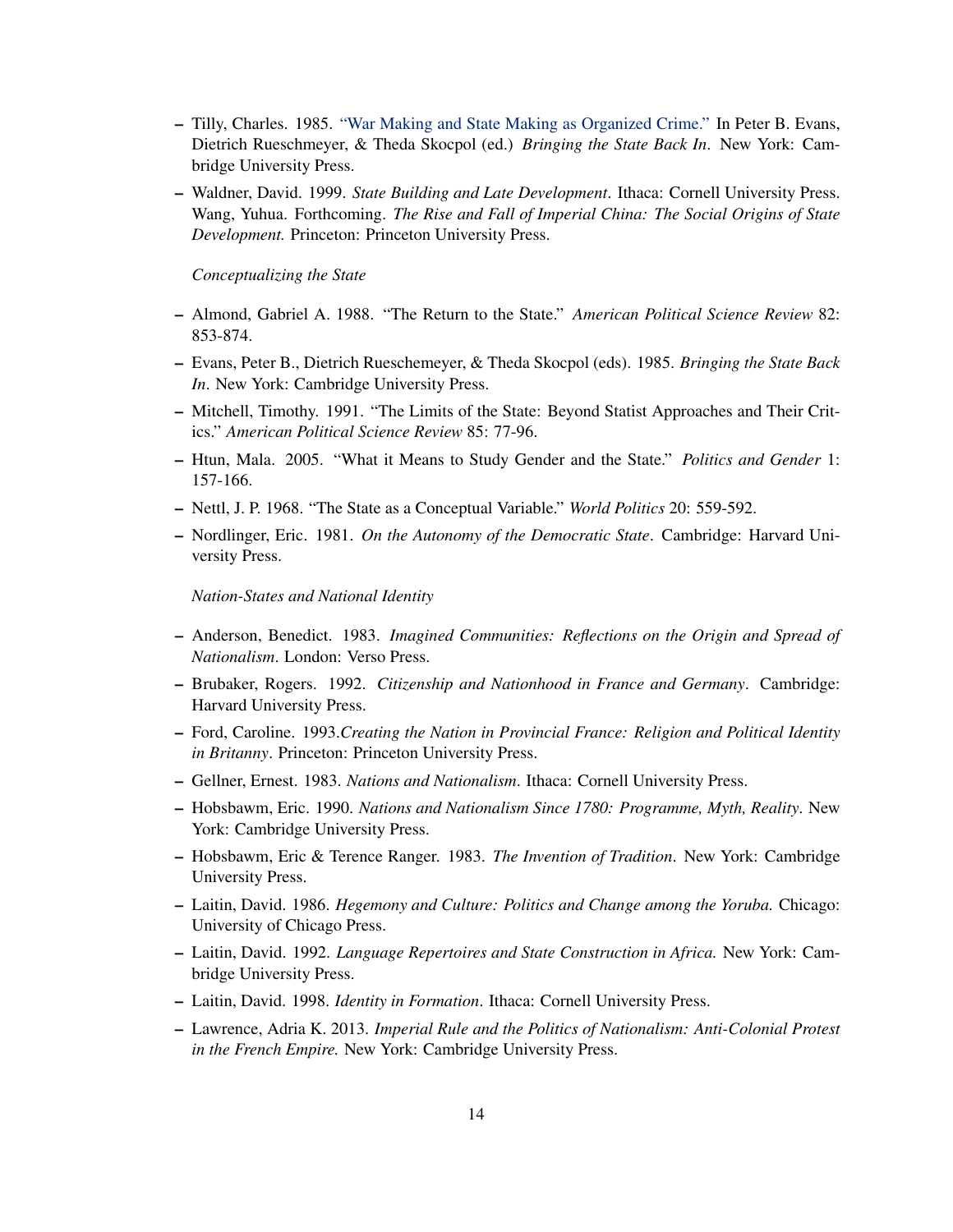- Tilly, Charles. 1985. "War Making and State Making as Organized Crime." In Peter B. Evans, Dietrich Rueschmeyer, & Theda Skocpol (ed.) *Bringing the State Back In*. New York: Cambridge University Press.
- Waldner, David. 1999. *State Building and Late Development*. Ithaca: Cornell University Press. Wang, Yuhua. Forthcoming. *The Rise and Fall of Imperial China: The Social Origins of State Development.* Princeton: Princeton University Press.

*Conceptualizing the State*

- Almond, Gabriel A. 1988. "The Return to the State." *American Political Science Review* 82: 853-874.
- Evans, Peter B., Dietrich Rueschemeyer, & Theda Skocpol (eds). 1985. *Bringing the State Back In*. New York: Cambridge University Press.
- Mitchell, Timothy. 1991. "The Limits of the State: Beyond Statist Approaches and Their Critics." *American Political Science Review* 85: 77-96.
- Htun, Mala. 2005. "What it Means to Study Gender and the State." *Politics and Gender* 1: 157-166.
- Nettl, J. P. 1968. "The State as a Conceptual Variable." *World Politics* 20: 559-592.
- Nordlinger, Eric. 1981. *On the Autonomy of the Democratic State*. Cambridge: Harvard University Press.

*Nation-States and National Identity*

- Anderson, Benedict. 1983. *Imagined Communities: Reflections on the Origin and Spread of Nationalism*. London: Verso Press.
- Brubaker, Rogers. 1992. *Citizenship and Nationhood in France and Germany*. Cambridge: Harvard University Press.
- Ford, Caroline. 1993.*Creating the Nation in Provincial France: Religion and Political Identity in Britanny*. Princeton: Princeton University Press.
- Gellner, Ernest. 1983. *Nations and Nationalism*. Ithaca: Cornell University Press.
- Hobsbawm, Eric. 1990. *Nations and Nationalism Since 1780: Programme, Myth, Reality*. New York: Cambridge University Press.
- Hobsbawm, Eric & Terence Ranger. 1983. *The Invention of Tradition*. New York: Cambridge University Press.
- Laitin, David. 1986. *Hegemony and Culture: Politics and Change among the Yoruba.* Chicago: University of Chicago Press.
- Laitin, David. 1992. *Language Repertoires and State Construction in Africa.* New York: Cambridge University Press.
- Laitin, David. 1998. *Identity in Formation*. Ithaca: Cornell University Press.
- Lawrence, Adria K. 2013. *Imperial Rule and the Politics of Nationalism: Anti-Colonial Protest in the French Empire.* New York: Cambridge University Press.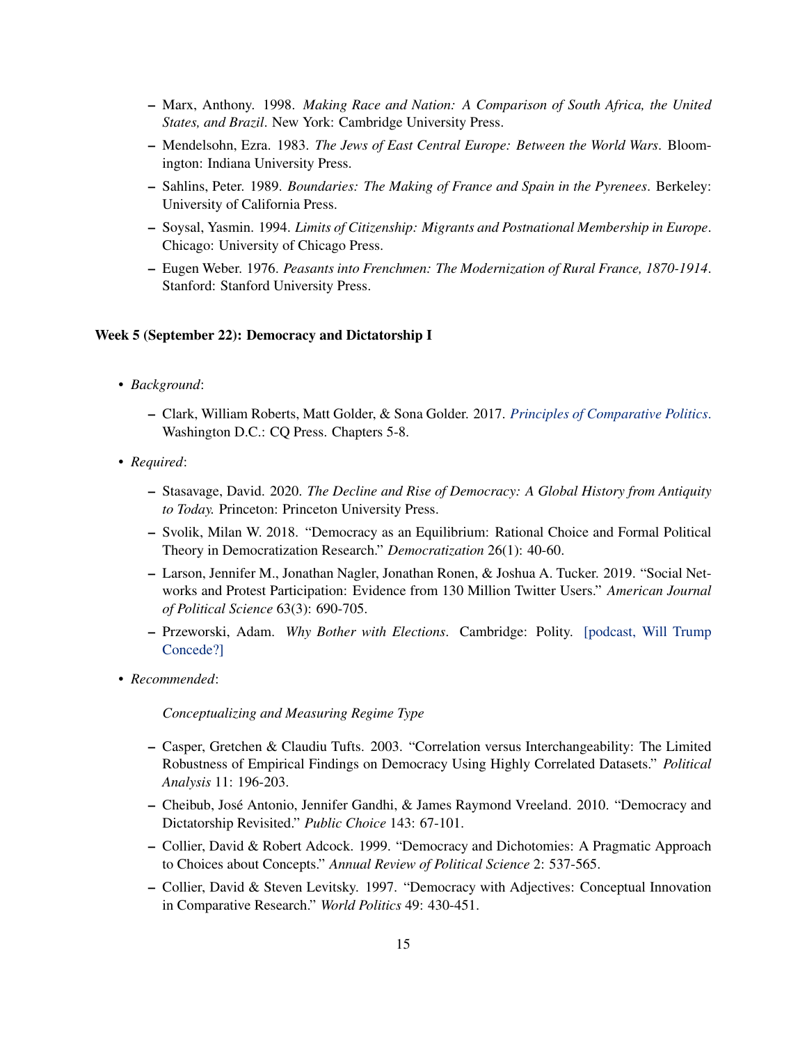- Marx, Anthony. 1998. *Making Race and Nation: A Comparison of South Africa, the United States, and Brazil*. New York: Cambridge University Press.
- Mendelsohn, Ezra. 1983. *The Jews of East Central Europe: Between the World Wars*. Bloomington: Indiana University Press.
- Sahlins, Peter. 1989. *Boundaries: The Making of France and Spain in the Pyrenees*. Berkeley: University of California Press.
- Soysal, Yasmin. 1994. *Limits of Citizenship: Migrants and Postnational Membership in Europe*. Chicago: University of Chicago Press.
- Eugen Weber. 1976. *Peasants into Frenchmen: The Modernization of Rural France, 1870-1914*. Stanford: Stanford University Press.

**Week 5 (September 22): Democracy and Dictatorship I**

- *Background*:
  - Clark, William Roberts, Matt Golder, & Sona Golder. 2017. *Principles of Comparative Politics*. Washington D.C.: CQ Press. Chapters 5-8.
- *Required*:
  - Stasavage, David. 2020. *The Decline and Rise of Democracy: A Global History from Antiquity to Today.* Princeton: Princeton University Press.
  - Svolik, Milan W. 2018. "Democracy as an Equilibrium: Rational Choice and Formal Political Theory in Democratization Research." *Democratization* 26(1): 40-60.
  - Larson, Jennifer M., Jonathan Nagler, Jonathan Ronen, & Joshua A. Tucker. 2019. "Social Networks and Protest Participation: Evidence from 130 Million Twitter Users." *American Journal of Political Science* 63(3): 690-705.
  - Przeworski, Adam. *Why Bother with Elections*. Cambridge: Polity. [podcast, Will Trump Concede?]
- *Recommended*:

  *Conceptualizing and Measuring Regime Type*

  - Casper, Gretchen & Claudiu Tufts. 2003. "Correlation versus Interchangeability: The Limited Robustness of Empirical Findings on Democracy Using Highly Correlated Datasets." *Political Analysis* 11: 196-203.
  - Cheibub, José Antonio, Jennifer Gandhi, & James Raymond Vreeland. 2010. "Democracy and Dictatorship Revisited." *Public Choice* 143: 67-101.
  - Collier, David & Robert Adcock. 1999. "Democracy and Dichotomies: A Pragmatic Approach to Choices about Concepts." *Annual Review of Political Science* 2: 537-565.
  - Collier, David & Steven Levitsky. 1997. "Democracy with Adjectives: Conceptual Innovation in Comparative Research." *World Politics* 49: 430-451.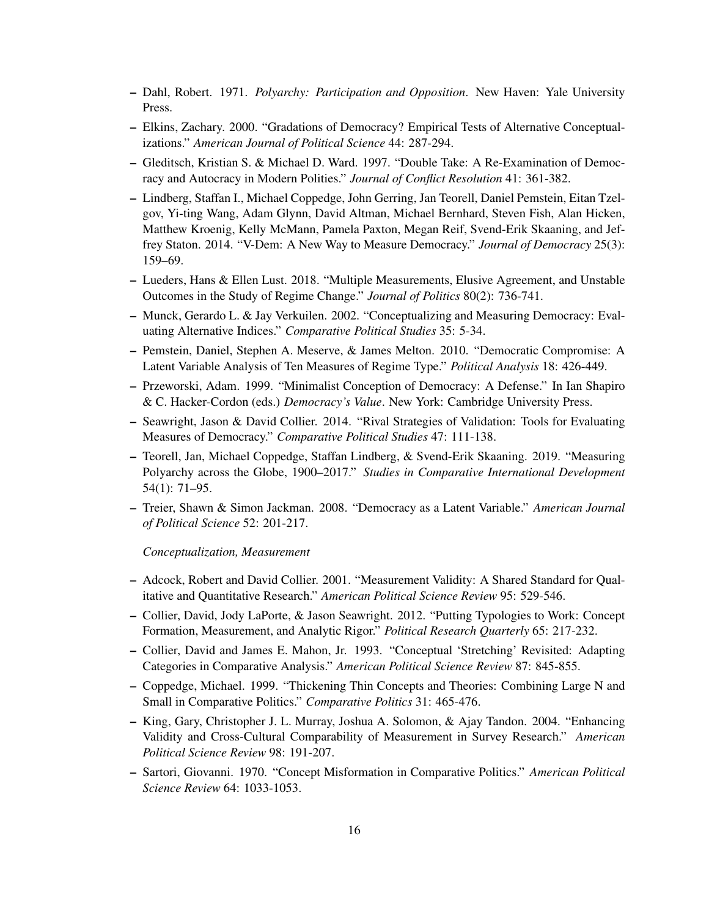- Dahl, Robert. 1971. *Polyarchy: Participation and Opposition*. New Haven: Yale University Press.
- Elkins, Zachary. 2000. "Gradations of Democracy? Empirical Tests of Alternative Conceptualizations." *American Journal of Political Science* 44: 287-294.
- Gleditsch, Kristian S. & Michael D. Ward. 1997. "Double Take: A Re-Examination of Democracy and Autocracy in Modern Polities." *Journal of Conflict Resolution* 41: 361-382.
- Lindberg, Staffan I., Michael Coppedge, John Gerring, Jan Teorell, Daniel Pemstein, Eitan Tzelgov, Yi-ting Wang, Adam Glynn, David Altman, Michael Bernhard, Steven Fish, Alan Hicken, Matthew Kroenig, Kelly McMann, Pamela Paxton, Megan Reif, Svend-Erik Skaaning, and Jeffrey Staton. 2014. "V-Dem: A New Way to Measure Democracy." *Journal of Democracy* 25(3): 159–69.
- Lueders, Hans & Ellen Lust. 2018. "Multiple Measurements, Elusive Agreement, and Unstable Outcomes in the Study of Regime Change." *Journal of Politics* 80(2): 736-741.
- Munck, Gerardo L. & Jay Verkuilen. 2002. "Conceptualizing and Measuring Democracy: Evaluating Alternative Indices." *Comparative Political Studies* 35: 5-34.
- Pemstein, Daniel, Stephen A. Meserve, & James Melton. 2010. "Democratic Compromise: A Latent Variable Analysis of Ten Measures of Regime Type." *Political Analysis* 18: 426-449.
- Przeworski, Adam. 1999. "Minimalist Conception of Democracy: A Defense." In Ian Shapiro & C. Hacker-Cordon (eds.) *Democracy's Value*. New York: Cambridge University Press.
- Seawright, Jason & David Collier. 2014. "Rival Strategies of Validation: Tools for Evaluating Measures of Democracy." *Comparative Political Studies* 47: 111-138.
- Teorell, Jan, Michael Coppedge, Staffan Lindberg, & Svend-Erik Skaaning. 2019. "Measuring Polyarchy across the Globe, 1900–2017." *Studies in Comparative International Development* 54(1): 71–95.
- Treier, Shawn & Simon Jackman. 2008. "Democracy as a Latent Variable." *American Journal of Political Science* 52: 201-217.

*Conceptualization, Measurement*

- Adcock, Robert and David Collier. 2001. "Measurement Validity: A Shared Standard for Qualitative and Quantitative Research." *American Political Science Review* 95: 529-546.
- Collier, David, Jody LaPorte, & Jason Seawright. 2012. "Putting Typologies to Work: Concept Formation, Measurement, and Analytic Rigor." *Political Research Quarterly* 65: 217-232.
- Collier, David and James E. Mahon, Jr. 1993. "Conceptual 'Stretching' Revisited: Adapting Categories in Comparative Analysis." *American Political Science Review* 87: 845-855.
- Coppedge, Michael. 1999. "Thickening Thin Concepts and Theories: Combining Large N and Small in Comparative Politics." *Comparative Politics* 31: 465-476.
- King, Gary, Christopher J. L. Murray, Joshua A. Solomon, & Ajay Tandon. 2004. "Enhancing Validity and Cross-Cultural Comparability of Measurement in Survey Research." *American Political Science Review* 98: 191-207.
- Sartori, Giovanni. 1970. "Concept Misformation in Comparative Politics." *American Political Science Review* 64: 1033-1053.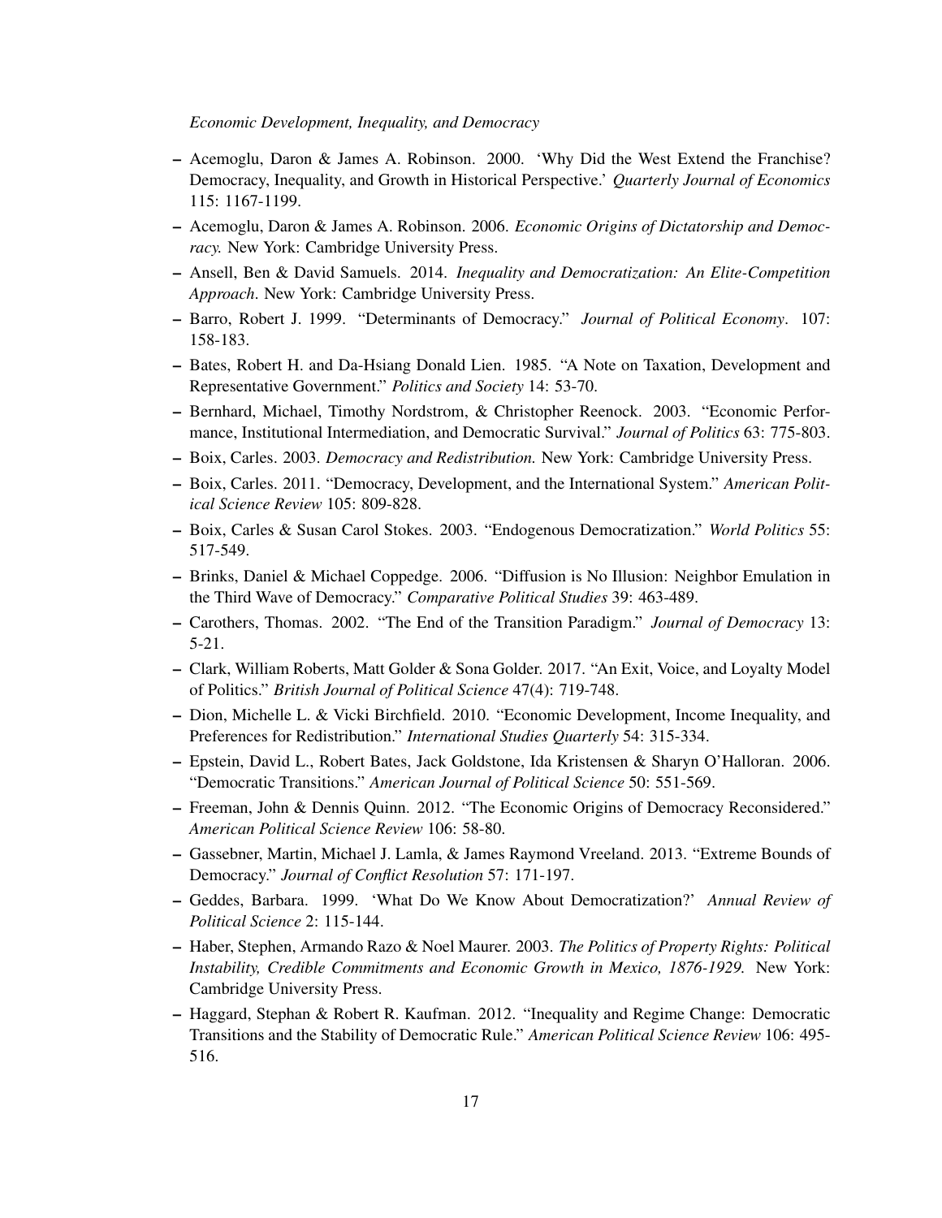*Economic Development, Inequality, and Democracy*

- Acemoglu, Daron & James A. Robinson. 2000. 'Why Did the West Extend the Franchise? Democracy, Inequality, and Growth in Historical Perspective.' *Quarterly Journal of Economics* 115: 1167-1199.
- Acemoglu, Daron & James A. Robinson. 2006. *Economic Origins of Dictatorship and Democracy.* New York: Cambridge University Press.
- Ansell, Ben & David Samuels. 2014. *Inequality and Democratization: An Elite-Competition Approach*. New York: Cambridge University Press.
- Barro, Robert J. 1999. "Determinants of Democracy." *Journal of Political Economy*. 107: 158-183.
- Bates, Robert H. and Da-Hsiang Donald Lien. 1985. "A Note on Taxation, Development and Representative Government." *Politics and Society* 14: 53-70.
- Bernhard, Michael, Timothy Nordstrom, & Christopher Reenock. 2003. "Economic Performance, Institutional Intermediation, and Democratic Survival." *Journal of Politics* 63: 775-803.
- Boix, Carles. 2003. *Democracy and Redistribution.* New York: Cambridge University Press.
- Boix, Carles. 2011. "Democracy, Development, and the International System." *American Political Science Review* 105: 809-828.
- Boix, Carles & Susan Carol Stokes. 2003. "Endogenous Democratization." *World Politics* 55: 517-549.
- Brinks, Daniel & Michael Coppedge. 2006. "Diffusion is No Illusion: Neighbor Emulation in the Third Wave of Democracy." *Comparative Political Studies* 39: 463-489.
- Carothers, Thomas. 2002. "The End of the Transition Paradigm." *Journal of Democracy* 13: 5-21.
- Clark, William Roberts, Matt Golder & Sona Golder. 2017. "An Exit, Voice, and Loyalty Model of Politics." *British Journal of Political Science* 47(4): 719-748.
- Dion, Michelle L. & Vicki Birchfield. 2010. "Economic Development, Income Inequality, and Preferences for Redistribution." *International Studies Quarterly* 54: 315-334.
- Epstein, David L., Robert Bates, Jack Goldstone, Ida Kristensen & Sharyn O'Halloran. 2006. "Democratic Transitions." *American Journal of Political Science* 50: 551-569.
- Freeman, John & Dennis Quinn. 2012. "The Economic Origins of Democracy Reconsidered." *American Political Science Review* 106: 58-80.
- Gassebner, Martin, Michael J. Lamla, & James Raymond Vreeland. 2013. "Extreme Bounds of Democracy." *Journal of Conflict Resolution* 57: 171-197.
- Geddes, Barbara. 1999. 'What Do We Know About Democratization?' *Annual Review of Political Science* 2: 115-144.
- Haber, Stephen, Armando Razo & Noel Maurer. 2003. *The Politics of Property Rights: Political Instability, Credible Commitments and Economic Growth in Mexico, 1876-1929.* New York: Cambridge University Press.
- Haggard, Stephan & Robert R. Kaufman. 2012. "Inequality and Regime Change: Democratic Transitions and the Stability of Democratic Rule." *American Political Science Review* 106: 495-516.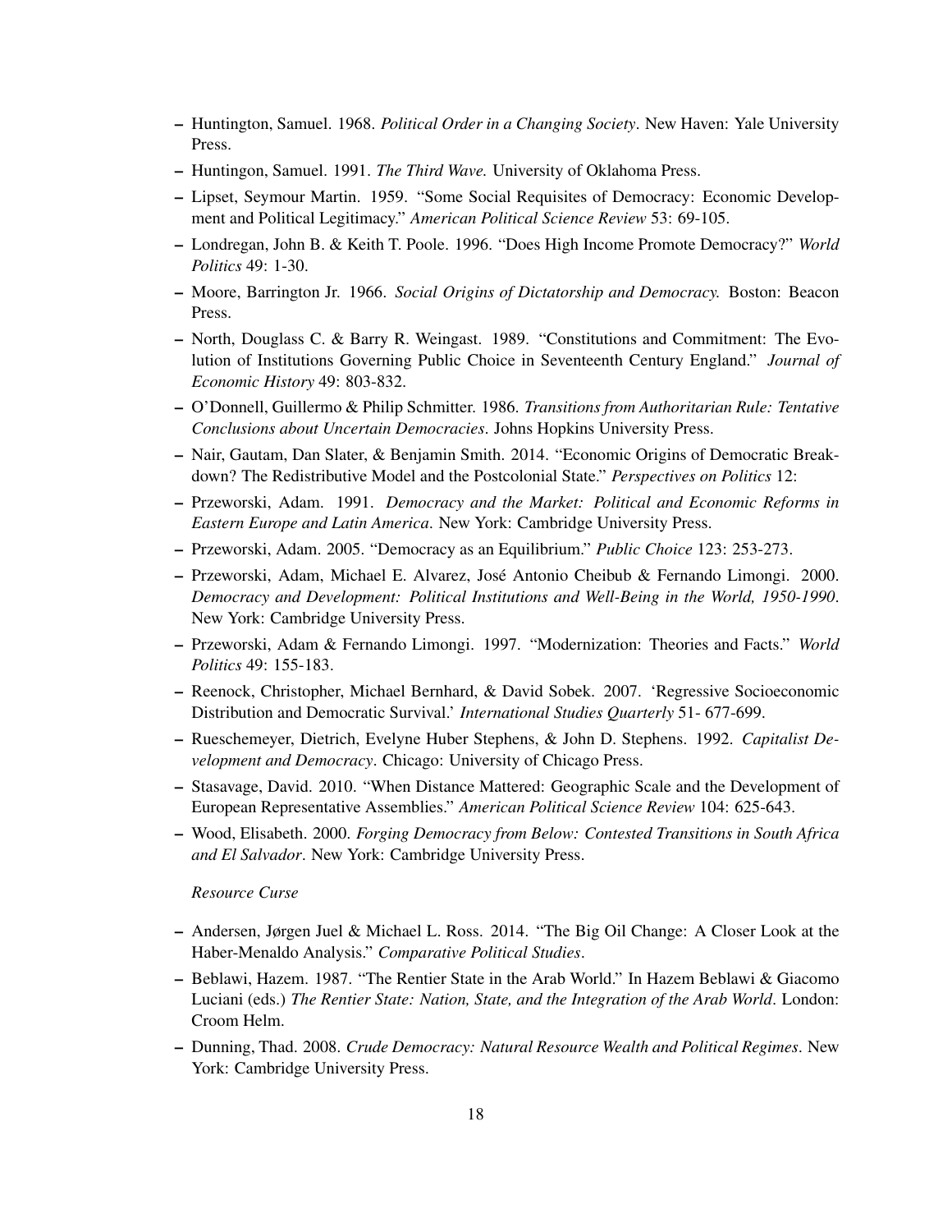- Huntington, Samuel. 1968. *Political Order in a Changing Society*. New Haven: Yale University Press.
- Huntingon, Samuel. 1991. *The Third Wave.* University of Oklahoma Press.
- Lipset, Seymour Martin. 1959. "Some Social Requisites of Democracy: Economic Development and Political Legitimacy." *American Political Science Review* 53: 69-105.
- Londregan, John B. & Keith T. Poole. 1996. "Does High Income Promote Democracy?" *World Politics* 49: 1-30.
- Moore, Barrington Jr. 1966. *Social Origins of Dictatorship and Democracy.* Boston: Beacon Press.
- North, Douglass C. & Barry R. Weingast. 1989. "Constitutions and Commitment: The Evolution of Institutions Governing Public Choice in Seventeenth Century England." *Journal of Economic History* 49: 803-832.
- O'Donnell, Guillermo & Philip Schmitter. 1986. *Transitions from Authoritarian Rule: Tentative Conclusions about Uncertain Democracies*. Johns Hopkins University Press.
- Nair, Gautam, Dan Slater, & Benjamin Smith. 2014. "Economic Origins of Democratic Breakdown? The Redistributive Model and the Postcolonial State." *Perspectives on Politics* 12:
- Przeworski, Adam. 1991. *Democracy and the Market: Political and Economic Reforms in Eastern Europe and Latin America*. New York: Cambridge University Press.
- Przeworski, Adam. 2005. "Democracy as an Equilibrium." *Public Choice* 123: 253-273.
- Przeworski, Adam, Michael E. Alvarez, José Antonio Cheibub & Fernando Limongi. 2000. *Democracy and Development: Political Institutions and Well-Being in the World, 1950-1990*. New York: Cambridge University Press.
- Przeworski, Adam & Fernando Limongi. 1997. "Modernization: Theories and Facts." *World Politics* 49: 155-183.
- Reenock, Christopher, Michael Bernhard, & David Sobek. 2007. 'Regressive Socioeconomic Distribution and Democratic Survival.' *International Studies Quarterly* 51- 677-699.
- Rueschemeyer, Dietrich, Evelyne Huber Stephens, & John D. Stephens. 1992. *Capitalist Development and Democracy*. Chicago: University of Chicago Press.
- Stasavage, David. 2010. "When Distance Mattered: Geographic Scale and the Development of European Representative Assemblies." *American Political Science Review* 104: 625-643.
- Wood, Elisabeth. 2000. *Forging Democracy from Below: Contested Transitions in South Africa and El Salvador*. New York: Cambridge University Press.

*Resource Curse*

- Andersen, Jørgen Juel & Michael L. Ross. 2014. "The Big Oil Change: A Closer Look at the Haber-Menaldo Analysis." *Comparative Political Studies*.
- Beblawi, Hazem. 1987. "The Rentier State in the Arab World." In Hazem Beblawi & Giacomo Luciani (eds.) *The Rentier State: Nation, State, and the Integration of the Arab World*. London: Croom Helm.
- Dunning, Thad. 2008. *Crude Democracy: Natural Resource Wealth and Political Regimes*. New York: Cambridge University Press.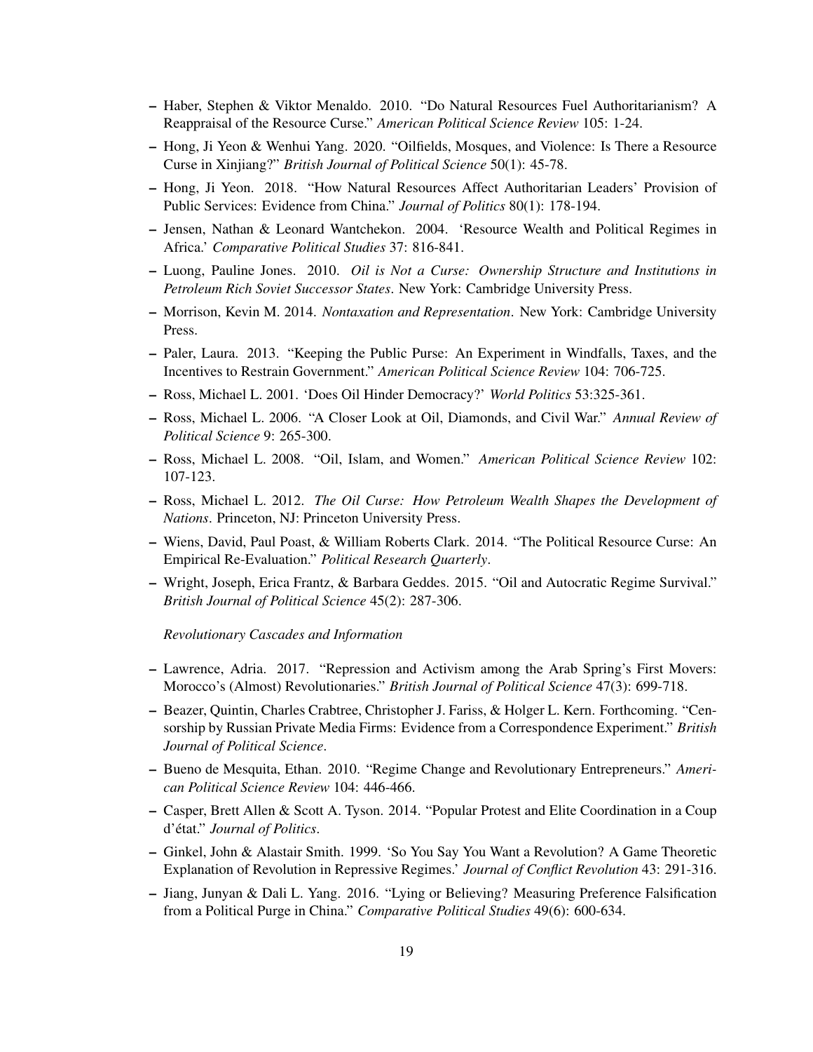- Haber, Stephen & Viktor Menaldo. 2010. "Do Natural Resources Fuel Authoritarianism? A Reappraisal of the Resource Curse." *American Political Science Review* 105: 1-24.
- Hong, Ji Yeon & Wenhui Yang. 2020. "Oilfields, Mosques, and Violence: Is There a Resource Curse in Xinjiang?" *British Journal of Political Science* 50(1): 45-78.
- Hong, Ji Yeon. 2018. "How Natural Resources Affect Authoritarian Leaders' Provision of Public Services: Evidence from China." *Journal of Politics* 80(1): 178-194.
- Jensen, Nathan & Leonard Wantchekon. 2004. 'Resource Wealth and Political Regimes in Africa.' *Comparative Political Studies* 37: 816-841.
- Luong, Pauline Jones. 2010. *Oil is Not a Curse: Ownership Structure and Institutions in Petroleum Rich Soviet Successor States*. New York: Cambridge University Press.
- Morrison, Kevin M. 2014. *Nontaxation and Representation*. New York: Cambridge University Press.
- Paler, Laura. 2013. "Keeping the Public Purse: An Experiment in Windfalls, Taxes, and the Incentives to Restrain Government." *American Political Science Review* 104: 706-725.
- Ross, Michael L. 2001. 'Does Oil Hinder Democracy?' *World Politics* 53:325-361.
- Ross, Michael L. 2006. "A Closer Look at Oil, Diamonds, and Civil War." *Annual Review of Political Science* 9: 265-300.
- Ross, Michael L. 2008. "Oil, Islam, and Women." *American Political Science Review* 102: 107-123.
- Ross, Michael L. 2012. *The Oil Curse: How Petroleum Wealth Shapes the Development of Nations*. Princeton, NJ: Princeton University Press.
- Wiens, David, Paul Poast, & William Roberts Clark. 2014. "The Political Resource Curse: An Empirical Re-Evaluation." *Political Research Quarterly*.
- Wright, Joseph, Erica Frantz, & Barbara Geddes. 2015. "Oil and Autocratic Regime Survival." *British Journal of Political Science* 45(2): 287-306.

*Revolutionary Cascades and Information*

- Lawrence, Adria. 2017. "Repression and Activism among the Arab Spring's First Movers: Morocco's (Almost) Revolutionaries." *British Journal of Political Science* 47(3): 699-718.
- Beazer, Quintin, Charles Crabtree, Christopher J. Fariss, & Holger L. Kern. Forthcoming. "Censorship by Russian Private Media Firms: Evidence from a Correspondence Experiment." *British Journal of Political Science*.
- Bueno de Mesquita, Ethan. 2010. "Regime Change and Revolutionary Entrepreneurs." *American Political Science Review* 104: 446-466.
- Casper, Brett Allen & Scott A. Tyson. 2014. "Popular Protest and Elite Coordination in a Coup d'état." *Journal of Politics*.
- Ginkel, John & Alastair Smith. 1999. 'So You Say You Want a Revolution? A Game Theoretic Explanation of Revolution in Repressive Regimes.' *Journal of Conflict Revolution* 43: 291-316.
- Jiang, Junyan & Dali L. Yang. 2016. "Lying or Believing? Measuring Preference Falsification from a Political Purge in China." *Comparative Political Studies* 49(6): 600-634.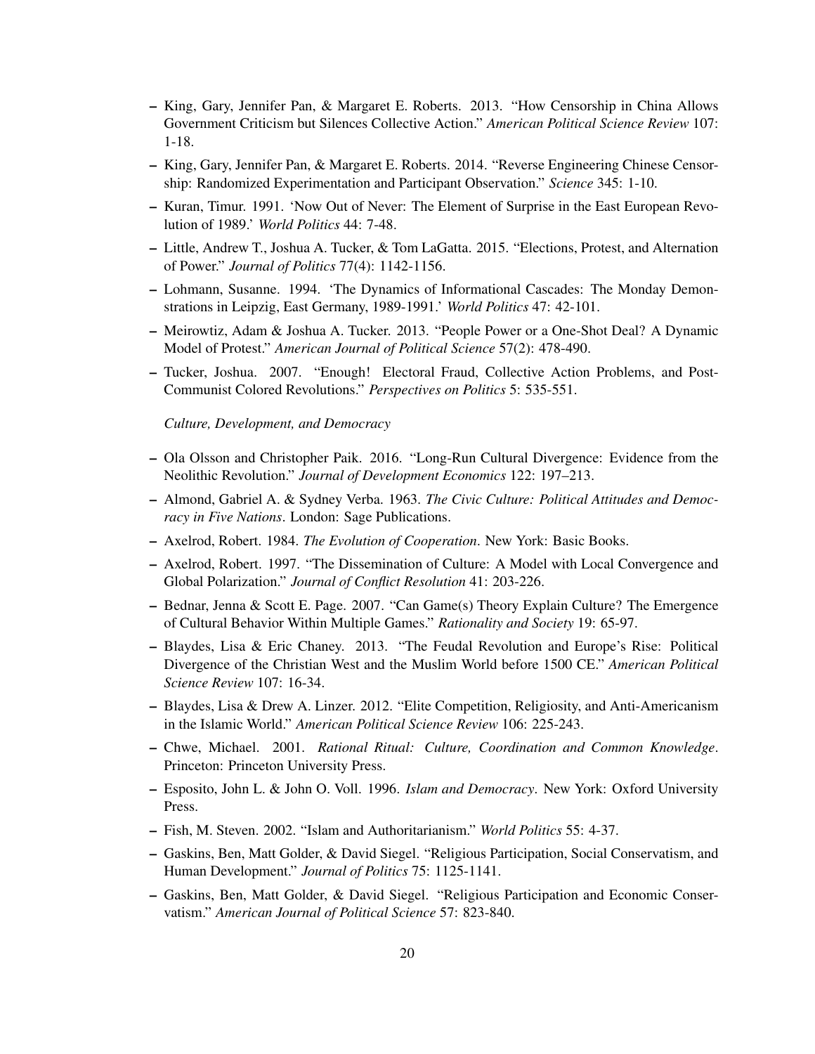- King, Gary, Jennifer Pan, & Margaret E. Roberts. 2013. "How Censorship in China Allows Government Criticism but Silences Collective Action." *American Political Science Review* 107: 1-18.
- King, Gary, Jennifer Pan, & Margaret E. Roberts. 2014. "Reverse Engineering Chinese Censorship: Randomized Experimentation and Participant Observation." *Science* 345: 1-10.
- Kuran, Timur. 1991. 'Now Out of Never: The Element of Surprise in the East European Revolution of 1989.' *World Politics* 44: 7-48.
- Little, Andrew T., Joshua A. Tucker, & Tom LaGatta. 2015. "Elections, Protest, and Alternation of Power." *Journal of Politics* 77(4): 1142-1156.
- Lohmann, Susanne. 1994. 'The Dynamics of Informational Cascades: The Monday Demonstrations in Leipzig, East Germany, 1989-1991.' *World Politics* 47: 42-101.
- Meirowtiz, Adam & Joshua A. Tucker. 2013. "People Power or a One-Shot Deal? A Dynamic Model of Protest." *American Journal of Political Science* 57(2): 478-490.
- Tucker, Joshua. 2007. "Enough! Electoral Fraud, Collective Action Problems, and Post-Communist Colored Revolutions." *Perspectives on Politics* 5: 535-551.

*Culture, Development, and Democracy*

- Ola Olsson and Christopher Paik. 2016. "Long-Run Cultural Divergence: Evidence from the Neolithic Revolution." *Journal of Development Economics* 122: 197–213.
- Almond, Gabriel A. & Sydney Verba. 1963. *The Civic Culture: Political Attitudes and Democracy in Five Nations*. London: Sage Publications.
- Axelrod, Robert. 1984. *The Evolution of Cooperation*. New York: Basic Books.
- Axelrod, Robert. 1997. "The Dissemination of Culture: A Model with Local Convergence and Global Polarization." *Journal of Conflict Resolution* 41: 203-226.
- Bednar, Jenna & Scott E. Page. 2007. "Can Game(s) Theory Explain Culture? The Emergence of Cultural Behavior Within Multiple Games." *Rationality and Society* 19: 65-97.
- Blaydes, Lisa & Eric Chaney. 2013. "The Feudal Revolution and Europe's Rise: Political Divergence of the Christian West and the Muslim World before 1500 CE." *American Political Science Review* 107: 16-34.
- Blaydes, Lisa & Drew A. Linzer. 2012. "Elite Competition, Religiosity, and Anti-Americanism in the Islamic World." *American Political Science Review* 106: 225-243.
- Chwe, Michael. 2001. *Rational Ritual: Culture, Coordination and Common Knowledge*. Princeton: Princeton University Press.
- Esposito, John L. & John O. Voll. 1996. *Islam and Democracy*. New York: Oxford University Press.
- Fish, M. Steven. 2002. "Islam and Authoritarianism." *World Politics* 55: 4-37.
- Gaskins, Ben, Matt Golder, & David Siegel. "Religious Participation, Social Conservatism, and Human Development." *Journal of Politics* 75: 1125-1141.
- Gaskins, Ben, Matt Golder, & David Siegel. "Religious Participation and Economic Conservatism." *American Journal of Political Science* 57: 823-840.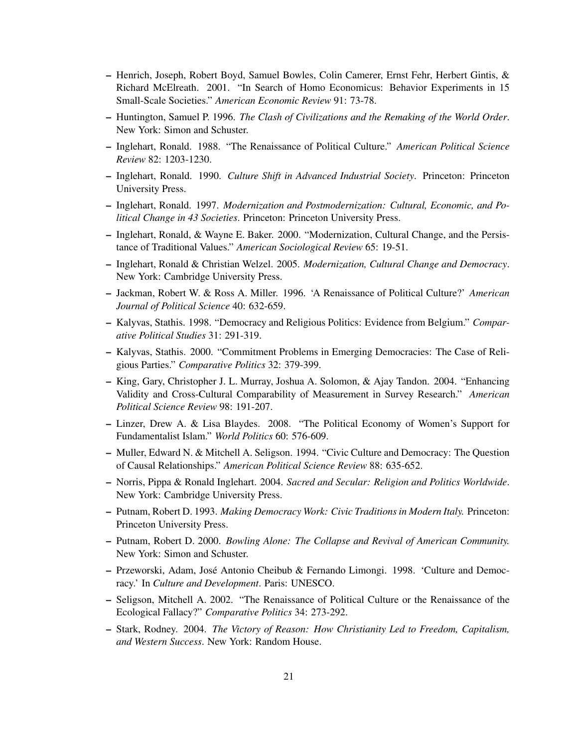- Henrich, Joseph, Robert Boyd, Samuel Bowles, Colin Camerer, Ernst Fehr, Herbert Gintis, & Richard McElreath. 2001. "In Search of Homo Economicus: Behavior Experiments in 15 Small-Scale Societies." *American Economic Review* 91: 73-78.
- Huntington, Samuel P. 1996. *The Clash of Civilizations and the Remaking of the World Order*. New York: Simon and Schuster.
- Inglehart, Ronald. 1988. "The Renaissance of Political Culture." *American Political Science Review* 82: 1203-1230.
- Inglehart, Ronald. 1990. *Culture Shift in Advanced Industrial Society*. Princeton: Princeton University Press.
- Inglehart, Ronald. 1997. *Modernization and Postmodernization: Cultural, Economic, and Political Change in 43 Societies*. Princeton: Princeton University Press.
- Inglehart, Ronald, & Wayne E. Baker. 2000. "Modernization, Cultural Change, and the Persistance of Traditional Values." *American Sociological Review* 65: 19-51.
- Inglehart, Ronald & Christian Welzel. 2005. *Modernization, Cultural Change and Democracy*. New York: Cambridge University Press.
- Jackman, Robert W. & Ross A. Miller. 1996. 'A Renaissance of Political Culture?' *American Journal of Political Science* 40: 632-659.
- Kalyvas, Stathis. 1998. "Democracy and Religious Politics: Evidence from Belgium." *Comparative Political Studies* 31: 291-319.
- Kalyvas, Stathis. 2000. "Commitment Problems in Emerging Democracies: The Case of Religious Parties." *Comparative Politics* 32: 379-399.
- King, Gary, Christopher J. L. Murray, Joshua A. Solomon, & Ajay Tandon. 2004. "Enhancing Validity and Cross-Cultural Comparability of Measurement in Survey Research." *American Political Science Review* 98: 191-207.
- Linzer, Drew A. & Lisa Blaydes. 2008. "The Political Economy of Women's Support for Fundamentalist Islam." *World Politics* 60: 576-609.
- Muller, Edward N. & Mitchell A. Seligson. 1994. "Civic Culture and Democracy: The Question of Causal Relationships." *American Political Science Review* 88: 635-652.
- Norris, Pippa & Ronald Inglehart. 2004. *Sacred and Secular: Religion and Politics Worldwide*. New York: Cambridge University Press.
- Putnam, Robert D. 1993. *Making Democracy Work: Civic Traditions in Modern Italy.* Princeton: Princeton University Press.
- Putnam, Robert D. 2000. *Bowling Alone: The Collapse and Revival of American Community.* New York: Simon and Schuster.
- Przeworski, Adam, José Antonio Cheibub & Fernando Limongi. 1998. 'Culture and Democracy.' In *Culture and Development*. Paris: UNESCO.
- Seligson, Mitchell A. 2002. "The Renaissance of Political Culture or the Renaissance of the Ecological Fallacy?" *Comparative Politics* 34: 273-292.
- Stark, Rodney. 2004. *The Victory of Reason: How Christianity Led to Freedom, Capitalism, and Western Success*. New York: Random House.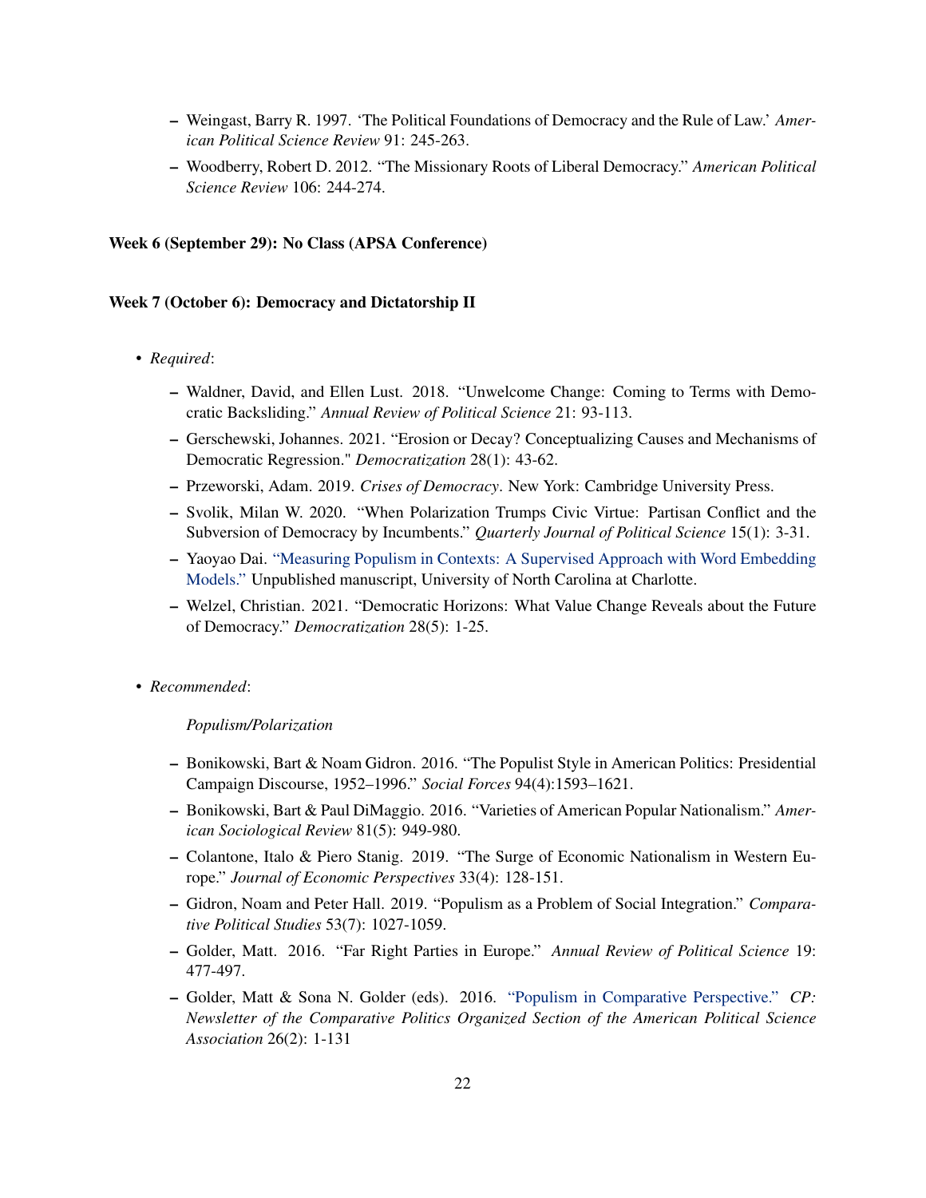- Weingast, Barry R. 1997. 'The Political Foundations of Democracy and the Rule of Law.' *American Political Science Review* 91: 245-263.
- Woodberry, Robert D. 2012. "The Missionary Roots of Liberal Democracy." *American Political Science Review* 106: 244-274.

**Week 6 (September 29): No Class (APSA Conference)**

**Week 7 (October 6): Democracy and Dictatorship II**

- *Required*:
  - Waldner, David, and Ellen Lust. 2018. "Unwelcome Change: Coming to Terms with Democratic Backsliding." *Annual Review of Political Science* 21: 93-113.
  - Gerschewski, Johannes. 2021. "Erosion or Decay? Conceptualizing Causes and Mechanisms of Democratic Regression." *Democratization* 28(1): 43-62.
  - Przeworski, Adam. 2019. *Crises of Democracy*. New York: Cambridge University Press.
  - Svolik, Milan W. 2020. "When Polarization Trumps Civic Virtue: Partisan Conflict and the Subversion of Democracy by Incumbents." *Quarterly Journal of Political Science* 15(1): 3-31.
  - Yaoyao Dai. "Measuring Populism in Contexts: A Supervised Approach with Word Embedding Models." Unpublished manuscript, University of North Carolina at Charlotte.
  - Welzel, Christian. 2021. "Democratic Horizons: What Value Change Reveals about the Future of Democracy." *Democratization* 28(5): 1-25.

- *Recommended*:

  *Populism/Polarization*

  - Bonikowski, Bart & Noam Gidron. 2016. "The Populist Style in American Politics: Presidential Campaign Discourse, 1952–1996." *Social Forces* 94(4):1593–1621.
  - Bonikowski, Bart & Paul DiMaggio. 2016. "Varieties of American Popular Nationalism." *American Sociological Review* 81(5): 949-980.
  - Colantone, Italo & Piero Stanig. 2019. "The Surge of Economic Nationalism in Western Europe." *Journal of Economic Perspectives* 33(4): 128-151.
  - Gidron, Noam and Peter Hall. 2019. "Populism as a Problem of Social Integration." *Comparative Political Studies* 53(7): 1027-1059.
  - Golder, Matt. 2016. "Far Right Parties in Europe." *Annual Review of Political Science* 19: 477-497.
  - Golder, Matt & Sona N. Golder (eds). 2016. "Populism in Comparative Perspective." *CP: Newsletter of the Comparative Politics Organized Section of the American Political Science Association* 26(2): 1-131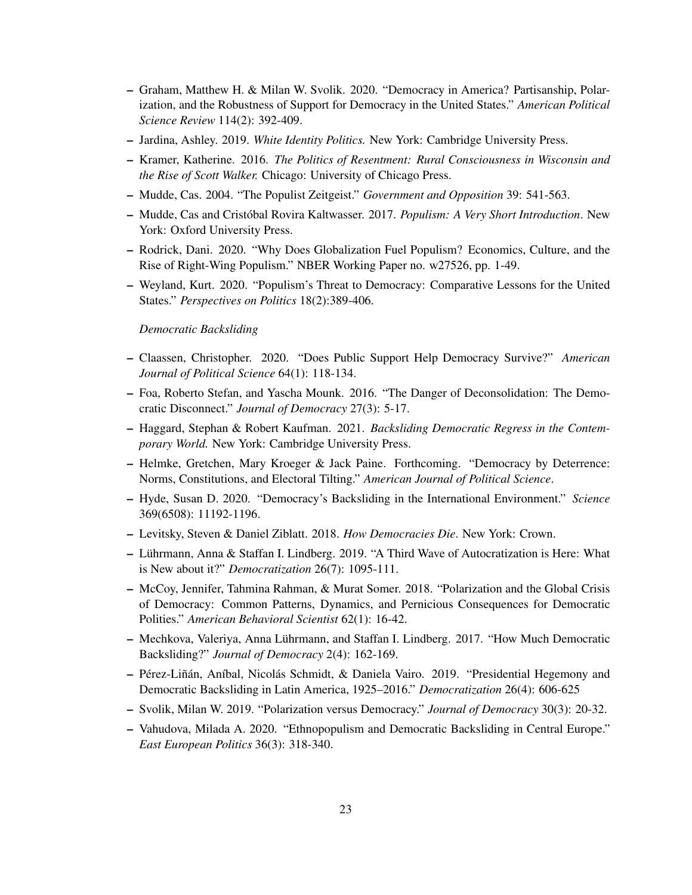- Graham, Matthew H. & Milan W. Svolik. 2020. "Democracy in America? Partisanship, Polarization, and the Robustness of Support for Democracy in the United States." *American Political Science Review* 114(2): 392-409.
- Jardina, Ashley. 2019. *White Identity Politics.* New York: Cambridge University Press.
- Kramer, Katherine. 2016. *The Politics of Resentment: Rural Consciousness in Wisconsin and the Rise of Scott Walker.* Chicago: University of Chicago Press.
- Mudde, Cas. 2004. "The Populist Zeitgeist." *Government and Opposition* 39: 541-563.
- Mudde, Cas and Cristóbal Rovira Kaltwasser. 2017. *Populism: A Very Short Introduction*. New York: Oxford University Press.
- Rodrick, Dani. 2020. "Why Does Globalization Fuel Populism? Economics, Culture, and the Rise of Right-Wing Populism." NBER Working Paper no. w27526, pp. 1-49.
- Weyland, Kurt. 2020. "Populism's Threat to Democracy: Comparative Lessons for the United States." *Perspectives on Politics* 18(2):389-406.

*Democratic Backsliding*

- Claassen, Christopher. 2020. "Does Public Support Help Democracy Survive?" *American Journal of Political Science* 64(1): 118-134.
- Foa, Roberto Stefan, and Yascha Mounk. 2016. "The Danger of Deconsolidation: The Democratic Disconnect." *Journal of Democracy* 27(3): 5-17.
- Haggard, Stephan & Robert Kaufman. 2021. *Backsliding Democratic Regress in the Contemporary World.* New York: Cambridge University Press.
- Helmke, Gretchen, Mary Kroeger & Jack Paine. Forthcoming. "Democracy by Deterrence: Norms, Constitutions, and Electoral Tilting." *American Journal of Political Science*.
- Hyde, Susan D. 2020. "Democracy's Backsliding in the International Environment." *Science* 369(6508): 11192-1196.
- Levitsky, Steven & Daniel Ziblatt. 2018. *How Democracies Die*. New York: Crown.
- Lührmann, Anna & Staffan I. Lindberg. 2019. "A Third Wave of Autocratization is Here: What is New about it?" *Democratization* 26(7): 1095-111.
- McCoy, Jennifer, Tahmina Rahman, & Murat Somer. 2018. "Polarization and the Global Crisis of Democracy: Common Patterns, Dynamics, and Pernicious Consequences for Democratic Polities." *American Behavioral Scientist* 62(1): 16-42.
- Mechkova, Valeriya, Anna Lührmann, and Staffan I. Lindberg. 2017. "How Much Democratic Backsliding?" *Journal of Democracy* 2(4): 162-169.
- Pérez-Liñán, Aníbal, Nicolás Schmidt, & Daniela Vairo. 2019. "Presidential Hegemony and Democratic Backsliding in Latin America, 1925–2016." *Democratization* 26(4): 606-625
- Svolik, Milan W. 2019. "Polarization versus Democracy." *Journal of Democracy* 30(3): 20-32.
- Vahudova, Milada A. 2020. "Ethnopopulism and Democratic Backsliding in Central Europe." *East European Politics* 36(3): 318-340.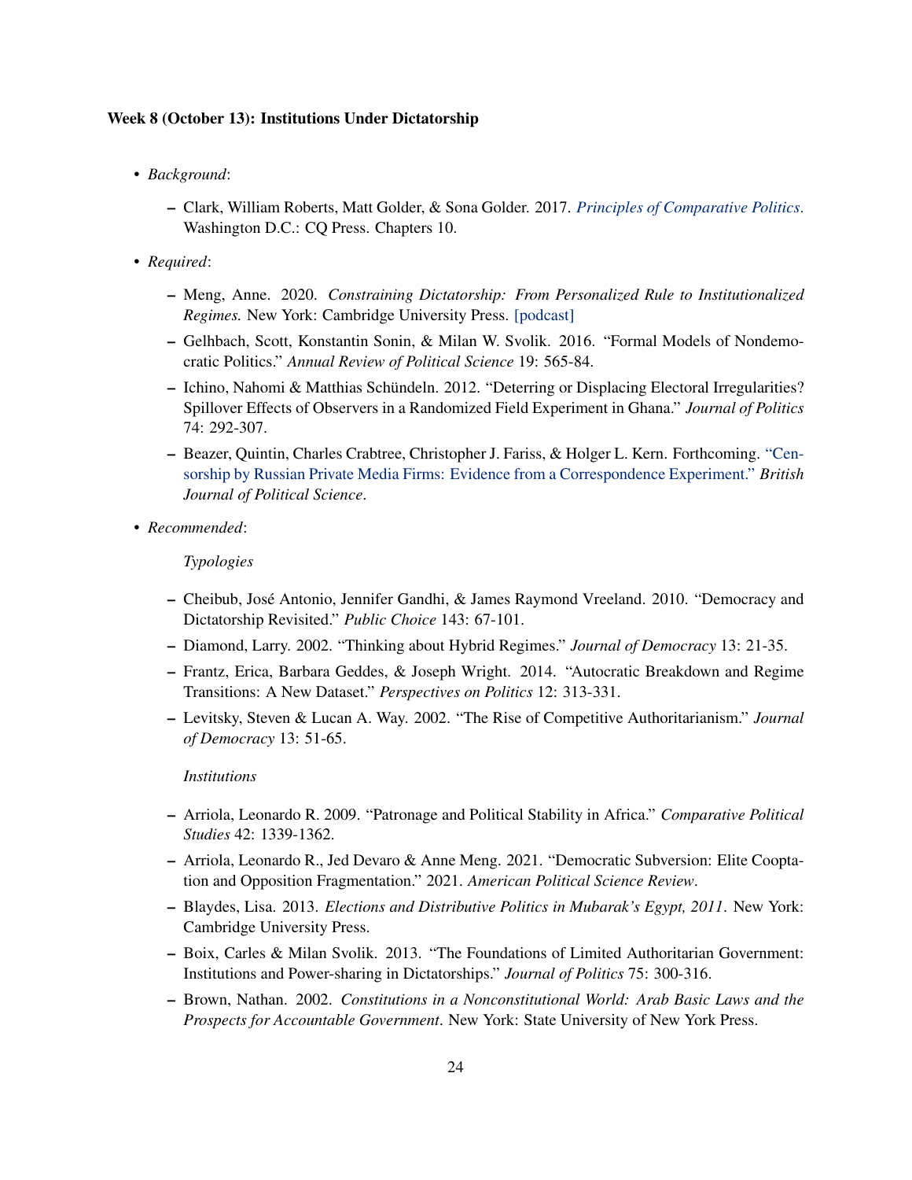**Week 8 (October 13): Institutions Under Dictatorship**

- *Background*:
  - Clark, William Roberts, Matt Golder, & Sona Golder. 2017. *Principles of Comparative Politics*. Washington D.C.: CQ Press. Chapters 10.
- *Required*:
  - Meng, Anne. 2020. *Constraining Dictatorship: From Personalized Rule to Institutionalized Regimes.* New York: Cambridge University Press. [podcast]
  - Gelhbach, Scott, Konstantin Sonin, & Milan W. Svolik. 2016. "Formal Models of Nondemocratic Politics." *Annual Review of Political Science* 19: 565-84.
  - Ichino, Nahomi & Matthias Schündeln. 2012. "Deterring or Displacing Electoral Irregularities? Spillover Effects of Observers in a Randomized Field Experiment in Ghana." *Journal of Politics* 74: 292-307.
  - Beazer, Quintin, Charles Crabtree, Christopher J. Fariss, & Holger L. Kern. Forthcoming. "Censorship by Russian Private Media Firms: Evidence from a Correspondence Experiment." *British Journal of Political Science*.
- *Recommended*:

  *Typologies*

  - Cheibub, José Antonio, Jennifer Gandhi, & James Raymond Vreeland. 2010. "Democracy and Dictatorship Revisited." *Public Choice* 143: 67-101.
  - Diamond, Larry. 2002. "Thinking about Hybrid Regimes." *Journal of Democracy* 13: 21-35.
  - Frantz, Erica, Barbara Geddes, & Joseph Wright. 2014. "Autocratic Breakdown and Regime Transitions: A New Dataset." *Perspectives on Politics* 12: 313-331.
  - Levitsky, Steven & Lucan A. Way. 2002. "The Rise of Competitive Authoritarianism." *Journal of Democracy* 13: 51-65.

  *Institutions*

  - Arriola, Leonardo R. 2009. "Patronage and Political Stability in Africa." *Comparative Political Studies* 42: 1339-1362.
  - Arriola, Leonardo R., Jed Devaro & Anne Meng. 2021. "Democratic Subversion: Elite Cooptation and Opposition Fragmentation." 2021. *American Political Science Review*.
  - Blaydes, Lisa. 2013. *Elections and Distributive Politics in Mubarak's Egypt, 2011*. New York: Cambridge University Press.
  - Boix, Carles & Milan Svolik. 2013. "The Foundations of Limited Authoritarian Government: Institutions and Power-sharing in Dictatorships." *Journal of Politics* 75: 300-316.
  - Brown, Nathan. 2002. *Constitutions in a Nonconstitutional World: Arab Basic Laws and the Prospects for Accountable Government*. New York: State University of New York Press.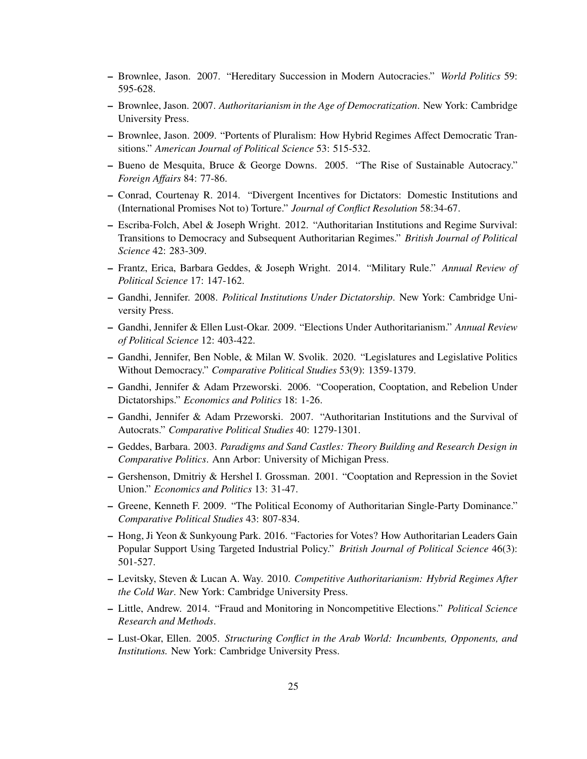- Brownlee, Jason. 2007. “Hereditary Succession in Modern Autocracies.” *World Politics* 59: 595-628.
- Brownlee, Jason. 2007. *Authoritarianism in the Age of Democratization*. New York: Cambridge University Press.
- Brownlee, Jason. 2009. “Portents of Pluralism: How Hybrid Regimes Affect Democratic Transitions.” *American Journal of Political Science* 53: 515-532.
- Bueno de Mesquita, Bruce & George Downs. 2005. “The Rise of Sustainable Autocracy.” *Foreign Affairs* 84: 77-86.
- Conrad, Courtenay R. 2014. “Divergent Incentives for Dictators: Domestic Institutions and (International Promises Not to) Torture.” *Journal of Conflict Resolution* 58:34-67.
- Escriba-Folch, Abel & Joseph Wright. 2012. “Authoritarian Institutions and Regime Survival: Transitions to Democracy and Subsequent Authoritarian Regimes.” *British Journal of Political Science* 42: 283-309.
- Frantz, Erica, Barbara Geddes, & Joseph Wright. 2014. “Military Rule.” *Annual Review of Political Science* 17: 147-162.
- Gandhi, Jennifer. 2008. *Political Institutions Under Dictatorship*. New York: Cambridge University Press.
- Gandhi, Jennifer & Ellen Lust-Okar. 2009. “Elections Under Authoritarianism.” *Annual Review of Political Science* 12: 403-422.
- Gandhi, Jennifer, Ben Noble, & Milan W. Svolik. 2020. “Legislatures and Legislative Politics Without Democracy.” *Comparative Political Studies* 53(9): 1359-1379.
- Gandhi, Jennifer & Adam Przeworski. 2006. “Cooperation, Cooptation, and Rebelion Under Dictatorships.” *Economics and Politics* 18: 1-26.
- Gandhi, Jennifer & Adam Przeworski. 2007. “Authoritarian Institutions and the Survival of Autocrats.” *Comparative Political Studies* 40: 1279-1301.
- Geddes, Barbara. 2003. *Paradigms and Sand Castles: Theory Building and Research Design in Comparative Politics*. Ann Arbor: University of Michigan Press.
- Gershenson, Dmitriy & Hershel I. Grossman. 2001. “Cooptation and Repression in the Soviet Union.” *Economics and Politics* 13: 31-47.
- Greene, Kenneth F. 2009. “The Political Economy of Authoritarian Single-Party Dominance.” *Comparative Political Studies* 43: 807-834.
- Hong, Ji Yeon & Sunkyoung Park. 2016. “Factories for Votes? How Authoritarian Leaders Gain Popular Support Using Targeted Industrial Policy.” *British Journal of Political Science* 46(3): 501-527.
- Levitsky, Steven & Lucan A. Way. 2010. *Competitive Authoritarianism: Hybrid Regimes After the Cold War*. New York: Cambridge University Press.
- Little, Andrew. 2014. “Fraud and Monitoring in Noncompetitive Elections.” *Political Science Research and Methods*.
- Lust-Okar, Ellen. 2005. *Structuring Conflict in the Arab World: Incumbents, Opponents, and Institutions.* New York: Cambridge University Press.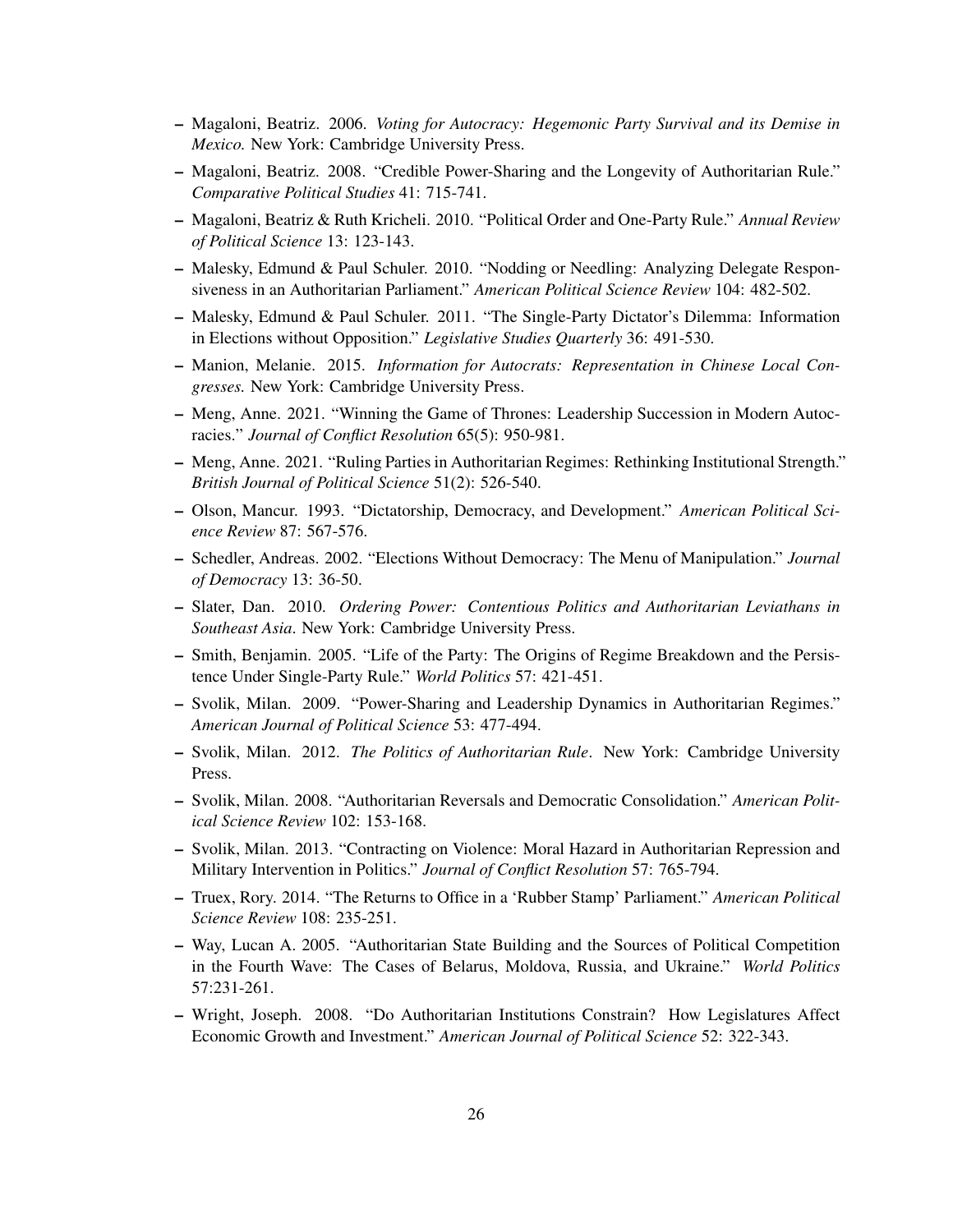- Magaloni, Beatriz. 2006. *Voting for Autocracy: Hegemonic Party Survival and its Demise in Mexico.* New York: Cambridge University Press.
- Magaloni, Beatriz. 2008. "Credible Power-Sharing and the Longevity of Authoritarian Rule." *Comparative Political Studies* 41: 715-741.
- Magaloni, Beatriz & Ruth Kricheli. 2010. "Political Order and One-Party Rule." *Annual Review of Political Science* 13: 123-143.
- Malesky, Edmund & Paul Schuler. 2010. "Nodding or Needling: Analyzing Delegate Responsiveness in an Authoritarian Parliament." *American Political Science Review* 104: 482-502.
- Malesky, Edmund & Paul Schuler. 2011. "The Single-Party Dictator's Dilemma: Information in Elections without Opposition." *Legislative Studies Quarterly* 36: 491-530.
- Manion, Melanie. 2015. *Information for Autocrats: Representation in Chinese Local Congresses.* New York: Cambridge University Press.
- Meng, Anne. 2021. "Winning the Game of Thrones: Leadership Succession in Modern Autocracies." *Journal of Conflict Resolution* 65(5): 950-981.
- Meng, Anne. 2021. "Ruling Parties in Authoritarian Regimes: Rethinking Institutional Strength." *British Journal of Political Science* 51(2): 526-540.
- Olson, Mancur. 1993. "Dictatorship, Democracy, and Development." *American Political Science Review* 87: 567-576.
- Schedler, Andreas. 2002. "Elections Without Democracy: The Menu of Manipulation." *Journal of Democracy* 13: 36-50.
- Slater, Dan. 2010. *Ordering Power: Contentious Politics and Authoritarian Leviathans in Southeast Asia*. New York: Cambridge University Press.
- Smith, Benjamin. 2005. "Life of the Party: The Origins of Regime Breakdown and the Persistence Under Single-Party Rule." *World Politics* 57: 421-451.
- Svolik, Milan. 2009. "Power-Sharing and Leadership Dynamics in Authoritarian Regimes." *American Journal of Political Science* 53: 477-494.
- Svolik, Milan. 2012. *The Politics of Authoritarian Rule*. New York: Cambridge University Press.
- Svolik, Milan. 2008. "Authoritarian Reversals and Democratic Consolidation." *American Political Science Review* 102: 153-168.
- Svolik, Milan. 2013. "Contracting on Violence: Moral Hazard in Authoritarian Repression and Military Intervention in Politics." *Journal of Conflict Resolution* 57: 765-794.
- Truex, Rory. 2014. "The Returns to Office in a 'Rubber Stamp' Parliament." *American Political Science Review* 108: 235-251.
- Way, Lucan A. 2005. "Authoritarian State Building and the Sources of Political Competition in the Fourth Wave: The Cases of Belarus, Moldova, Russia, and Ukraine." *World Politics* 57:231-261.
- Wright, Joseph. 2008. "Do Authoritarian Institutions Constrain? How Legislatures Affect Economic Growth and Investment." *American Journal of Political Science* 52: 322-343.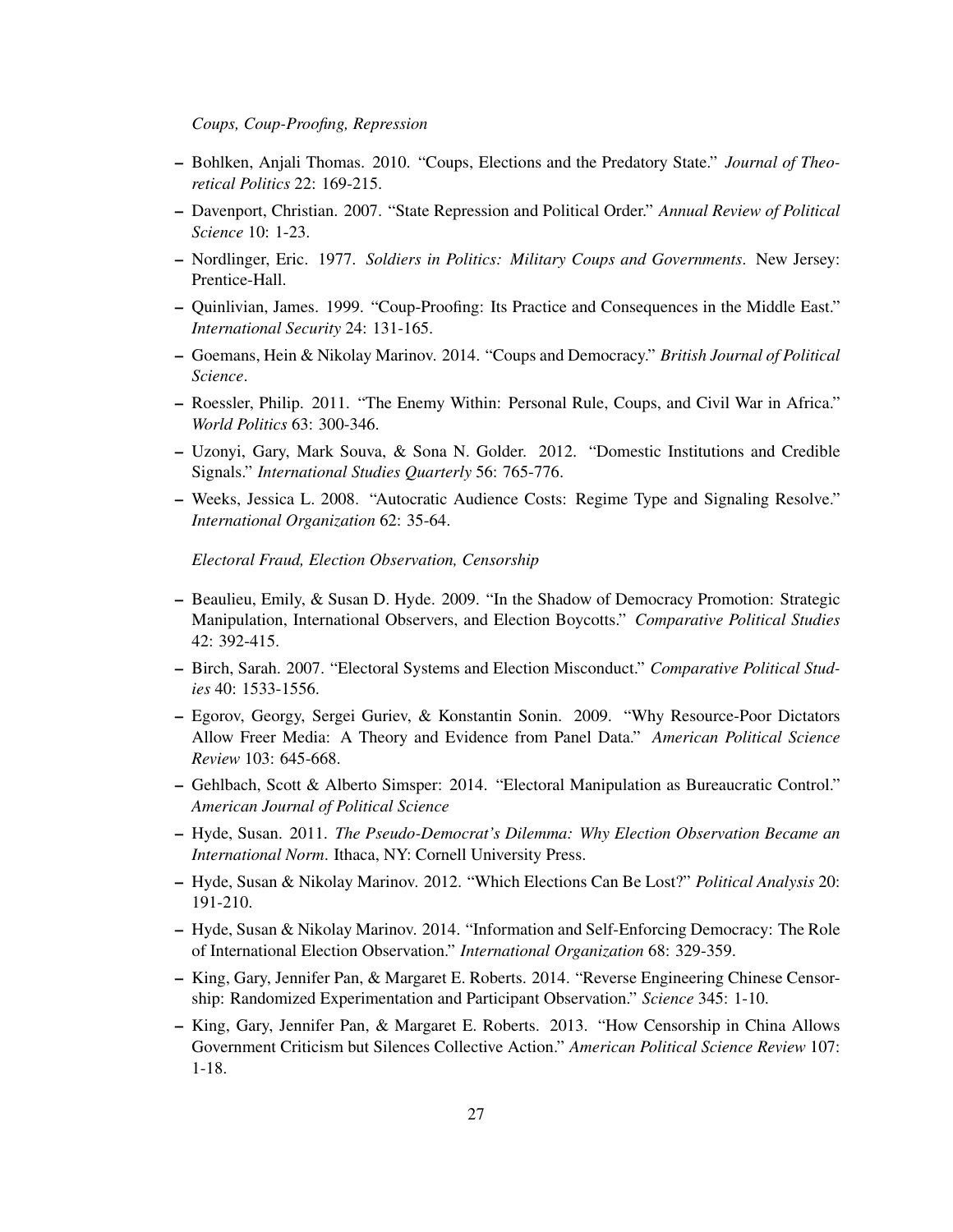*Coups, Coup-Proofing, Repression*

- Bohlken, Anjali Thomas. 2010. "Coups, Elections and the Predatory State." *Journal of Theoretical Politics* 22: 169-215.
- Davenport, Christian. 2007. "State Repression and Political Order." *Annual Review of Political Science* 10: 1-23.
- Nordlinger, Eric. 1977. *Soldiers in Politics: Military Coups and Governments*. New Jersey: Prentice-Hall.
- Quinlivian, James. 1999. "Coup-Proofing: Its Practice and Consequences in the Middle East." *International Security* 24: 131-165.
- Goemans, Hein & Nikolay Marinov. 2014. "Coups and Democracy." *British Journal of Political Science*.
- Roessler, Philip. 2011. "The Enemy Within: Personal Rule, Coups, and Civil War in Africa." *World Politics* 63: 300-346.
- Uzonyi, Gary, Mark Souva, & Sona N. Golder. 2012. "Domestic Institutions and Credible Signals." *International Studies Quarterly* 56: 765-776.
- Weeks, Jessica L. 2008. "Autocratic Audience Costs: Regime Type and Signaling Resolve." *International Organization* 62: 35-64.

*Electoral Fraud, Election Observation, Censorship*

- Beaulieu, Emily, & Susan D. Hyde. 2009. "In the Shadow of Democracy Promotion: Strategic Manipulation, International Observers, and Election Boycotts." *Comparative Political Studies* 42: 392-415.
- Birch, Sarah. 2007. "Electoral Systems and Election Misconduct." *Comparative Political Studies* 40: 1533-1556.
- Egorov, Georgy, Sergei Guriev, & Konstantin Sonin. 2009. "Why Resource-Poor Dictators Allow Freer Media: A Theory and Evidence from Panel Data." *American Political Science Review* 103: 645-668.
- Gehlbach, Scott & Alberto Simsper: 2014. "Electoral Manipulation as Bureaucratic Control." *American Journal of Political Science*
- Hyde, Susan. 2011. *The Pseudo-Democrat's Dilemma: Why Election Observation Became an International Norm*. Ithaca, NY: Cornell University Press.
- Hyde, Susan & Nikolay Marinov. 2012. "Which Elections Can Be Lost?" *Political Analysis* 20: 191-210.
- Hyde, Susan & Nikolay Marinov. 2014. "Information and Self-Enforcing Democracy: The Role of International Election Observation." *International Organization* 68: 329-359.
- King, Gary, Jennifer Pan, & Margaret E. Roberts. 2014. "Reverse Engineering Chinese Censorship: Randomized Experimentation and Participant Observation." *Science* 345: 1-10.
- King, Gary, Jennifer Pan, & Margaret E. Roberts. 2013. "How Censorship in China Allows Government Criticism but Silences Collective Action." *American Political Science Review* 107: 1-18.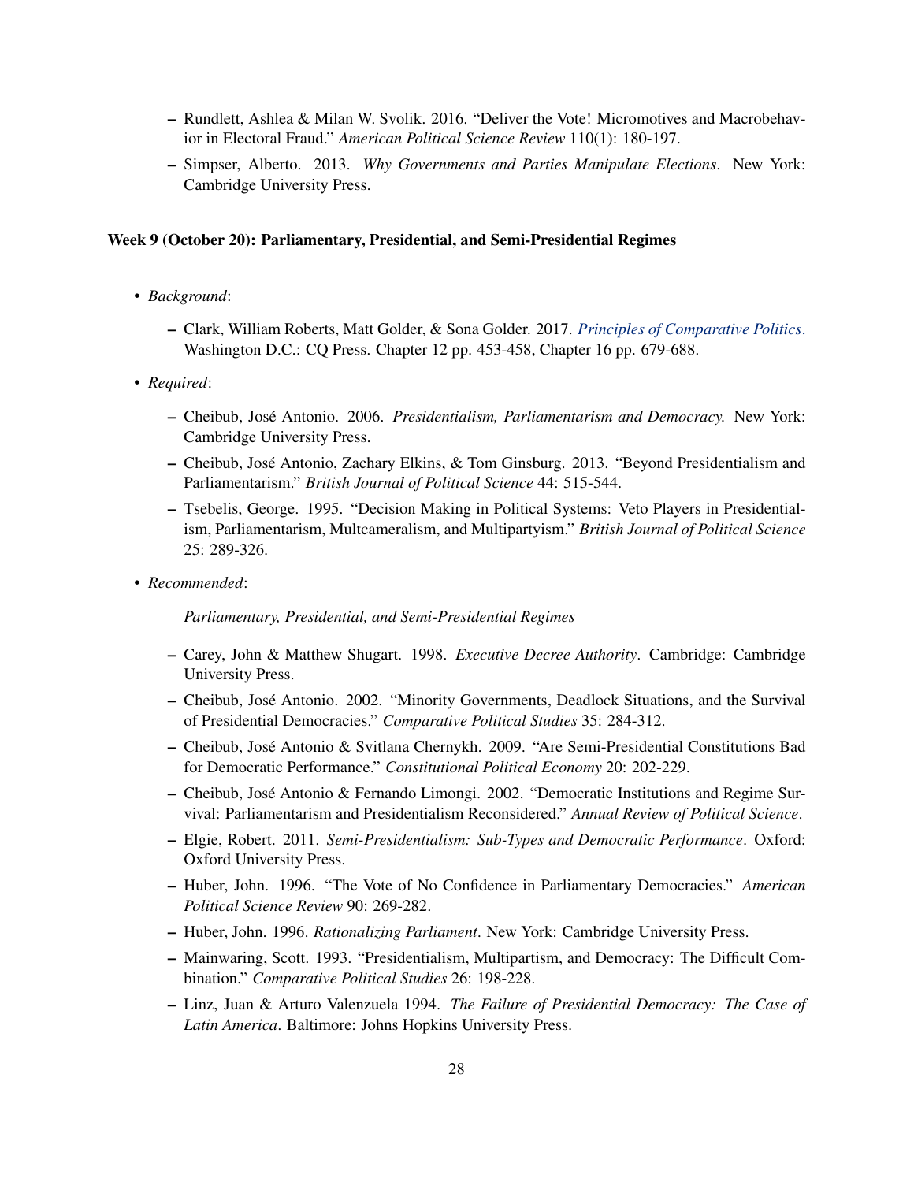- Rundlett, Ashlea & Milan W. Svolik. 2016. "Deliver the Vote! Micromotives and Macrobehavior in Electoral Fraud." *American Political Science Review* 110(1): 180-197.
- Simpser, Alberto. 2013. *Why Governments and Parties Manipulate Elections*. New York: Cambridge University Press.

### Week 9 (October 20): Parliamentary, Presidential, and Semi-Presidential Regimes

- *Background*:
  - Clark, William Roberts, Matt Golder, & Sona Golder. 2017. *Principles of Comparative Politics*. Washington D.C.: CQ Press. Chapter 12 pp. 453-458, Chapter 16 pp. 679-688.
- *Required*:
  - Cheibub, José Antonio. 2006. *Presidentialism, Parliamentarism and Democracy.* New York: Cambridge University Press.
  - Cheibub, José Antonio, Zachary Elkins, & Tom Ginsburg. 2013. "Beyond Presidentialism and Parliamentarism." *British Journal of Political Science* 44: 515-544.
  - Tsebelis, George. 1995. "Decision Making in Political Systems: Veto Players in Presidentialism, Parliamentarism, Multcameralism, and Multipartyism." *British Journal of Political Science* 25: 289-326.
- *Recommended*:

  *Parliamentary, Presidential, and Semi-Presidential Regimes*

  - Carey, John & Matthew Shugart. 1998. *Executive Decree Authority*. Cambridge: Cambridge University Press.
  - Cheibub, José Antonio. 2002. "Minority Governments, Deadlock Situations, and the Survival of Presidential Democracies." *Comparative Political Studies* 35: 284-312.
  - Cheibub, José Antonio & Svitlana Chernykh. 2009. "Are Semi-Presidential Constitutions Bad for Democratic Performance." *Constitutional Political Economy* 20: 202-229.
  - Cheibub, José Antonio & Fernando Limongi. 2002. "Democratic Institutions and Regime Survival: Parliamentarism and Presidentialism Reconsidered." *Annual Review of Political Science*.
  - Elgie, Robert. 2011. *Semi-Presidentialism: Sub-Types and Democratic Performance*. Oxford: Oxford University Press.
  - Huber, John. 1996. "The Vote of No Confidence in Parliamentary Democracies." *American Political Science Review* 90: 269-282.
  - Huber, John. 1996. *Rationalizing Parliament*. New York: Cambridge University Press.
  - Mainwaring, Scott. 1993. "Presidentialism, Multipartism, and Democracy: The Difficult Combination." *Comparative Political Studies* 26: 198-228.
  - Linz, Juan & Arturo Valenzuela 1994. *The Failure of Presidential Democracy: The Case of Latin America*. Baltimore: Johns Hopkins University Press.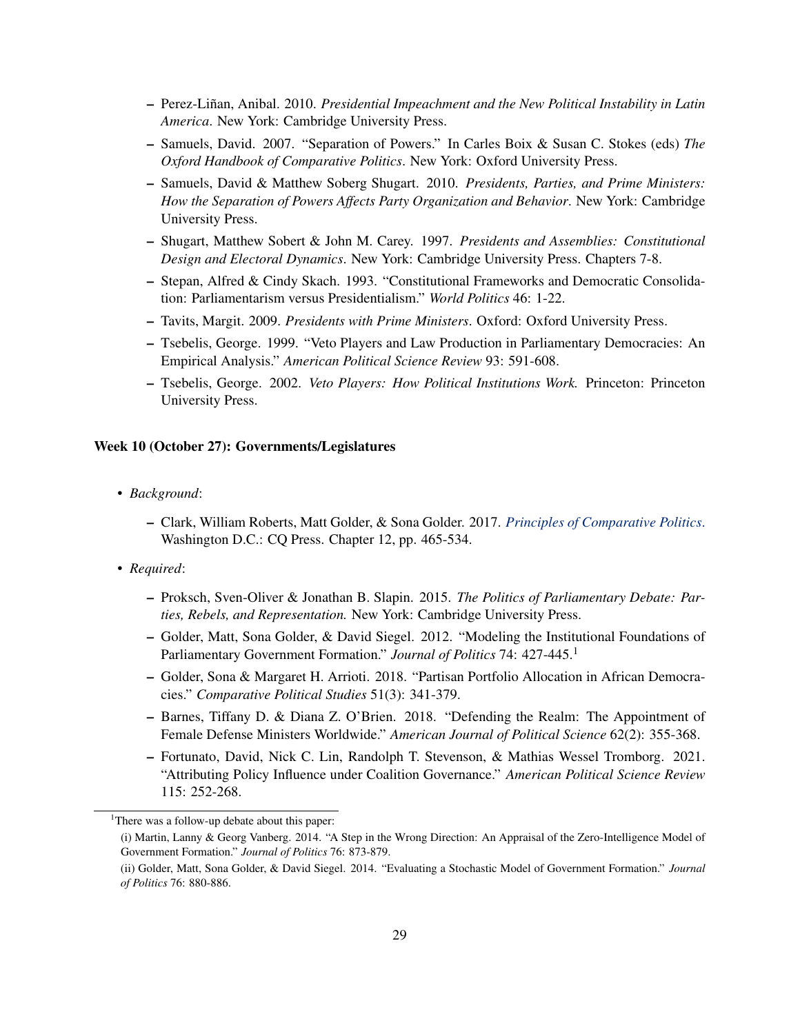- Perez-Liñan, Anibal. 2010. *Presidential Impeachment and the New Political Instability in Latin America*. New York: Cambridge University Press.
- Samuels, David. 2007. "Separation of Powers." In Carles Boix & Susan C. Stokes (eds) *The Oxford Handbook of Comparative Politics*. New York: Oxford University Press.
- Samuels, David & Matthew Soberg Shugart. 2010. *Presidents, Parties, and Prime Ministers: How the Separation of Powers Affects Party Organization and Behavior*. New York: Cambridge University Press.
- Shugart, Matthew Sobert & John M. Carey. 1997. *Presidents and Assemblies: Constitutional Design and Electoral Dynamics*. New York: Cambridge University Press. Chapters 7-8.
- Stepan, Alfred & Cindy Skach. 1993. "Constitutional Frameworks and Democratic Consolidation: Parliamentarism versus Presidentialism." *World Politics* 46: 1-22.
- Tavits, Margit. 2009. *Presidents with Prime Ministers*. Oxford: Oxford University Press.
- Tsebelis, George. 1999. "Veto Players and Law Production in Parliamentary Democracies: An Empirical Analysis." *American Political Science Review* 93: 591-608.
- Tsebelis, George. 2002. *Veto Players: How Political Institutions Work.* Princeton: Princeton University Press.

**Week 10 (October 27): Governments/Legislatures**

- *Background*:
  - Clark, William Roberts, Matt Golder, & Sona Golder. 2017. *Principles of Comparative Politics*. Washington D.C.: CQ Press. Chapter 12, pp. 465-534.
- *Required*:
  - Proksch, Sven-Oliver & Jonathan B. Slapin. 2015. *The Politics of Parliamentary Debate: Parties, Rebels, and Representation.* New York: Cambridge University Press.
  - Golder, Matt, Sona Golder, & David Siegel. 2012. "Modeling the Institutional Foundations of Parliamentary Government Formation." *Journal of Politics* 74: 427-445.[1]
  - Golder, Sona & Margaret H. Arrioti. 2018. "Partisan Portfolio Allocation in African Democracies." *Comparative Political Studies* 51(3): 341-379.
  - Barnes, Tiffany D. & Diana Z. O'Brien. 2018. "Defending the Realm: The Appointment of Female Defense Ministers Worldwide." *American Journal of Political Science* 62(2): 355-368.
  - Fortunato, David, Nick C. Lin, Randolph T. Stevenson, & Mathias Wessel Tromborg. 2021. "Attributing Policy Influence under Coalition Governance." *American Political Science Review* 115: 252-268.

[1] There was a follow-up debate about this paper:

(i) Martin, Lanny & Georg Vanberg. 2014. "A Step in the Wrong Direction: An Appraisal of the Zero-Intelligence Model of Government Formation." *Journal of Politics* 76: 873-879.

(ii) Golder, Matt, Sona Golder, & David Siegel. 2014. "Evaluating a Stochastic Model of Government Formation." *Journal of Politics* 76: 880-886.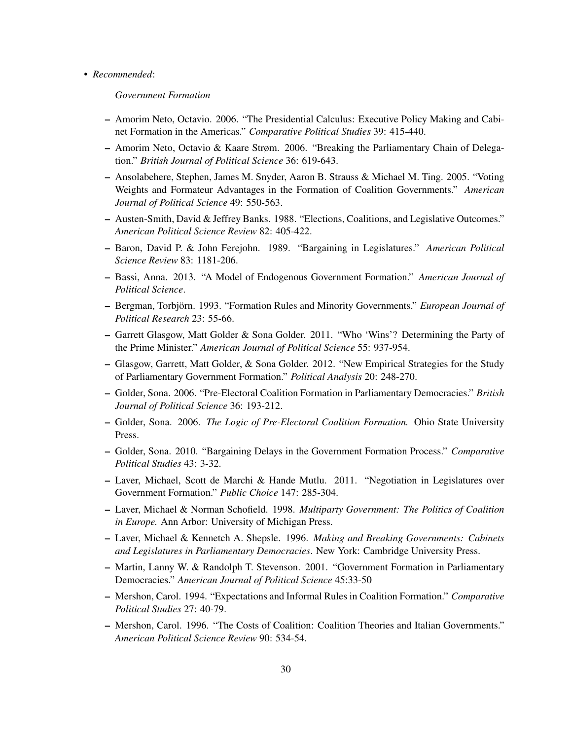- *Recommended*:

  *Government Formation*

  - Amorim Neto, Octavio. 2006. "The Presidential Calculus: Executive Policy Making and Cabinet Formation in the Americas." *Comparative Political Studies* 39: 415-440.
  - Amorim Neto, Octavio & Kaare Strøm. 2006. "Breaking the Parliamentary Chain of Delegation." *British Journal of Political Science* 36: 619-643.
  - Ansolabehere, Stephen, James M. Snyder, Aaron B. Strauss & Michael M. Ting. 2005. "Voting Weights and Formateur Advantages in the Formation of Coalition Governments." *American Journal of Political Science* 49: 550-563.
  - Austen-Smith, David & Jeffrey Banks. 1988. "Elections, Coalitions, and Legislative Outcomes." *American Political Science Review* 82: 405-422.
  - Baron, David P. & John Ferejohn. 1989. "Bargaining in Legislatures." *American Political Science Review* 83: 1181-206.
  - Bassi, Anna. 2013. "A Model of Endogenous Government Formation." *American Journal of Political Science*.
  - Bergman, Torbjörn. 1993. "Formation Rules and Minority Governments." *European Journal of Political Research* 23: 55-66.
  - Garrett Glasgow, Matt Golder & Sona Golder. 2011. "Who 'Wins'? Determining the Party of the Prime Minister." *American Journal of Political Science* 55: 937-954.
  - Glasgow, Garrett, Matt Golder, & Sona Golder. 2012. "New Empirical Strategies for the Study of Parliamentary Government Formation." *Political Analysis* 20: 248-270.
  - Golder, Sona. 2006. "Pre-Electoral Coalition Formation in Parliamentary Democracies." *British Journal of Political Science* 36: 193-212.
  - Golder, Sona. 2006. *The Logic of Pre-Electoral Coalition Formation.* Ohio State University Press.
  - Golder, Sona. 2010. "Bargaining Delays in the Government Formation Process." *Comparative Political Studies* 43: 3-32.
  - Laver, Michael, Scott de Marchi & Hande Mutlu. 2011. "Negotiation in Legislatures over Government Formation." *Public Choice* 147: 285-304.
  - Laver, Michael & Norman Schofield. 1998. *Multiparty Government: The Politics of Coalition in Europe.* Ann Arbor: University of Michigan Press.
  - Laver, Michael & Kennetch A. Shepsle. 1996. *Making and Breaking Governments: Cabinets and Legislatures in Parliamentary Democracies*. New York: Cambridge University Press.
  - Martin, Lanny W. & Randolph T. Stevenson. 2001. "Government Formation in Parliamentary Democracies." *American Journal of Political Science* 45:33-50
  - Mershon, Carol. 1994. "Expectations and Informal Rules in Coalition Formation." *Comparative Political Studies* 27: 40-79.
  - Mershon, Carol. 1996. "The Costs of Coalition: Coalition Theories and Italian Governments." *American Political Science Review* 90: 534-54.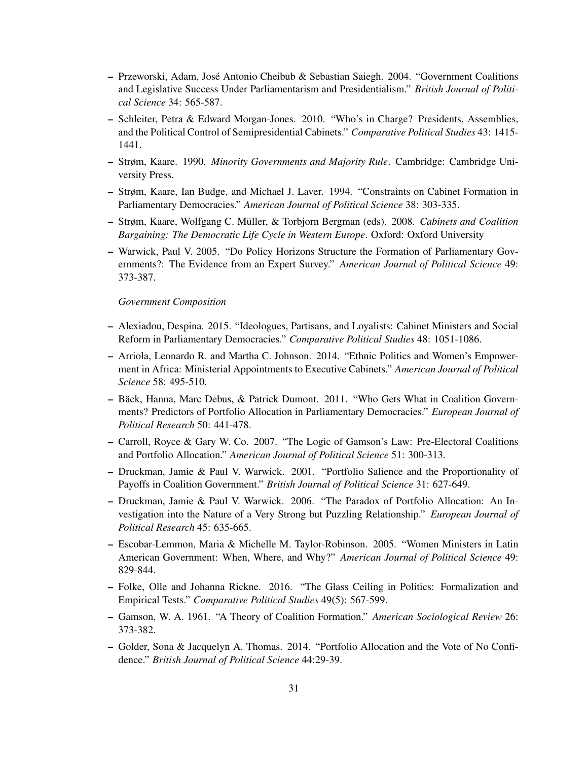- Przeworski, Adam, José Antonio Cheibub & Sebastian Saiegh. 2004. "Government Coalitions and Legislative Success Under Parliamentarism and Presidentialism." *British Journal of Political Science* 34: 565-587.
- Schleiter, Petra & Edward Morgan-Jones. 2010. "Who's in Charge? Presidents, Assemblies, and the Political Control of Semipresidential Cabinets." *Comparative Political Studies* 43: 1415-1441.
- Strøm, Kaare. 1990. *Minority Governments and Majority Rule*. Cambridge: Cambridge University Press.
- Strøm, Kaare, Ian Budge, and Michael J. Laver. 1994. "Constraints on Cabinet Formation in Parliamentary Democracies." *American Journal of Political Science* 38: 303-335.
- Strøm, Kaare, Wolfgang C. Müller, & Torbjorn Bergman (eds). 2008. *Cabinets and Coalition Bargaining: The Democratic Life Cycle in Western Europe*. Oxford: Oxford University
- Warwick, Paul V. 2005. "Do Policy Horizons Structure the Formation of Parliamentary Governments?: The Evidence from an Expert Survey." *American Journal of Political Science* 49: 373-387.

*Government Composition*

- Alexiadou, Despina. 2015. "Ideologues, Partisans, and Loyalists: Cabinet Ministers and Social Reform in Parliamentary Democracies." *Comparative Political Studies* 48: 1051-1086.
- Arriola, Leonardo R. and Martha C. Johnson. 2014. "Ethnic Politics and Women's Empowerment in Africa: Ministerial Appointments to Executive Cabinets." *American Journal of Political Science* 58: 495-510.
- Bäck, Hanna, Marc Debus, & Patrick Dumont. 2011. "Who Gets What in Coalition Governments? Predictors of Portfolio Allocation in Parliamentary Democracies." *European Journal of Political Research* 50: 441-478.
- Carroll, Royce & Gary W. Co. 2007. "The Logic of Gamson's Law: Pre-Electoral Coalitions and Portfolio Allocation." *American Journal of Political Science* 51: 300-313.
- Druckman, Jamie & Paul V. Warwick. 2001. "Portfolio Salience and the Proportionality of Payoffs in Coalition Government." *British Journal of Political Science* 31: 627-649.
- Druckman, Jamie & Paul V. Warwick. 2006. "The Paradox of Portfolio Allocation: An Investigation into the Nature of a Very Strong but Puzzling Relationship." *European Journal of Political Research* 45: 635-665.
- Escobar-Lemmon, Maria & Michelle M. Taylor-Robinson. 2005. "Women Ministers in Latin American Government: When, Where, and Why?" *American Journal of Political Science* 49: 829-844.
- Folke, Olle and Johanna Rickne. 2016. "The Glass Ceiling in Politics: Formalization and Empirical Tests." *Comparative Political Studies* 49(5): 567-599.
- Gamson, W. A. 1961. "A Theory of Coalition Formation." *American Sociological Review* 26: 373-382.
- Golder, Sona & Jacquelyn A. Thomas. 2014. "Portfolio Allocation and the Vote of No Confidence." *British Journal of Political Science* 44:29-39.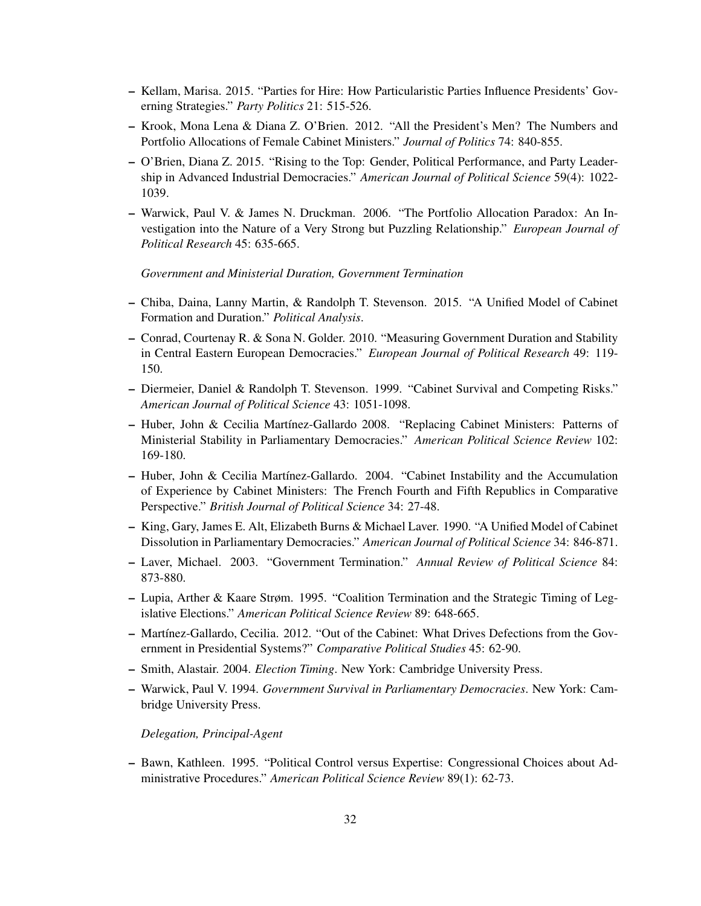- Kellam, Marisa. 2015. "Parties for Hire: How Particularistic Parties Influence Presidents' Governing Strategies." *Party Politics* 21: 515-526.
- Krook, Mona Lena & Diana Z. O'Brien. 2012. "All the President's Men? The Numbers and Portfolio Allocations of Female Cabinet Ministers." *Journal of Politics* 74: 840-855.
- O'Brien, Diana Z. 2015. "Rising to the Top: Gender, Political Performance, and Party Leadership in Advanced Industrial Democracies." *American Journal of Political Science* 59(4): 1022-1039.
- Warwick, Paul V. & James N. Druckman. 2006. "The Portfolio Allocation Paradox: An Investigation into the Nature of a Very Strong but Puzzling Relationship." *European Journal of Political Research* 45: 635-665.

*Government and Ministerial Duration, Government Termination*

- Chiba, Daina, Lanny Martin, & Randolph T. Stevenson. 2015. "A Unified Model of Cabinet Formation and Duration." *Political Analysis*.
- Conrad, Courtenay R. & Sona N. Golder. 2010. "Measuring Government Duration and Stability in Central Eastern European Democracies." *European Journal of Political Research* 49: 119-150.
- Diermeier, Daniel & Randolph T. Stevenson. 1999. "Cabinet Survival and Competing Risks." *American Journal of Political Science* 43: 1051-1098.
- Huber, John & Cecilia Martínez-Gallardo 2008. "Replacing Cabinet Ministers: Patterns of Ministerial Stability in Parliamentary Democracies." *American Political Science Review* 102: 169-180.
- Huber, John & Cecilia Martínez-Gallardo. 2004. "Cabinet Instability and the Accumulation of Experience by Cabinet Ministers: The French Fourth and Fifth Republics in Comparative Perspective." *British Journal of Political Science* 34: 27-48.
- King, Gary, James E. Alt, Elizabeth Burns & Michael Laver. 1990. "A Unified Model of Cabinet Dissolution in Parliamentary Democracies." *American Journal of Political Science* 34: 846-871.
- Laver, Michael. 2003. "Government Termination." *Annual Review of Political Science* 84: 873-880.
- Lupia, Arther & Kaare Strøm. 1995. "Coalition Termination and the Strategic Timing of Legislative Elections." *American Political Science Review* 89: 648-665.
- Martínez-Gallardo, Cecilia. 2012. "Out of the Cabinet: What Drives Defections from the Government in Presidential Systems?" *Comparative Political Studies* 45: 62-90.
- Smith, Alastair. 2004. *Election Timing*. New York: Cambridge University Press.
- Warwick, Paul V. 1994. *Government Survival in Parliamentary Democracies*. New York: Cambridge University Press.

*Delegation, Principal-Agent*

- Bawn, Kathleen. 1995. "Political Control versus Expertise: Congressional Choices about Administrative Procedures." *American Political Science Review* 89(1): 62-73.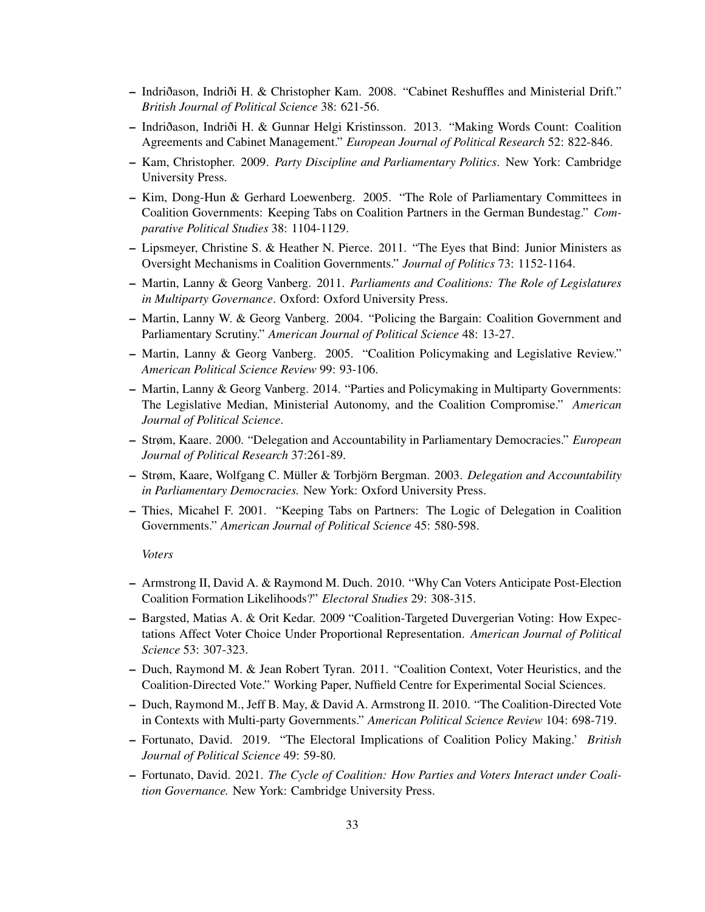- Indriðason, Indriði H. & Christopher Kam. 2008. "Cabinet Reshuffles and Ministerial Drift." *British Journal of Political Science* 38: 621-56.
- Indriðason, Indriði H. & Gunnar Helgi Kristinsson. 2013. "Making Words Count: Coalition Agreements and Cabinet Management." *European Journal of Political Research* 52: 822-846.
- Kam, Christopher. 2009. *Party Discipline and Parliamentary Politics*. New York: Cambridge University Press.
- Kim, Dong-Hun & Gerhard Loewenberg. 2005. "The Role of Parliamentary Committees in Coalition Governments: Keeping Tabs on Coalition Partners in the German Bundestag." *Comparative Political Studies* 38: 1104-1129.
- Lipsmeyer, Christine S. & Heather N. Pierce. 2011. "The Eyes that Bind: Junior Ministers as Oversight Mechanisms in Coalition Governments." *Journal of Politics* 73: 1152-1164.
- Martin, Lanny & Georg Vanberg. 2011. *Parliaments and Coalitions: The Role of Legislatures in Multiparty Governance*. Oxford: Oxford University Press.
- Martin, Lanny W. & Georg Vanberg. 2004. "Policing the Bargain: Coalition Government and Parliamentary Scrutiny." *American Journal of Political Science* 48: 13-27.
- Martin, Lanny & Georg Vanberg. 2005. "Coalition Policymaking and Legislative Review." *American Political Science Review* 99: 93-106.
- Martin, Lanny & Georg Vanberg. 2014. "Parties and Policymaking in Multiparty Governments: The Legislative Median, Ministerial Autonomy, and the Coalition Compromise." *American Journal of Political Science*.
- Strøm, Kaare. 2000. "Delegation and Accountability in Parliamentary Democracies." *European Journal of Political Research* 37:261-89.
- Strøm, Kaare, Wolfgang C. Müller & Torbjörn Bergman. 2003. *Delegation and Accountability in Parliamentary Democracies.* New York: Oxford University Press.
- Thies, Micahel F. 2001. "Keeping Tabs on Partners: The Logic of Delegation in Coalition Governments." *American Journal of Political Science* 45: 580-598.

*Voters*

- Armstrong II, David A. & Raymond M. Duch. 2010. "Why Can Voters Anticipate Post-Election Coalition Formation Likelihoods?" *Electoral Studies* 29: 308-315.
- Bargsted, Matias A. & Orit Kedar. 2009 "Coalition-Targeted Duvergerian Voting: How Expectations Affect Voter Choice Under Proportional Representation. *American Journal of Political Science* 53: 307-323.
- Duch, Raymond M. & Jean Robert Tyran. 2011. "Coalition Context, Voter Heuristics, and the Coalition-Directed Vote." Working Paper, Nuffield Centre for Experimental Social Sciences.
- Duch, Raymond M., Jeff B. May, & David A. Armstrong II. 2010. "The Coalition-Directed Vote in Contexts with Multi-party Governments." *American Political Science Review* 104: 698-719.
- Fortunato, David. 2019. "The Electoral Implications of Coalition Policy Making.' *British Journal of Political Science* 49: 59-80.
- Fortunato, David. 2021. *The Cycle of Coalition: How Parties and Voters Interact under Coalition Governance.* New York: Cambridge University Press.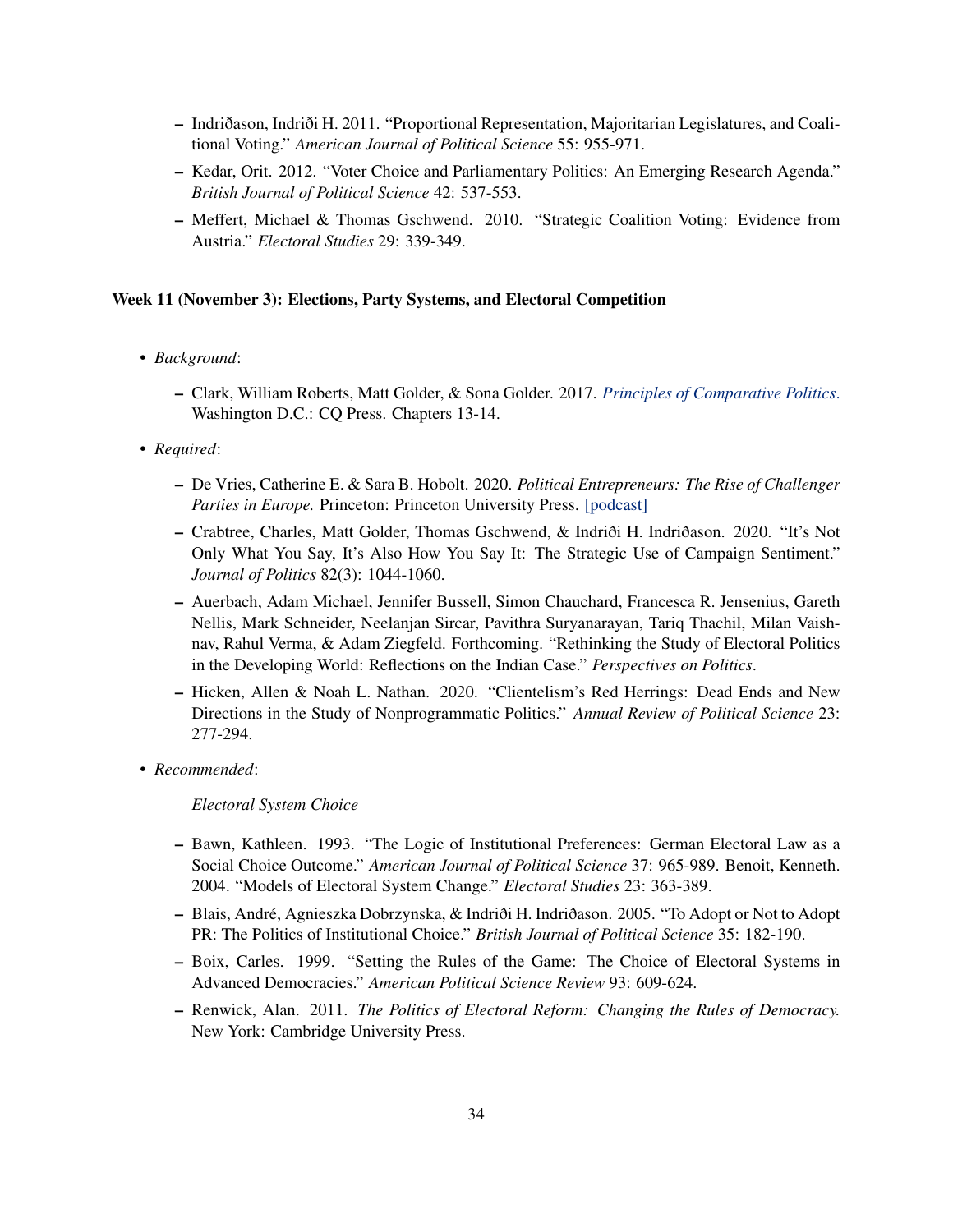- Indriðason, Indriði H. 2011. "Proportional Representation, Majoritarian Legislatures, and Coalitional Voting." *American Journal of Political Science* 55: 955-971.
- Kedar, Orit. 2012. "Voter Choice and Parliamentary Politics: An Emerging Research Agenda." *British Journal of Political Science* 42: 537-553.
- Meffert, Michael & Thomas Gschwend. 2010. "Strategic Coalition Voting: Evidence from Austria." *Electoral Studies* 29: 339-349.

### Week 11 (November 3): Elections, Party Systems, and Electoral Competition

- *Background*:
  - Clark, William Roberts, Matt Golder, & Sona Golder. 2017. *Principles of Comparative Politics*. Washington D.C.: CQ Press. Chapters 13-14.
- *Required*:
  - De Vries, Catherine E. & Sara B. Hobolt. 2020. *Political Entrepreneurs: The Rise of Challenger Parties in Europe.* Princeton: Princeton University Press. [podcast]
  - Crabtree, Charles, Matt Golder, Thomas Gschwend, & Indriði H. Indriðason. 2020. "It's Not Only What You Say, It's Also How You Say It: The Strategic Use of Campaign Sentiment." *Journal of Politics* 82(3): 1044-1060.
  - Auerbach, Adam Michael, Jennifer Bussell, Simon Chauchard, Francesca R. Jensenius, Gareth Nellis, Mark Schneider, Neelanjan Sircar, Pavithra Suryanarayan, Tariq Thachil, Milan Vaishnav, Rahul Verma, & Adam Ziegfeld. Forthcoming. "Rethinking the Study of Electoral Politics in the Developing World: Reflections on the Indian Case." *Perspectives on Politics*.
  - Hicken, Allen & Noah L. Nathan. 2020. "Clientelism's Red Herrings: Dead Ends and New Directions in the Study of Nonprogrammatic Politics." *Annual Review of Political Science* 23: 277-294.
- *Recommended*:

  *Electoral System Choice*

  - Bawn, Kathleen. 1993. "The Logic of Institutional Preferences: German Electoral Law as a Social Choice Outcome." *American Journal of Political Science* 37: 965-989. Benoit, Kenneth. 2004. "Models of Electoral System Change." *Electoral Studies* 23: 363-389.
  - Blais, André, Agnieszka Dobrzynska, & Indriði H. Indriðason. 2005. "To Adopt or Not to Adopt PR: The Politics of Institutional Choice." *British Journal of Political Science* 35: 182-190.
  - Boix, Carles. 1999. "Setting the Rules of the Game: The Choice of Electoral Systems in Advanced Democracies." *American Political Science Review* 93: 609-624.
  - Renwick, Alan. 2011. *The Politics of Electoral Reform: Changing the Rules of Democracy.* New York: Cambridge University Press.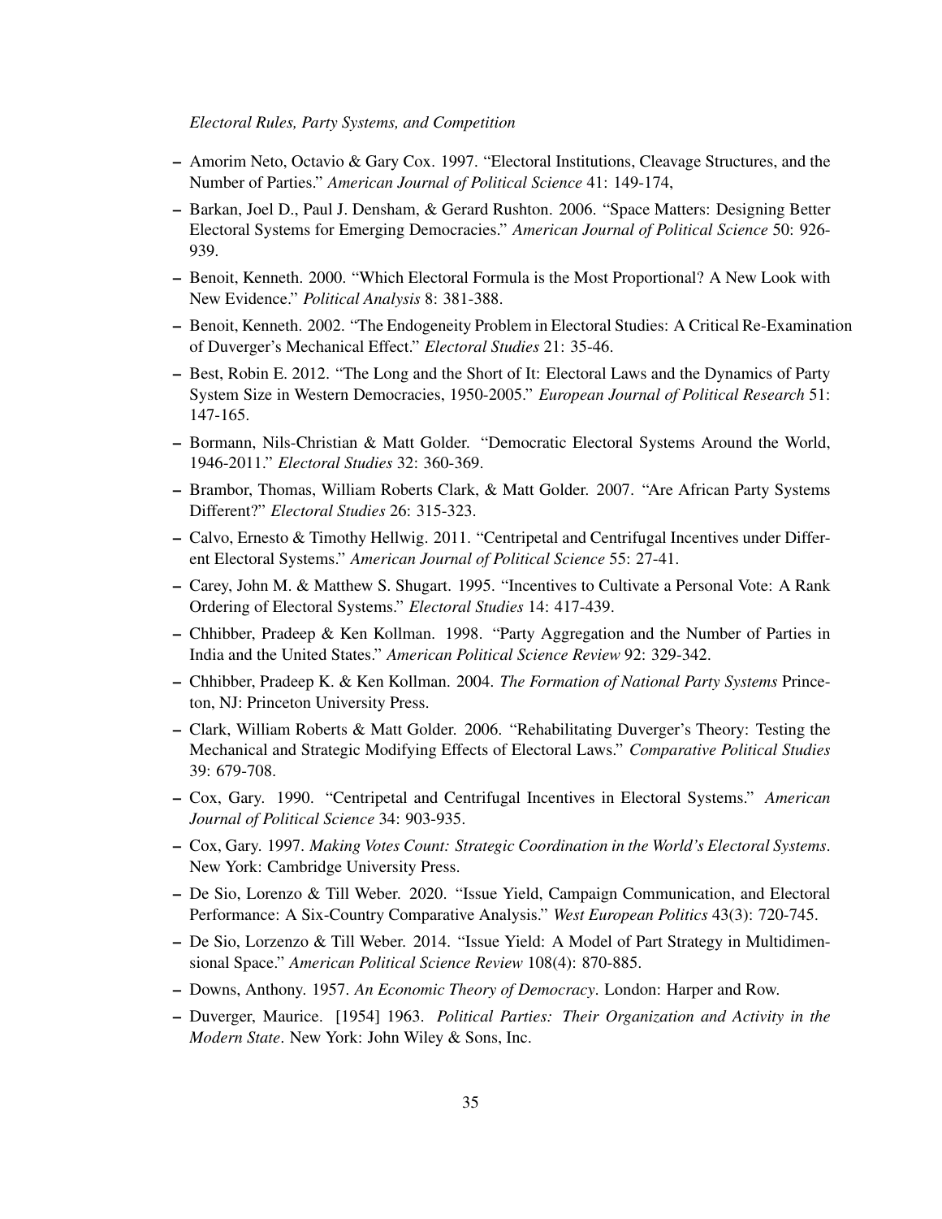*Electoral Rules, Party Systems, and Competition*

- Amorim Neto, Octavio & Gary Cox. 1997. "Electoral Institutions, Cleavage Structures, and the Number of Parties." *American Journal of Political Science* 41: 149-174,
- Barkan, Joel D., Paul J. Densham, & Gerard Rushton. 2006. "Space Matters: Designing Better Electoral Systems for Emerging Democracies." *American Journal of Political Science* 50: 926-939.
- Benoit, Kenneth. 2000. "Which Electoral Formula is the Most Proportional? A New Look with New Evidence." *Political Analysis* 8: 381-388.
- Benoit, Kenneth. 2002. "The Endogeneity Problem in Electoral Studies: A Critical Re-Examination of Duverger's Mechanical Effect." *Electoral Studies* 21: 35-46.
- Best, Robin E. 2012. "The Long and the Short of It: Electoral Laws and the Dynamics of Party System Size in Western Democracies, 1950-2005." *European Journal of Political Research* 51: 147-165.
- Bormann, Nils-Christian & Matt Golder. "Democratic Electoral Systems Around the World, 1946-2011." *Electoral Studies* 32: 360-369.
- Brambor, Thomas, William Roberts Clark, & Matt Golder. 2007. "Are African Party Systems Different?" *Electoral Studies* 26: 315-323.
- Calvo, Ernesto & Timothy Hellwig. 2011. "Centripetal and Centrifugal Incentives under Different Electoral Systems." *American Journal of Political Science* 55: 27-41.
- Carey, John M. & Matthew S. Shugart. 1995. "Incentives to Cultivate a Personal Vote: A Rank Ordering of Electoral Systems." *Electoral Studies* 14: 417-439.
- Chhibber, Pradeep & Ken Kollman. 1998. "Party Aggregation and the Number of Parties in India and the United States." *American Political Science Review* 92: 329-342.
- Chhibber, Pradeep K. & Ken Kollman. 2004. *The Formation of National Party Systems* Princeton, NJ: Princeton University Press.
- Clark, William Roberts & Matt Golder. 2006. "Rehabilitating Duverger's Theory: Testing the Mechanical and Strategic Modifying Effects of Electoral Laws." *Comparative Political Studies* 39: 679-708.
- Cox, Gary. 1990. "Centripetal and Centrifugal Incentives in Electoral Systems." *American Journal of Political Science* 34: 903-935.
- Cox, Gary. 1997. *Making Votes Count: Strategic Coordination in the World's Electoral Systems*. New York: Cambridge University Press.
- De Sio, Lorenzo & Till Weber. 2020. "Issue Yield, Campaign Communication, and Electoral Performance: A Six-Country Comparative Analysis." *West European Politics* 43(3): 720-745.
- De Sio, Lorzenzo & Till Weber. 2014. "Issue Yield: A Model of Part Strategy in Multidimensional Space." *American Political Science Review* 108(4): 870-885.
- Downs, Anthony. 1957. *An Economic Theory of Democracy*. London: Harper and Row.
- Duverger, Maurice. [1954] 1963. *Political Parties: Their Organization and Activity in the Modern State*. New York: John Wiley & Sons, Inc.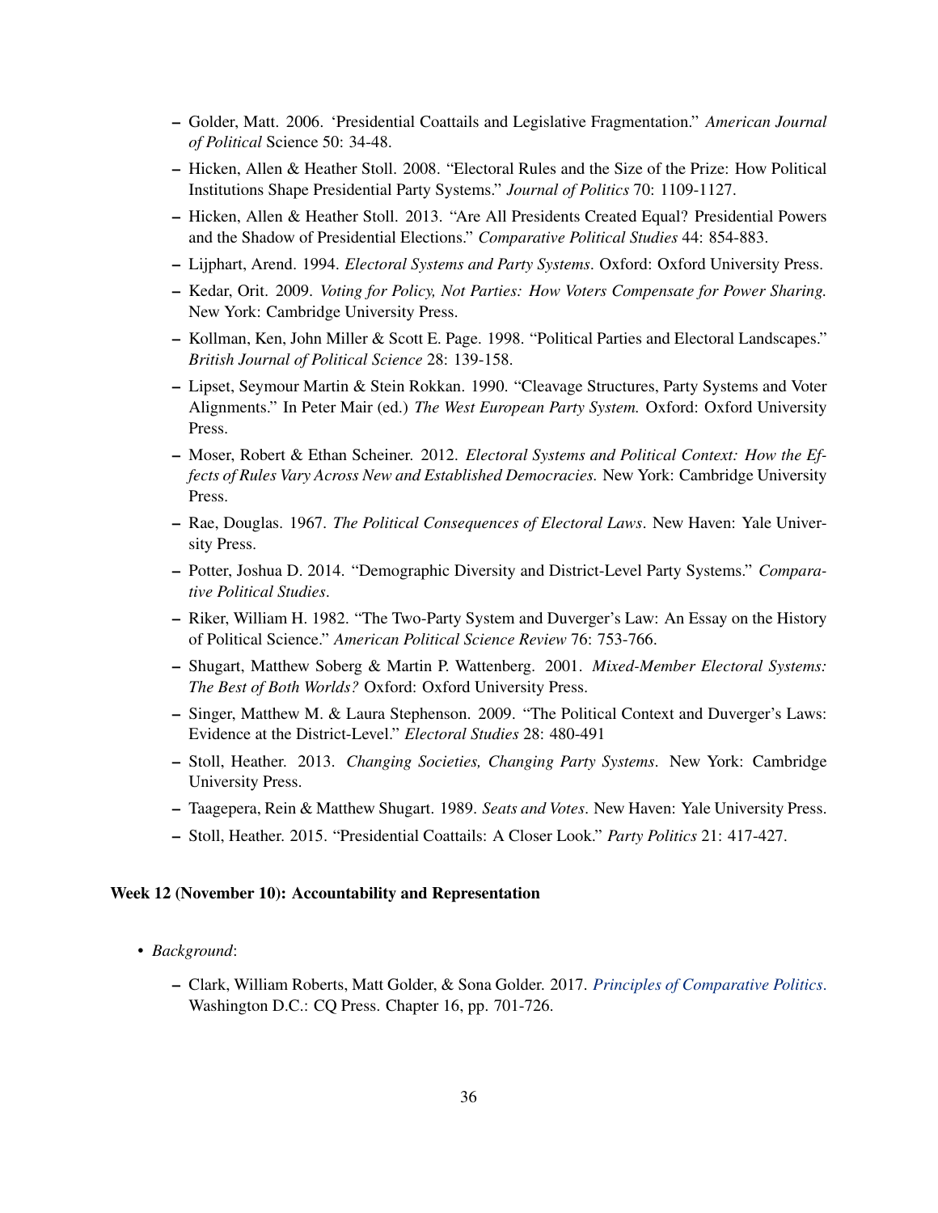- Golder, Matt. 2006. 'Presidential Coattails and Legislative Fragmentation." *American Journal of Political* Science 50: 34-48.
- Hicken, Allen & Heather Stoll. 2008. "Electoral Rules and the Size of the Prize: How Political Institutions Shape Presidential Party Systems." *Journal of Politics* 70: 1109-1127.
- Hicken, Allen & Heather Stoll. 2013. "Are All Presidents Created Equal? Presidential Powers and the Shadow of Presidential Elections." *Comparative Political Studies* 44: 854-883.
- Lijphart, Arend. 1994. *Electoral Systems and Party Systems*. Oxford: Oxford University Press.
- Kedar, Orit. 2009. *Voting for Policy, Not Parties: How Voters Compensate for Power Sharing.* New York: Cambridge University Press.
- Kollman, Ken, John Miller & Scott E. Page. 1998. "Political Parties and Electoral Landscapes." *British Journal of Political Science* 28: 139-158.
- Lipset, Seymour Martin & Stein Rokkan. 1990. "Cleavage Structures, Party Systems and Voter Alignments." In Peter Mair (ed.) *The West European Party System.* Oxford: Oxford University Press.
- Moser, Robert & Ethan Scheiner. 2012. *Electoral Systems and Political Context: How the Effects of Rules Vary Across New and Established Democracies.* New York: Cambridge University Press.
- Rae, Douglas. 1967. *The Political Consequences of Electoral Laws*. New Haven: Yale University Press.
- Potter, Joshua D. 2014. "Demographic Diversity and District-Level Party Systems." *Comparative Political Studies*.
- Riker, William H. 1982. "The Two-Party System and Duverger's Law: An Essay on the History of Political Science." *American Political Science Review* 76: 753-766.
- Shugart, Matthew Soberg & Martin P. Wattenberg. 2001. *Mixed-Member Electoral Systems: The Best of Both Worlds?* Oxford: Oxford University Press.
- Singer, Matthew M. & Laura Stephenson. 2009. "The Political Context and Duverger's Laws: Evidence at the District-Level." *Electoral Studies* 28: 480-491
- Stoll, Heather. 2013. *Changing Societies, Changing Party Systems*. New York: Cambridge University Press.
- Taagepera, Rein & Matthew Shugart. 1989. *Seats and Votes*. New Haven: Yale University Press.
- Stoll, Heather. 2015. "Presidential Coattails: A Closer Look." *Party Politics* 21: 417-427.

**Week 12 (November 10): Accountability and Representation**

- *Background*:
  - Clark, William Roberts, Matt Golder, & Sona Golder. 2017. *Principles of Comparative Politics*. Washington D.C.: CQ Press. Chapter 16, pp. 701-726.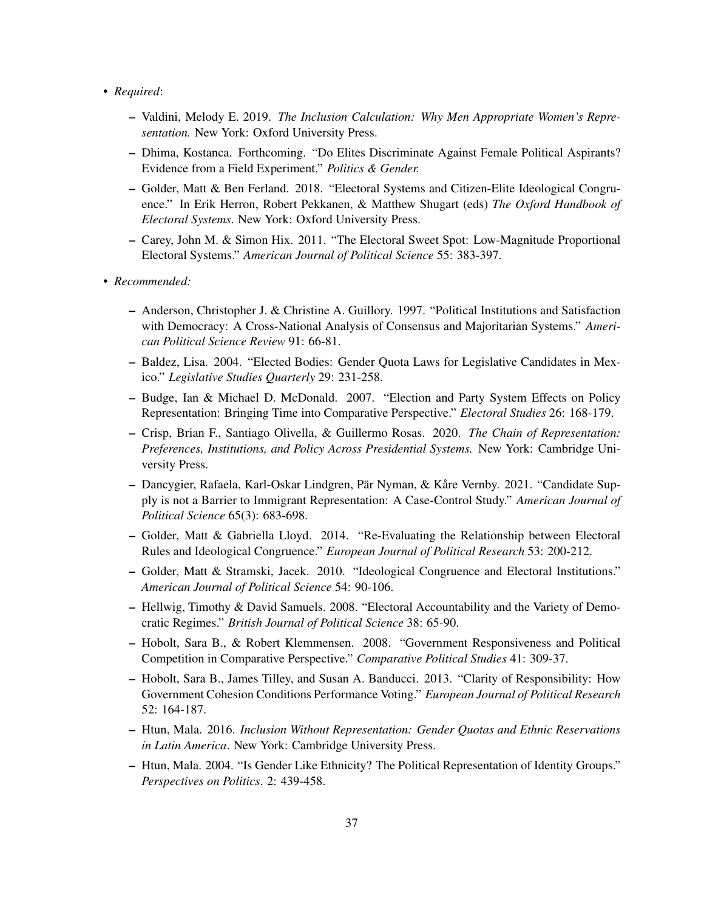- *Required*:
  - Valdini, Melody E. 2019. *The Inclusion Calculation: Why Men Appropriate Women's Representation.* New York: Oxford University Press.
  - Dhima, Kostanca. Forthcoming. "Do Elites Discriminate Against Female Political Aspirants? Evidence from a Field Experiment." *Politics & Gender.*
  - Golder, Matt & Ben Ferland. 2018. "Electoral Systems and Citizen-Elite Ideological Congruence." In Erik Herron, Robert Pekkanen, & Matthew Shugart (eds) *The Oxford Handbook of Electoral Systems*. New York: Oxford University Press.
  - Carey, John M. & Simon Hix. 2011. "The Electoral Sweet Spot: Low-Magnitude Proportional Electoral Systems." *American Journal of Political Science* 55: 383-397.
- *Recommended:*
  - Anderson, Christopher J. & Christine A. Guillory. 1997. "Political Institutions and Satisfaction with Democracy: A Cross-National Analysis of Consensus and Majoritarian Systems." *American Political Science Review* 91: 66-81.
  - Baldez, Lisa. 2004. "Elected Bodies: Gender Quota Laws for Legislative Candidates in Mexico." *Legislative Studies Quarterly* 29: 231-258.
  - Budge, Ian & Michael D. McDonald. 2007. "Election and Party System Effects on Policy Representation: Bringing Time into Comparative Perspective." *Electoral Studies* 26: 168-179.
  - Crisp, Brian F., Santiago Olivella, & Guillermo Rosas. 2020. *The Chain of Representation: Preferences, Institutions, and Policy Across Presidential Systems.* New York: Cambridge University Press.
  - Dancygier, Rafaela, Karl-Oskar Lindgren, Pär Nyman, & Kåre Vernby. 2021. "Candidate Supply is not a Barrier to Immigrant Representation: A Case-Control Study." *American Journal of Political Science* 65(3): 683-698.
  - Golder, Matt & Gabriella Lloyd. 2014. "Re-Evaluating the Relationship between Electoral Rules and Ideological Congruence." *European Journal of Political Research* 53: 200-212.
  - Golder, Matt & Stramski, Jacek. 2010. "Ideological Congruence and Electoral Institutions." *American Journal of Political Science* 54: 90-106.
  - Hellwig, Timothy & David Samuels. 2008. "Electoral Accountability and the Variety of Democratic Regimes." *British Journal of Political Science* 38: 65-90.
  - Hobolt, Sara B., & Robert Klemmensen. 2008. "Government Responsiveness and Political Competition in Comparative Perspective." *Comparative Political Studies* 41: 309-37.
  - Hobolt, Sara B., James Tilley, and Susan A. Banducci. 2013. "Clarity of Responsibility: How Government Cohesion Conditions Performance Voting." *European Journal of Political Research* 52: 164-187.
  - Htun, Mala. 2016. *Inclusion Without Representation: Gender Quotas and Ethnic Reservations in Latin America*. New York: Cambridge University Press.
  - Htun, Mala. 2004. "Is Gender Like Ethnicity? The Political Representation of Identity Groups." *Perspectives on Politics*. 2: 439-458.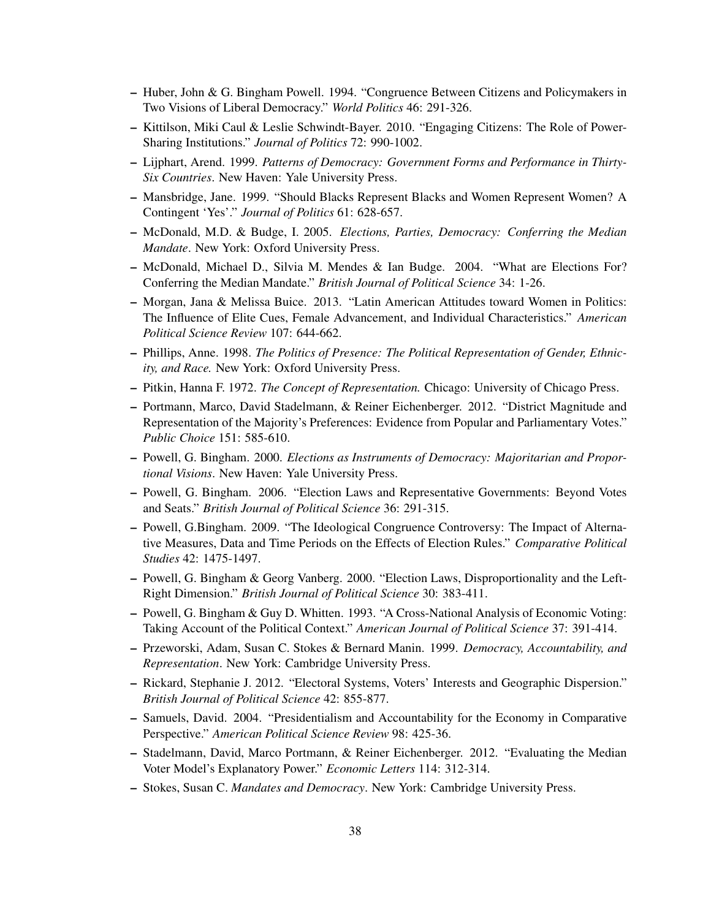- Huber, John & G. Bingham Powell. 1994. "Congruence Between Citizens and Policymakers in Two Visions of Liberal Democracy." *World Politics* 46: 291-326.
- Kittilson, Miki Caul & Leslie Schwindt-Bayer. 2010. "Engaging Citizens: The Role of Power-Sharing Institutions." *Journal of Politics* 72: 990-1002.
- Lijphart, Arend. 1999. *Patterns of Democracy: Government Forms and Performance in Thirty-Six Countries*. New Haven: Yale University Press.
- Mansbridge, Jane. 1999. "Should Blacks Represent Blacks and Women Represent Women? A Contingent 'Yes'." *Journal of Politics* 61: 628-657.
- McDonald, M.D. & Budge, I. 2005. *Elections, Parties, Democracy: Conferring the Median Mandate*. New York: Oxford University Press.
- McDonald, Michael D., Silvia M. Mendes & Ian Budge. 2004. "What are Elections For? Conferring the Median Mandate." *British Journal of Political Science* 34: 1-26.
- Morgan, Jana & Melissa Buice. 2013. "Latin American Attitudes toward Women in Politics: The Influence of Elite Cues, Female Advancement, and Individual Characteristics." *American Political Science Review* 107: 644-662.
- Phillips, Anne. 1998. *The Politics of Presence: The Political Representation of Gender, Ethnicity, and Race.* New York: Oxford University Press.
- Pitkin, Hanna F. 1972. *The Concept of Representation.* Chicago: University of Chicago Press.
- Portmann, Marco, David Stadelmann, & Reiner Eichenberger. 2012. "District Magnitude and Representation of the Majority's Preferences: Evidence from Popular and Parliamentary Votes." *Public Choice* 151: 585-610.
- Powell, G. Bingham. 2000. *Elections as Instruments of Democracy: Majoritarian and Proportional Visions*. New Haven: Yale University Press.
- Powell, G. Bingham. 2006. "Election Laws and Representative Governments: Beyond Votes and Seats." *British Journal of Political Science* 36: 291-315.
- Powell, G.Bingham. 2009. "The Ideological Congruence Controversy: The Impact of Alternative Measures, Data and Time Periods on the Effects of Election Rules." *Comparative Political Studies* 42: 1475-1497.
- Powell, G. Bingham & Georg Vanberg. 2000. "Election Laws, Disproportionality and the Left-Right Dimension." *British Journal of Political Science* 30: 383-411.
- Powell, G. Bingham & Guy D. Whitten. 1993. "A Cross-National Analysis of Economic Voting: Taking Account of the Political Context." *American Journal of Political Science* 37: 391-414.
- Przeworski, Adam, Susan C. Stokes & Bernard Manin. 1999. *Democracy, Accountability, and Representation*. New York: Cambridge University Press.
- Rickard, Stephanie J. 2012. "Electoral Systems, Voters' Interests and Geographic Dispersion." *British Journal of Political Science* 42: 855-877.
- Samuels, David. 2004. "Presidentialism and Accountability for the Economy in Comparative Perspective." *American Political Science Review* 98: 425-36.
- Stadelmann, David, Marco Portmann, & Reiner Eichenberger. 2012. "Evaluating the Median Voter Model's Explanatory Power." *Economic Letters* 114: 312-314.
- Stokes, Susan C. *Mandates and Democracy*. New York: Cambridge University Press.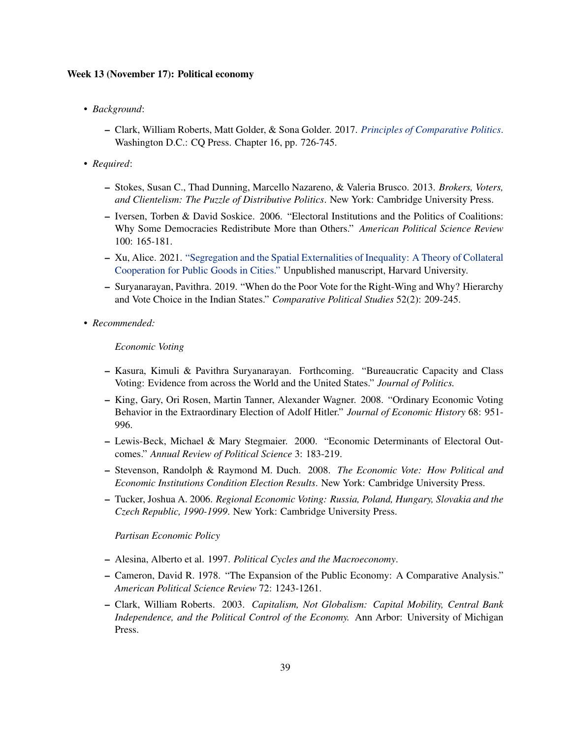**Week 13 (November 17): Political economy**

- *Background*:
  - Clark, William Roberts, Matt Golder, & Sona Golder. 2017. *Principles of Comparative Politics*. Washington D.C.: CQ Press. Chapter 16, pp. 726-745.
- *Required*:
  - Stokes, Susan C., Thad Dunning, Marcello Nazareno, & Valeria Brusco. 2013. *Brokers, Voters, and Clientelism: The Puzzle of Distributive Politics*. New York: Cambridge University Press.
  - Iversen, Torben & David Soskice. 2006. "Electoral Institutions and the Politics of Coalitions: Why Some Democracies Redistribute More than Others." *American Political Science Review* 100: 165-181.
  - Xu, Alice. 2021. "Segregation and the Spatial Externalities of Inequality: A Theory of Collateral Cooperation for Public Goods in Cities." Unpublished manuscript, Harvard University.
  - Suryanarayan, Pavithra. 2019. "When do the Poor Vote for the Right-Wing and Why? Hierarchy and Vote Choice in the Indian States." *Comparative Political Studies* 52(2): 209-245.
- *Recommended:*

  *Economic Voting*

  - Kasura, Kimuli & Pavithra Suryanarayan. Forthcoming. "Bureaucratic Capacity and Class Voting: Evidence from across the World and the United States." *Journal of Politics.*
  - King, Gary, Ori Rosen, Martin Tanner, Alexander Wagner. 2008. "Ordinary Economic Voting Behavior in the Extraordinary Election of Adolf Hitler." *Journal of Economic History* 68: 951-996.
  - Lewis-Beck, Michael & Mary Stegmaier. 2000. "Economic Determinants of Electoral Outcomes." *Annual Review of Political Science* 3: 183-219.
  - Stevenson, Randolph & Raymond M. Duch. 2008. *The Economic Vote: How Political and Economic Institutions Condition Election Results*. New York: Cambridge University Press.
  - Tucker, Joshua A. 2006. *Regional Economic Voting: Russia, Poland, Hungary, Slovakia and the Czech Republic, 1990-1999*. New York: Cambridge University Press.

  *Partisan Economic Policy*

  - Alesina, Alberto et al. 1997. *Political Cycles and the Macroeconomy*.
  - Cameron, David R. 1978. "The Expansion of the Public Economy: A Comparative Analysis." *American Political Science Review* 72: 1243-1261.
  - Clark, William Roberts. 2003. *Capitalism, Not Globalism: Capital Mobility, Central Bank Independence, and the Political Control of the Economy.* Ann Arbor: University of Michigan Press.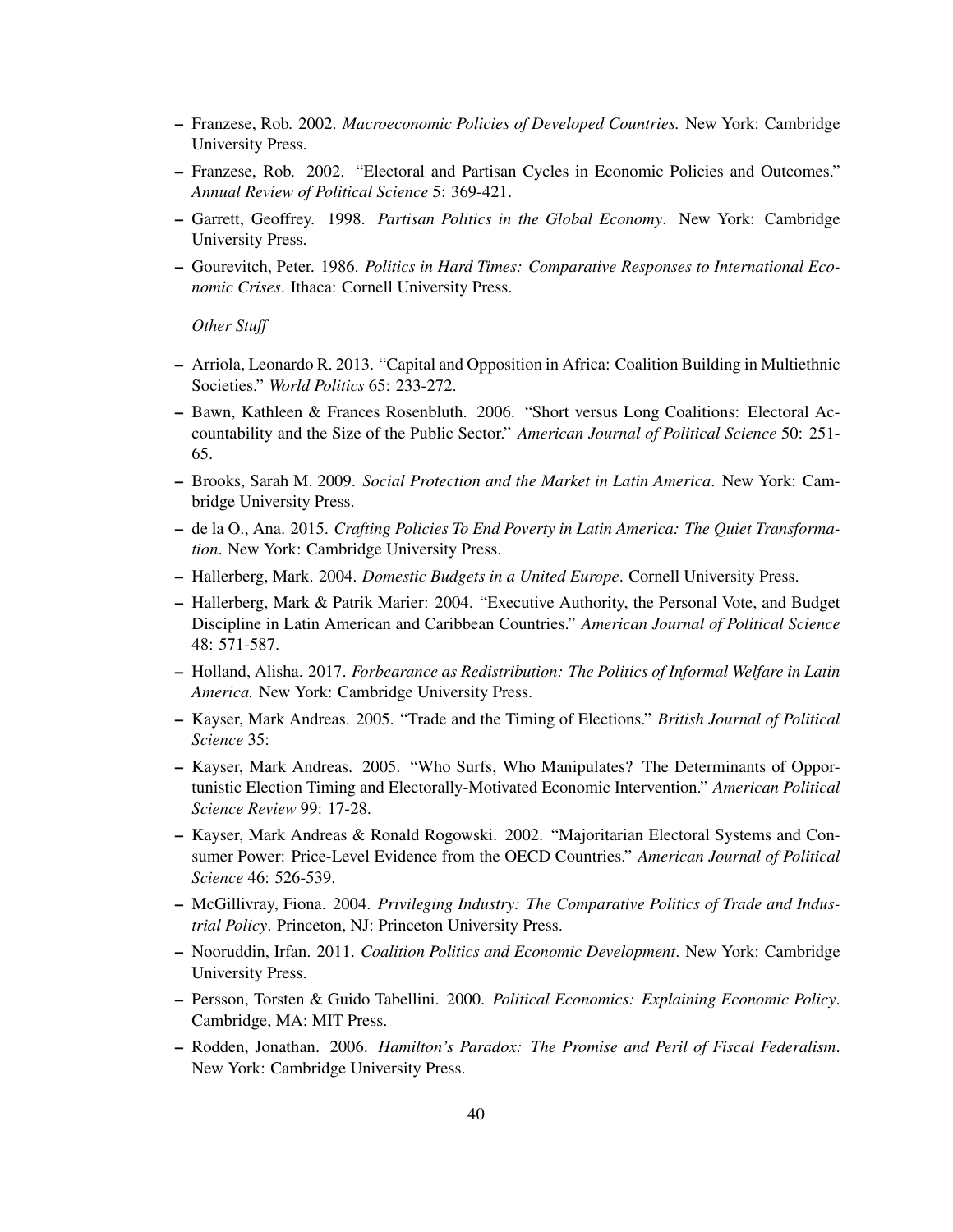- Franzese, Rob. 2002. *Macroeconomic Policies of Developed Countries.* New York: Cambridge University Press.
- Franzese, Rob. 2002. "Electoral and Partisan Cycles in Economic Policies and Outcomes." *Annual Review of Political Science* 5: 369-421.
- Garrett, Geoffrey. 1998. *Partisan Politics in the Global Economy*. New York: Cambridge University Press.
- Gourevitch, Peter. 1986. *Politics in Hard Times: Comparative Responses to International Economic Crises*. Ithaca: Cornell University Press.

*Other Stuff*

- Arriola, Leonardo R. 2013. "Capital and Opposition in Africa: Coalition Building in Multiethnic Societies." *World Politics* 65: 233-272.
- Bawn, Kathleen & Frances Rosenbluth. 2006. "Short versus Long Coalitions: Electoral Accountability and the Size of the Public Sector." *American Journal of Political Science* 50: 251-65.
- Brooks, Sarah M. 2009. *Social Protection and the Market in Latin America*. New York: Cambridge University Press.
- de la O., Ana. 2015. *Crafting Policies To End Poverty in Latin America: The Quiet Transformation*. New York: Cambridge University Press.
- Hallerberg, Mark. 2004. *Domestic Budgets in a United Europe*. Cornell University Press.
- Hallerberg, Mark & Patrik Marier: 2004. "Executive Authority, the Personal Vote, and Budget Discipline in Latin American and Caribbean Countries." *American Journal of Political Science* 48: 571-587.
- Holland, Alisha. 2017. *Forbearance as Redistribution: The Politics of Informal Welfare in Latin America.* New York: Cambridge University Press.
- Kayser, Mark Andreas. 2005. "Trade and the Timing of Elections." *British Journal of Political Science* 35:
- Kayser, Mark Andreas. 2005. "Who Surfs, Who Manipulates? The Determinants of Opportunistic Election Timing and Electorally-Motivated Economic Intervention." *American Political Science Review* 99: 17-28.
- Kayser, Mark Andreas & Ronald Rogowski. 2002. "Majoritarian Electoral Systems and Consumer Power: Price-Level Evidence from the OECD Countries." *American Journal of Political Science* 46: 526-539.
- McGillivray, Fiona. 2004. *Privileging Industry: The Comparative Politics of Trade and Industrial Policy*. Princeton, NJ: Princeton University Press.
- Nooruddin, Irfan. 2011. *Coalition Politics and Economic Development*. New York: Cambridge University Press.
- Persson, Torsten & Guido Tabellini. 2000. *Political Economics: Explaining Economic Policy*. Cambridge, MA: MIT Press.
- Rodden, Jonathan. 2006. *Hamilton's Paradox: The Promise and Peril of Fiscal Federalism*. New York: Cambridge University Press.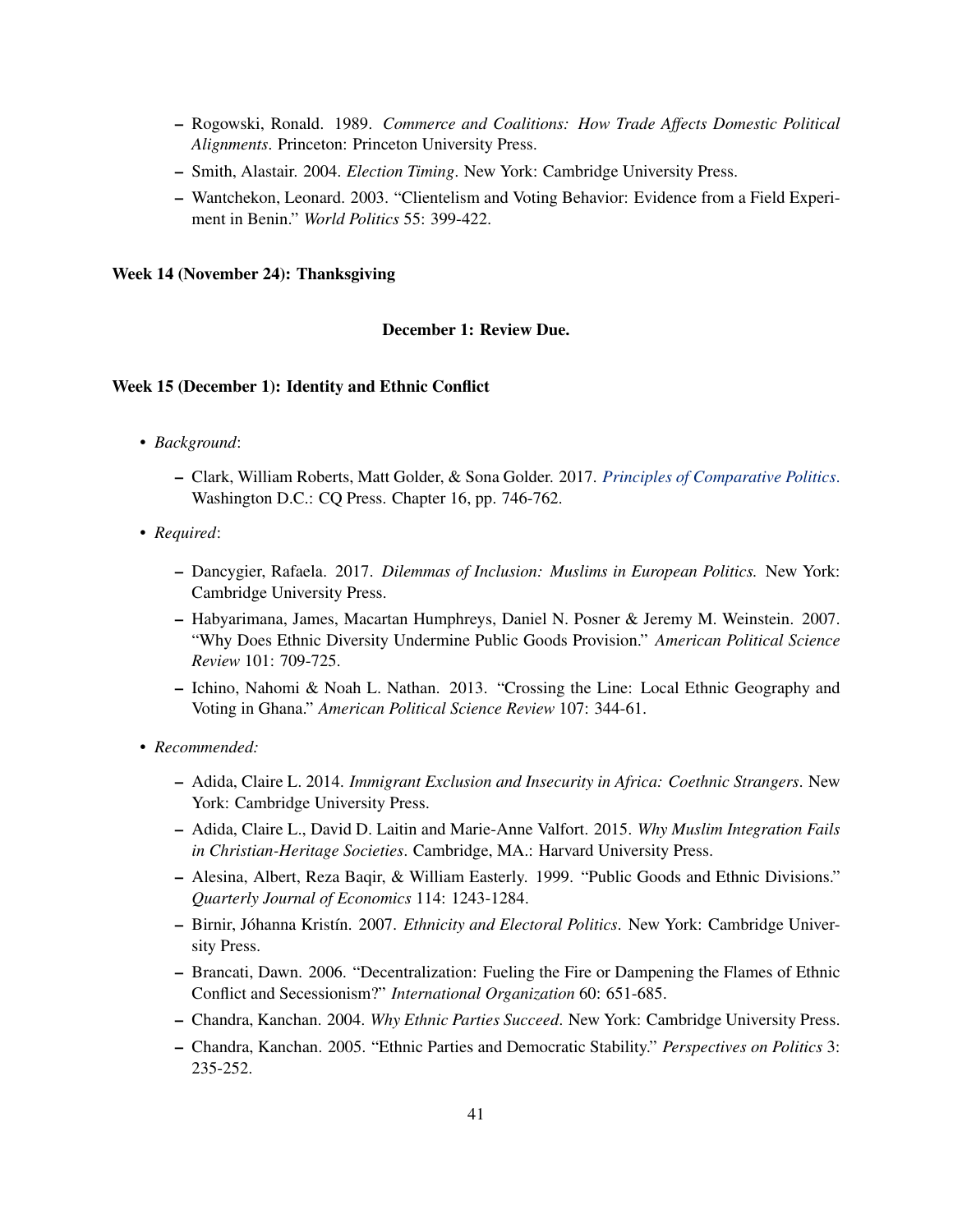- Rogowski, Ronald. 1989. *Commerce and Coalitions: How Trade Affects Domestic Political Alignments*. Princeton: Princeton University Press.
- Smith, Alastair. 2004. *Election Timing*. New York: Cambridge University Press.
- Wantchekon, Leonard. 2003. "Clientelism and Voting Behavior: Evidence from a Field Experiment in Benin." *World Politics* 55: 399-422.

**Week 14 (November 24): Thanksgiving**

**December 1: Review Due.**

**Week 15 (December 1): Identity and Ethnic Conflict**

- *Background*:
  - Clark, William Roberts, Matt Golder, & Sona Golder. 2017. *Principles of Comparative Politics*. Washington D.C.: CQ Press. Chapter 16, pp. 746-762.
- *Required*:
  - Dancygier, Rafaela. 2017. *Dilemmas of Inclusion: Muslims in European Politics.* New York: Cambridge University Press.
  - Habyarimana, James, Macartan Humphreys, Daniel N. Posner & Jeremy M. Weinstein. 2007. "Why Does Ethnic Diversity Undermine Public Goods Provision." *American Political Science Review* 101: 709-725.
  - Ichino, Nahomi & Noah L. Nathan. 2013. "Crossing the Line: Local Ethnic Geography and Voting in Ghana." *American Political Science Review* 107: 344-61.
- *Recommended:*
  - Adida, Claire L. 2014. *Immigrant Exclusion and Insecurity in Africa: Coethnic Strangers*. New York: Cambridge University Press.
  - Adida, Claire L., David D. Laitin and Marie-Anne Valfort. 2015. *Why Muslim Integration Fails in Christian-Heritage Societies*. Cambridge, MA.: Harvard University Press.
  - Alesina, Albert, Reza Baqir, & William Easterly. 1999. "Public Goods and Ethnic Divisions." *Quarterly Journal of Economics* 114: 1243-1284.
  - Birnir, Jóhanna Kristín. 2007. *Ethnicity and Electoral Politics*. New York: Cambridge University Press.
  - Brancati, Dawn. 2006. "Decentralization: Fueling the Fire or Dampening the Flames of Ethnic Conflict and Secessionism?" *International Organization* 60: 651-685.
  - Chandra, Kanchan. 2004. *Why Ethnic Parties Succeed*. New York: Cambridge University Press.
  - Chandra, Kanchan. 2005. "Ethnic Parties and Democratic Stability." *Perspectives on Politics* 3: 235-252.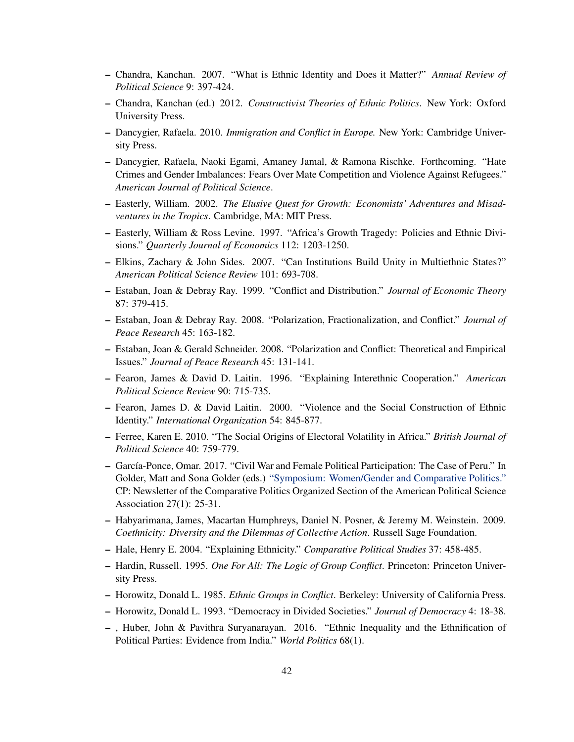- Chandra, Kanchan. 2007. "What is Ethnic Identity and Does it Matter?" *Annual Review of Political Science* 9: 397-424.
- Chandra, Kanchan (ed.) 2012. *Constructivist Theories of Ethnic Politics*. New York: Oxford University Press.
- Dancygier, Rafaela. 2010. *Immigration and Conflict in Europe.* New York: Cambridge University Press.
- Dancygier, Rafaela, Naoki Egami, Amaney Jamal, & Ramona Rischke. Forthcoming. "Hate Crimes and Gender Imbalances: Fears Over Mate Competition and Violence Against Refugees." *American Journal of Political Science*.
- Easterly, William. 2002. *The Elusive Quest for Growth: Economists' Adventures and Misadventures in the Tropics*. Cambridge, MA: MIT Press.
- Easterly, William & Ross Levine. 1997. "Africa's Growth Tragedy: Policies and Ethnic Divisions." *Quarterly Journal of Economics* 112: 1203-1250.
- Elkins, Zachary & John Sides. 2007. "Can Institutions Build Unity in Multiethnic States?" *American Political Science Review* 101: 693-708.
- Estaban, Joan & Debray Ray. 1999. "Conflict and Distribution." *Journal of Economic Theory* 87: 379-415.
- Estaban, Joan & Debray Ray. 2008. "Polarization, Fractionalization, and Conflict." *Journal of Peace Research* 45: 163-182.
- Estaban, Joan & Gerald Schneider. 2008. "Polarization and Conflict: Theoretical and Empirical Issues." *Journal of Peace Research* 45: 131-141.
- Fearon, James & David D. Laitin. 1996. "Explaining Interethnic Cooperation." *American Political Science Review* 90: 715-735.
- Fearon, James D. & David Laitin. 2000. "Violence and the Social Construction of Ethnic Identity." *International Organization* 54: 845-877.
- Ferree, Karen E. 2010. "The Social Origins of Electoral Volatility in Africa." *British Journal of Political Science* 40: 759-779.
- García-Ponce, Omar. 2017. "Civil War and Female Political Participation: The Case of Peru." In Golder, Matt and Sona Golder (eds.) "Symposium: Women/Gender and Comparative Politics." CP: Newsletter of the Comparative Politics Organized Section of the American Political Science Association 27(1): 25-31.
- Habyarimana, James, Macartan Humphreys, Daniel N. Posner, & Jeremy M. Weinstein. 2009. *Coethnicity: Diversity and the Dilemmas of Collective Action*. Russell Sage Foundation.
- Hale, Henry E. 2004. "Explaining Ethnicity." *Comparative Political Studies* 37: 458-485.
- Hardin, Russell. 1995. *One For All: The Logic of Group Conflict*. Princeton: Princeton University Press.
- Horowitz, Donald L. 1985. *Ethnic Groups in Conflict*. Berkeley: University of California Press.
- Horowitz, Donald L. 1993. "Democracy in Divided Societies." *Journal of Democracy* 4: 18-38.
- , Huber, John & Pavithra Suryanarayan. 2016. "Ethnic Inequality and the Ethnification of Political Parties: Evidence from India." *World Politics* 68(1).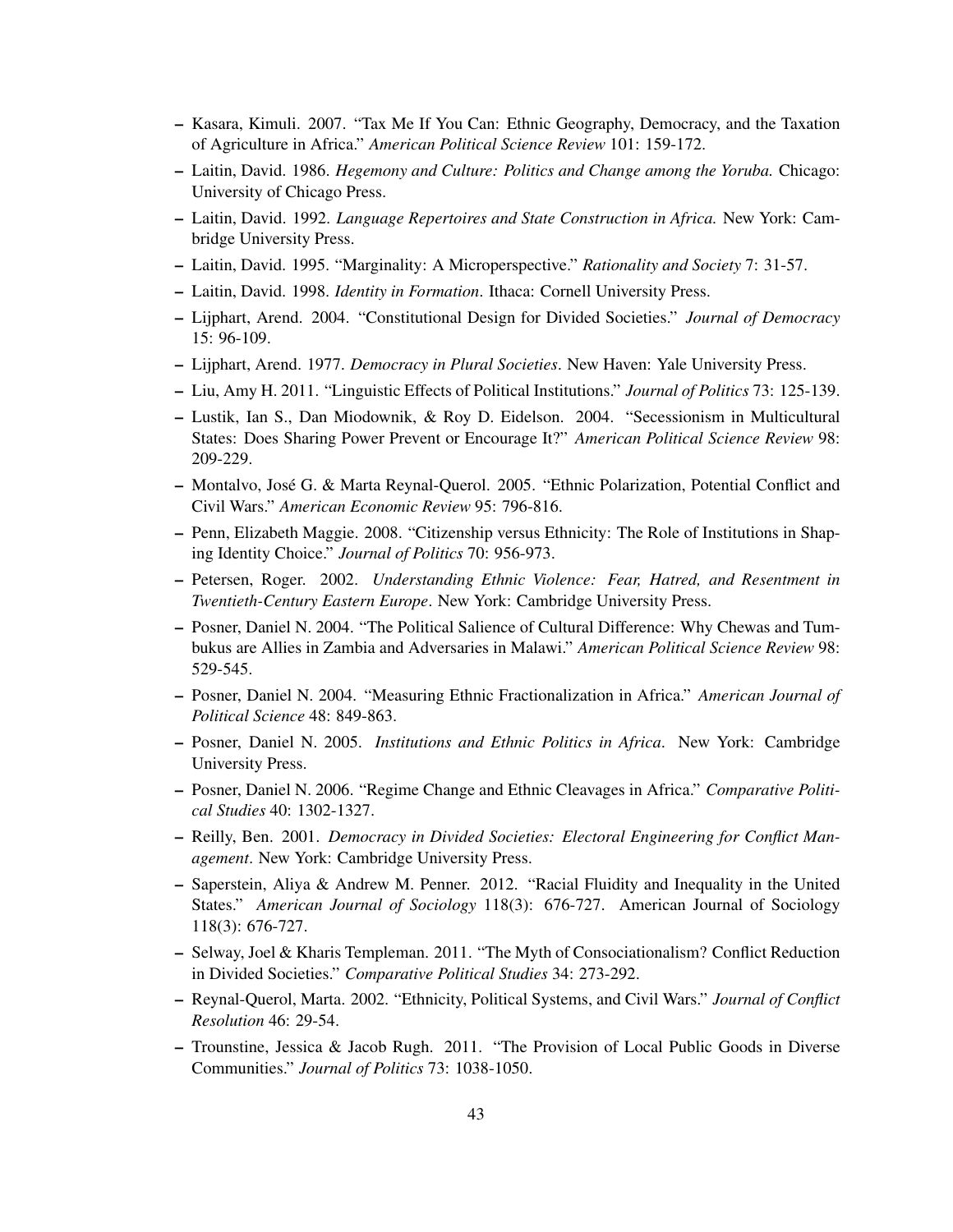- Kasara, Kimuli. 2007. "Tax Me If You Can: Ethnic Geography, Democracy, and the Taxation of Agriculture in Africa." *American Political Science Review* 101: 159-172.
- Laitin, David. 1986. *Hegemony and Culture: Politics and Change among the Yoruba.* Chicago: University of Chicago Press.
- Laitin, David. 1992. *Language Repertoires and State Construction in Africa.* New York: Cambridge University Press.
- Laitin, David. 1995. "Marginality: A Microperspective." *Rationality and Society* 7: 31-57.
- Laitin, David. 1998. *Identity in Formation*. Ithaca: Cornell University Press.
- Lijphart, Arend. 2004. "Constitutional Design for Divided Societies." *Journal of Democracy* 15: 96-109.
- Lijphart, Arend. 1977. *Democracy in Plural Societies*. New Haven: Yale University Press.
- Liu, Amy H. 2011. "Linguistic Effects of Political Institutions." *Journal of Politics* 73: 125-139.
- Lustik, Ian S., Dan Miodownik, & Roy D. Eidelson. 2004. "Secessionism in Multicultural States: Does Sharing Power Prevent or Encourage It?" *American Political Science Review* 98: 209-229.
- Montalvo, José G. & Marta Reynal-Querol. 2005. "Ethnic Polarization, Potential Conflict and Civil Wars." *American Economic Review* 95: 796-816.
- Penn, Elizabeth Maggie. 2008. "Citizenship versus Ethnicity: The Role of Institutions in Shaping Identity Choice." *Journal of Politics* 70: 956-973.
- Petersen, Roger. 2002. *Understanding Ethnic Violence: Fear, Hatred, and Resentment in Twentieth-Century Eastern Europe*. New York: Cambridge University Press.
- Posner, Daniel N. 2004. "The Political Salience of Cultural Difference: Why Chewas and Tumbukus are Allies in Zambia and Adversaries in Malawi." *American Political Science Review* 98: 529-545.
- Posner, Daniel N. 2004. "Measuring Ethnic Fractionalization in Africa." *American Journal of Political Science* 48: 849-863.
- Posner, Daniel N. 2005. *Institutions and Ethnic Politics in Africa*. New York: Cambridge University Press.
- Posner, Daniel N. 2006. "Regime Change and Ethnic Cleavages in Africa." *Comparative Political Studies* 40: 1302-1327.
- Reilly, Ben. 2001. *Democracy in Divided Societies: Electoral Engineering for Conflict Management*. New York: Cambridge University Press.
- Saperstein, Aliya & Andrew M. Penner. 2012. "Racial Fluidity and Inequality in the United States." *American Journal of Sociology* 118(3): 676-727. American Journal of Sociology 118(3): 676-727.
- Selway, Joel & Kharis Templeman. 2011. "The Myth of Consociationalism? Conflict Reduction in Divided Societies." *Comparative Political Studies* 34: 273-292.
- Reynal-Querol, Marta. 2002. "Ethnicity, Political Systems, and Civil Wars." *Journal of Conflict Resolution* 46: 29-54.
- Trounstine, Jessica & Jacob Rugh. 2011. "The Provision of Local Public Goods in Diverse Communities." *Journal of Politics* 73: 1038-1050.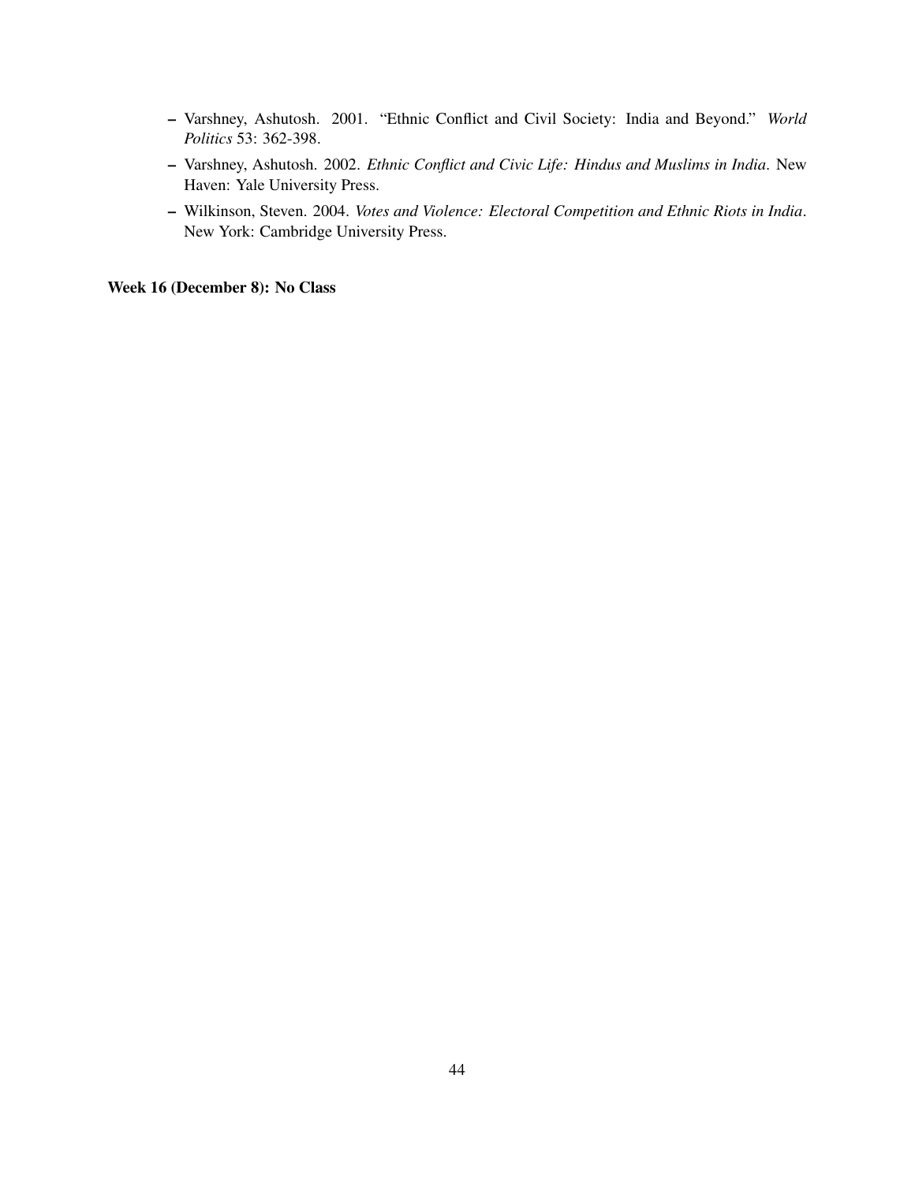- Varshney, Ashutosh. 2001. "Ethnic Conflict and Civil Society: India and Beyond." *World Politics* 53: 362-398.
- Varshney, Ashutosh. 2002. *Ethnic Conflict and Civic Life: Hindus and Muslims in India*. New Haven: Yale University Press.
- Wilkinson, Steven. 2004. *Votes and Violence: Electoral Competition and Ethnic Riots in India*. New York: Cambridge University Press.

**Week 16 (December 8): No Class**